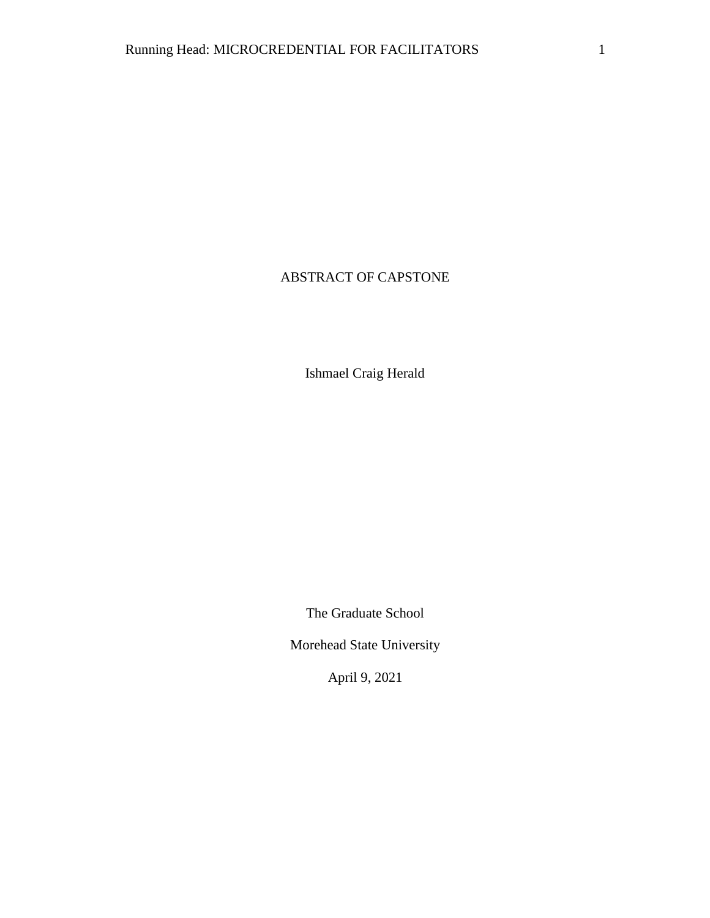# ABSTRACT OF CAPSTONE

Ishmael Craig Herald

The Graduate School

Morehead State University

April 9, 2021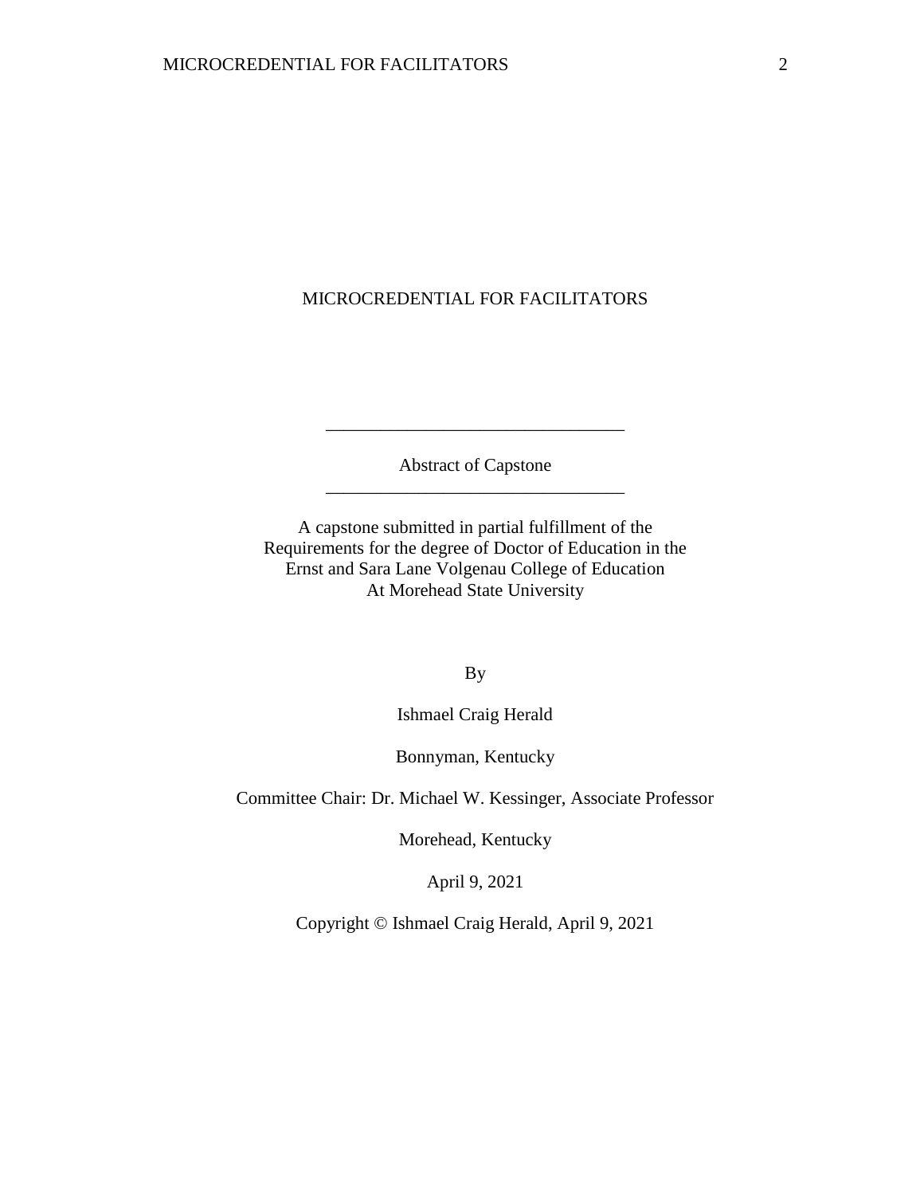# MICROCREDENTIAL FOR FACILITATORS

---

Abstract of Capstone

---

A capstone submitted in partial fulfillment of the
Requirements for the degree of Doctor of Education in the
Ernst and Sara Lane Volgenau College of Education
At Morehead State University

By

Ishmael Craig Herald

Bonnyman, Kentucky

Committee Chair: Dr. Michael W. Kessinger, Associate Professor

Morehead, Kentucky

April 9, 2021

Copyright © Ishmael Craig Herald, April 9, 2021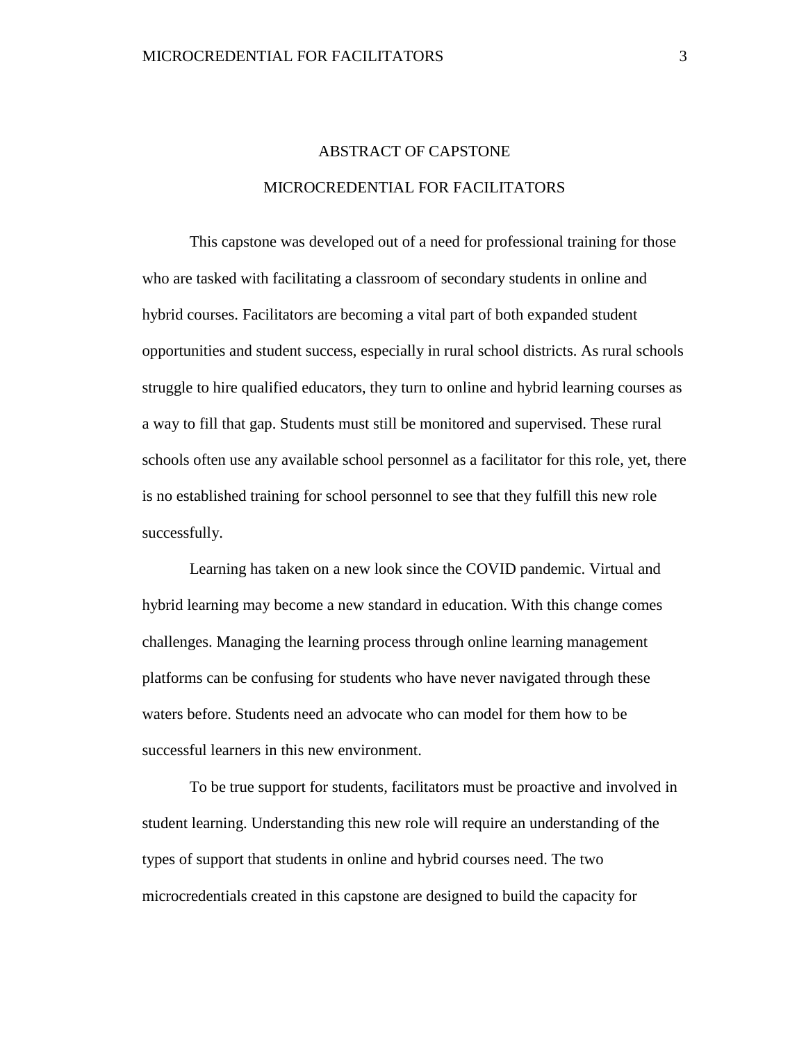# ABSTRACT OF CAPSTONE

## MICROCREDENTIAL FOR FACILITATORS

This capstone was developed out of a need for professional training for those who are tasked with facilitating a classroom of secondary students in online and hybrid courses. Facilitators are becoming a vital part of both expanded student opportunities and student success, especially in rural school districts. As rural schools struggle to hire qualified educators, they turn to online and hybrid learning courses as a way to fill that gap. Students must still be monitored and supervised. These rural schools often use any available school personnel as a facilitator for this role, yet, there is no established training for school personnel to see that they fulfill this new role successfully.

Learning has taken on a new look since the COVID pandemic. Virtual and hybrid learning may become a new standard in education. With this change comes challenges. Managing the learning process through online learning management platforms can be confusing for students who have never navigated through these waters before. Students need an advocate who can model for them how to be successful learners in this new environment.

To be true support for students, facilitators must be proactive and involved in student learning. Understanding this new role will require an understanding of the types of support that students in online and hybrid courses need. The two microcredentials created in this capstone are designed to build the capacity for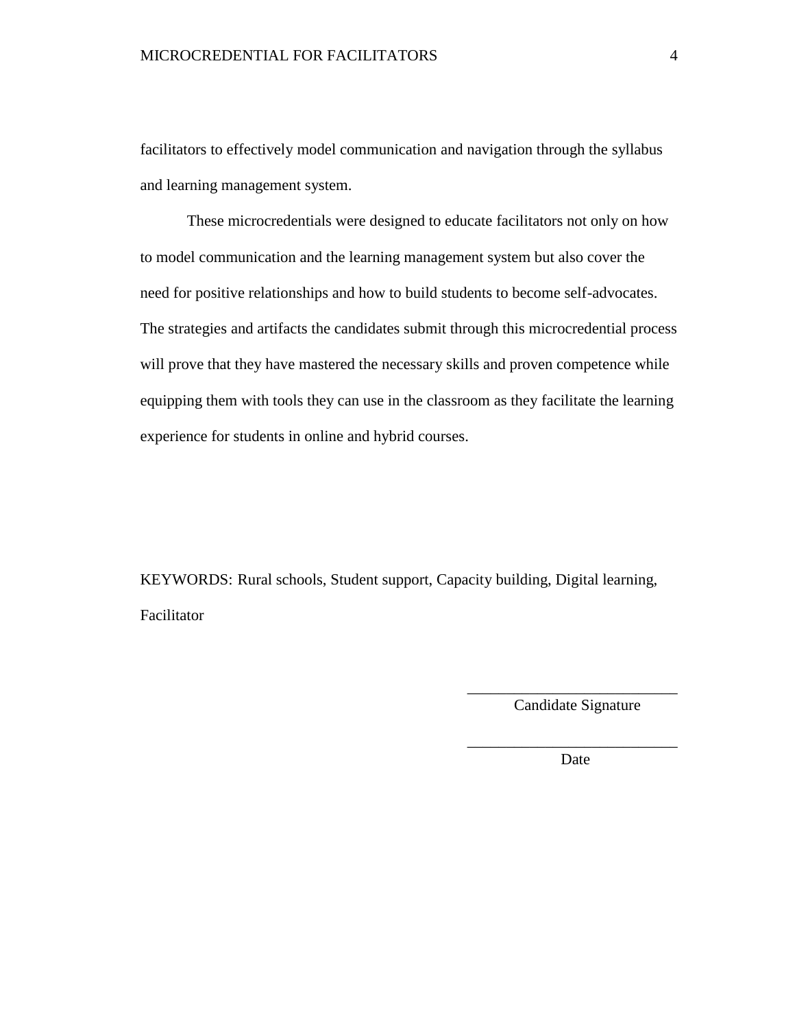facilitators to effectively model communication and navigation through the syllabus and learning management system.

These microcredentials were designed to educate facilitators not only on how to model communication and the learning management system but also cover the need for positive relationships and how to build students to become self-advocates. The strategies and artifacts the candidates submit through this microcredential process will prove that they have mastered the necessary skills and proven competence while equipping them with tools they can use in the classroom as they facilitate the learning experience for students in online and hybrid courses.

KEYWORDS: Rural schools, Student support, Capacity building, Digital learning, Facilitator

\_\_\_\_\_\_\_\_\_\_\_\_\_\_\_\_\_\_\_\_\_\_\_\_\_\_\_\_
Candidate Signature

\_\_\_\_\_\_\_\_\_\_\_\_\_\_\_\_\_\_\_\_\_\_\_\_\_\_\_\_
Date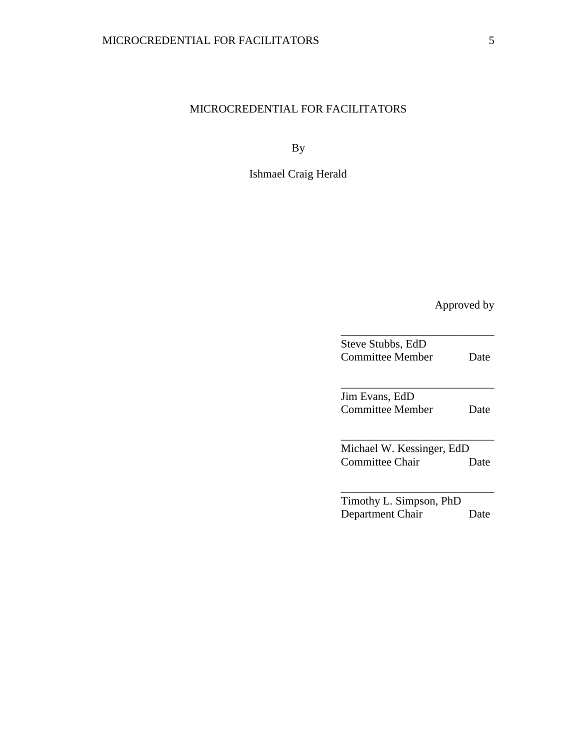MICROCREDENTIAL FOR FACILITATORS

By

Ishmael Craig Herald

Approved by

___________________________
Steve Stubbs, EdD
Committee Member Date

___________________________
Jim Evans, EdD
Committee Member Date

___________________________
Michael W. Kessinger, EdD
Committee Chair Date

___________________________
Timothy L. Simpson, PhD
Department Chair Date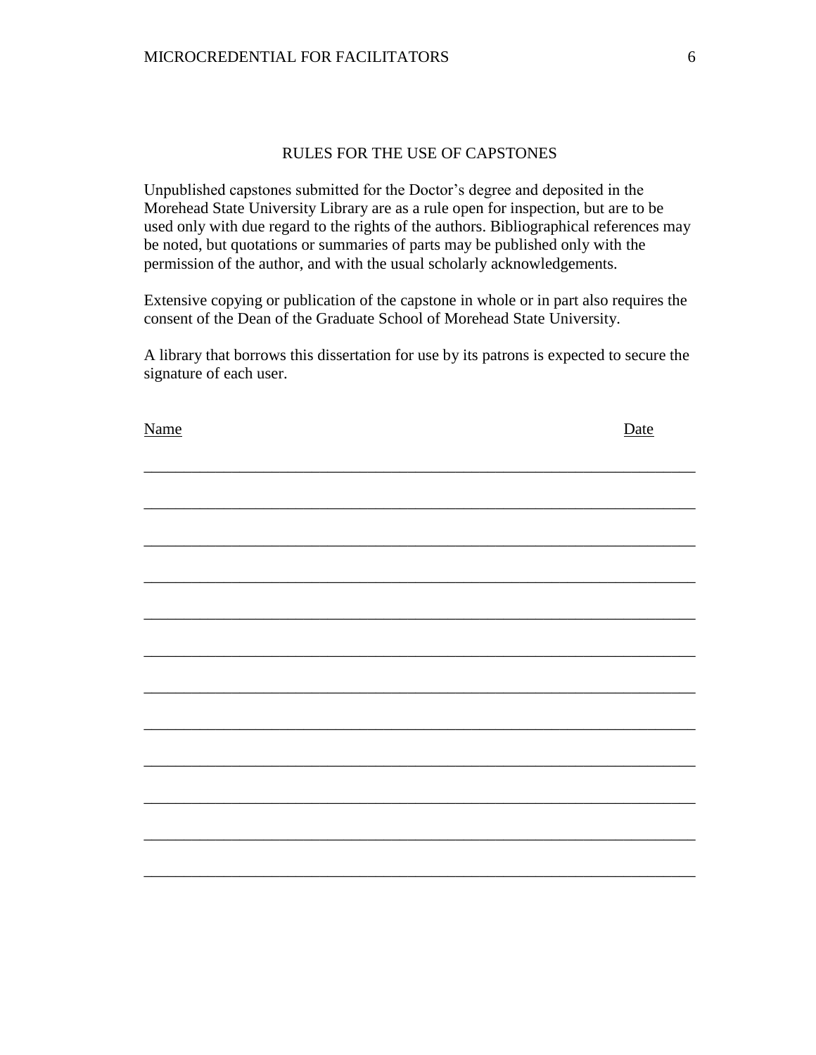## RULES FOR THE USE OF CAPSTONES

Unpublished capstones submitted for the Doctor's degree and deposited in the Morehead State University Library are as a rule open for inspection, but are to be used only with due regard to the rights of the authors. Bibliographical references may be noted, but quotations or summaries of parts may be published only with the permission of the author, and with the usual scholarly acknowledgements.

Extensive copying or publication of the capstone in whole or in part also requires the consent of the Dean of the Graduate School of Morehead State University.

A library that borrows this dissertation for use by its patrons is expected to secure the signature of each user.

| Name | Date |
| --- | --- |
| | |
| | |
| | |
| | |
| | |
| | |
| | |
| | |
| | |
| | |
| | |
| | |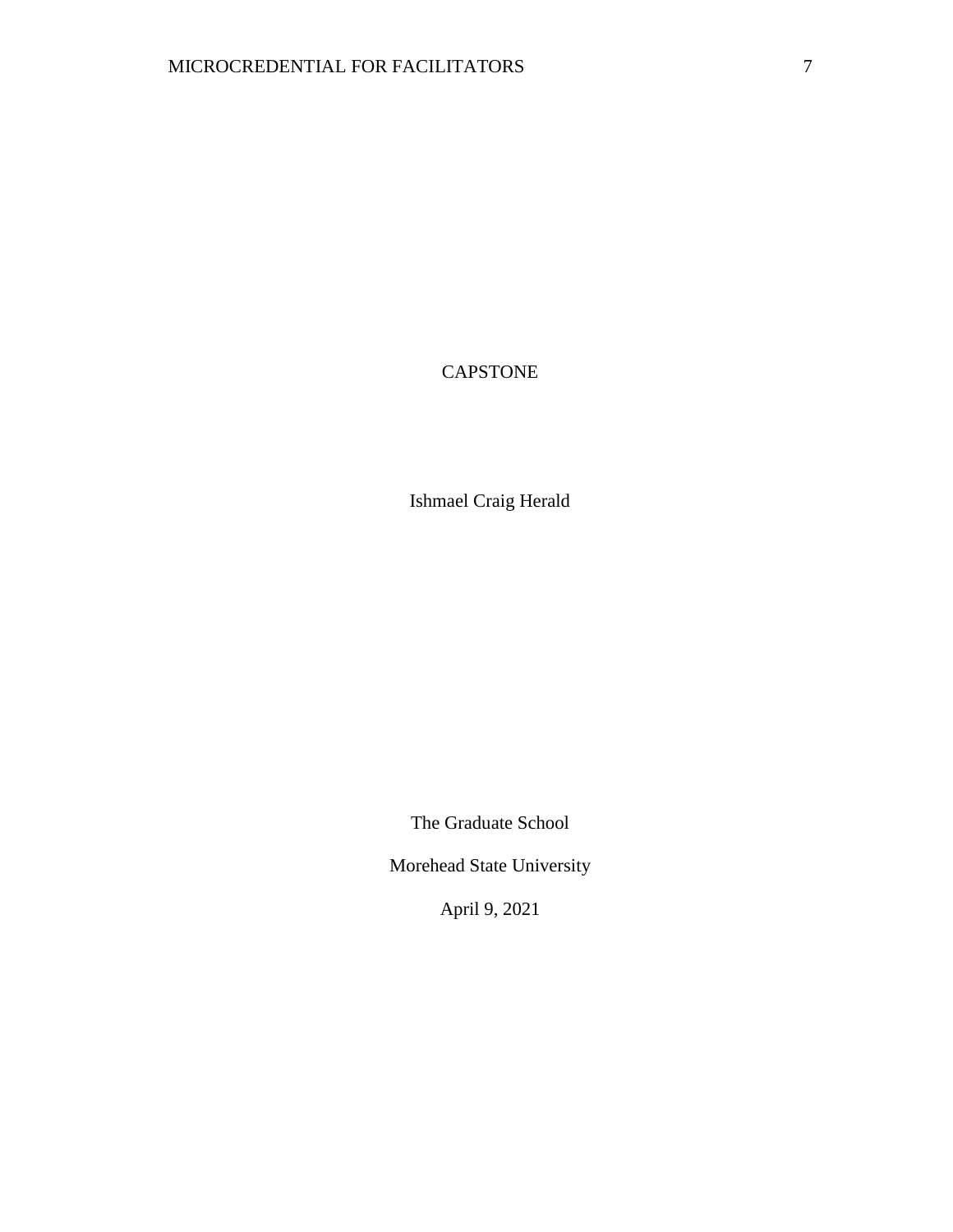# CAPSTONE

Ishmael Craig Herald

The Graduate School

Morehead State University

April 9, 2021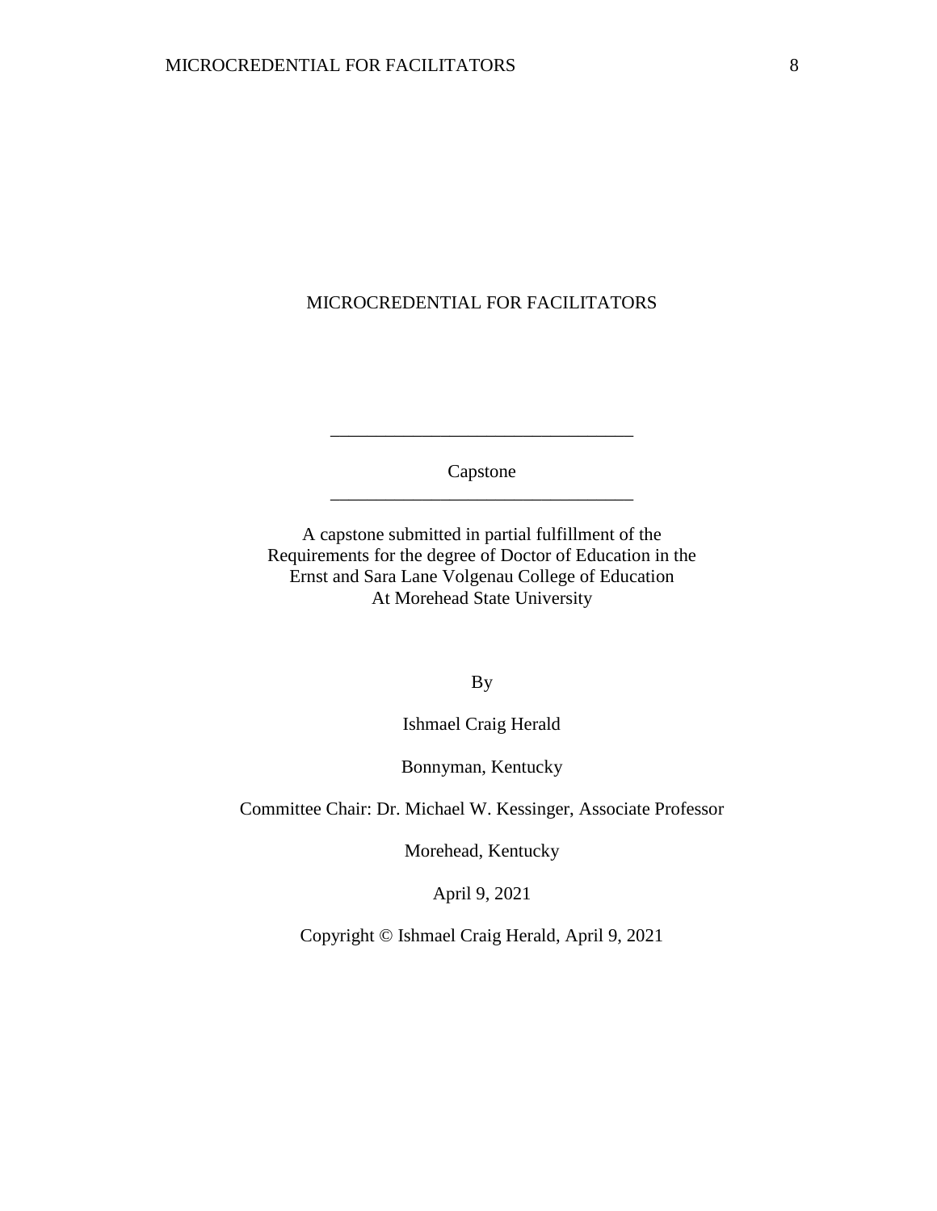MICROCREDENTIAL FOR FACILITATORS

---

Capstone

---

A capstone submitted in partial fulfillment of the
Requirements for the degree of Doctor of Education in the
Ernst and Sara Lane Volgenau College of Education
At Morehead State University

By

Ishmael Craig Herald

Bonnyman, Kentucky

Committee Chair: Dr. Michael W. Kessinger, Associate Professor

Morehead, Kentucky

April 9, 2021

Copyright © Ishmael Craig Herald, April 9, 2021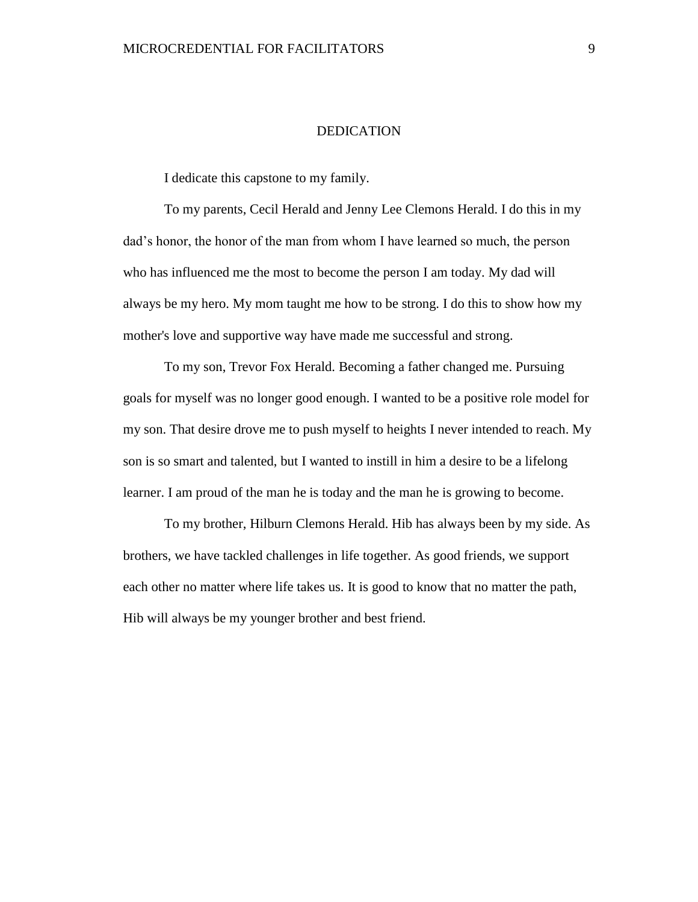# DEDICATION

I dedicate this capstone to my family.

To my parents, Cecil Herald and Jenny Lee Clemons Herald. I do this in my dad's honor, the honor of the man from whom I have learned so much, the person who has influenced me the most to become the person I am today. My dad will always be my hero. My mom taught me how to be strong. I do this to show how my mother's love and supportive way have made me successful and strong.

To my son, Trevor Fox Herald. Becoming a father changed me. Pursuing goals for myself was no longer good enough. I wanted to be a positive role model for my son. That desire drove me to push myself to heights I never intended to reach. My son is so smart and talented, but I wanted to instill in him a desire to be a lifelong learner. I am proud of the man he is today and the man he is growing to become.

To my brother, Hilburn Clemons Herald. Hib has always been by my side. As brothers, we have tackled challenges in life together. As good friends, we support each other no matter where life takes us. It is good to know that no matter the path, Hib will always be my younger brother and best friend.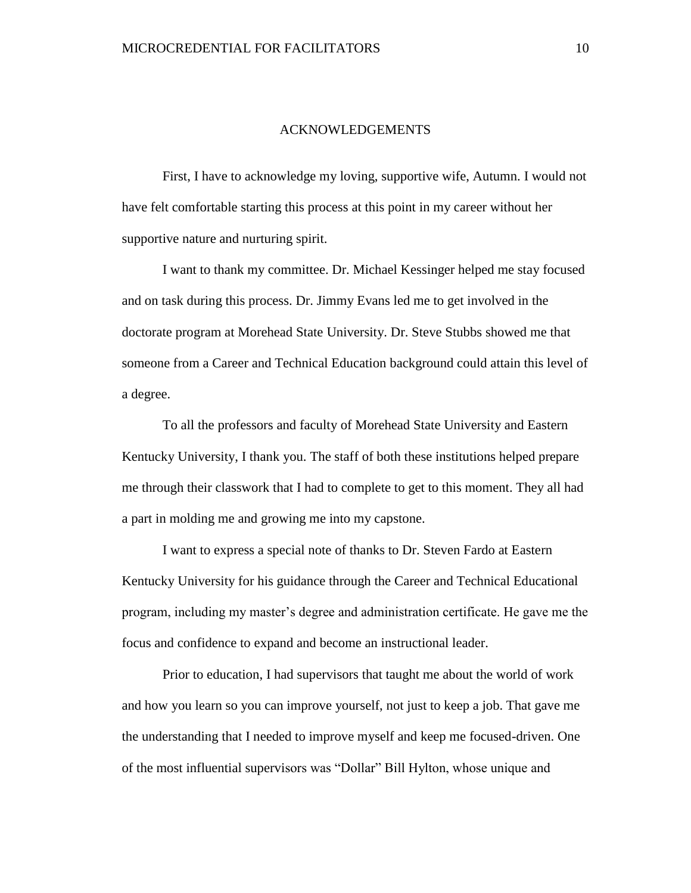# ACKNOWLEDGEMENTS

First, I have to acknowledge my loving, supportive wife, Autumn. I would not have felt comfortable starting this process at this point in my career without her supportive nature and nurturing spirit.

I want to thank my committee. Dr. Michael Kessinger helped me stay focused and on task during this process. Dr. Jimmy Evans led me to get involved in the doctorate program at Morehead State University. Dr. Steve Stubbs showed me that someone from a Career and Technical Education background could attain this level of a degree.

To all the professors and faculty of Morehead State University and Eastern Kentucky University, I thank you. The staff of both these institutions helped prepare me through their classwork that I had to complete to get to this moment. They all had a part in molding me and growing me into my capstone.

I want to express a special note of thanks to Dr. Steven Fardo at Eastern Kentucky University for his guidance through the Career and Technical Educational program, including my master's degree and administration certificate. He gave me the focus and confidence to expand and become an instructional leader.

Prior to education, I had supervisors that taught me about the world of work and how you learn so you can improve yourself, not just to keep a job. That gave me the understanding that I needed to improve myself and keep me focused-driven. One of the most influential supervisors was "Dollar" Bill Hylton, whose unique and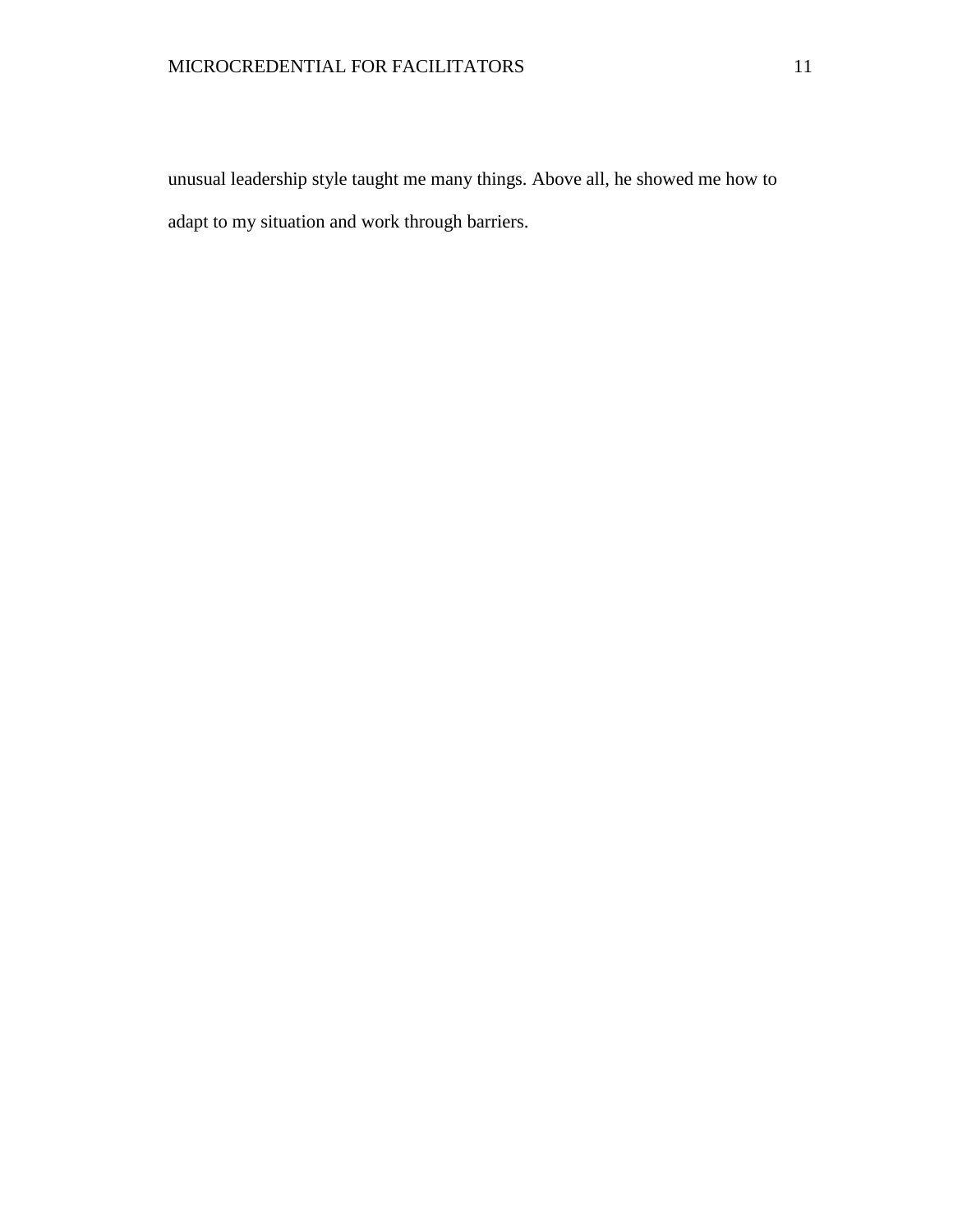unusual leadership style taught me many things. Above all, he showed me how to adapt to my situation and work through barriers.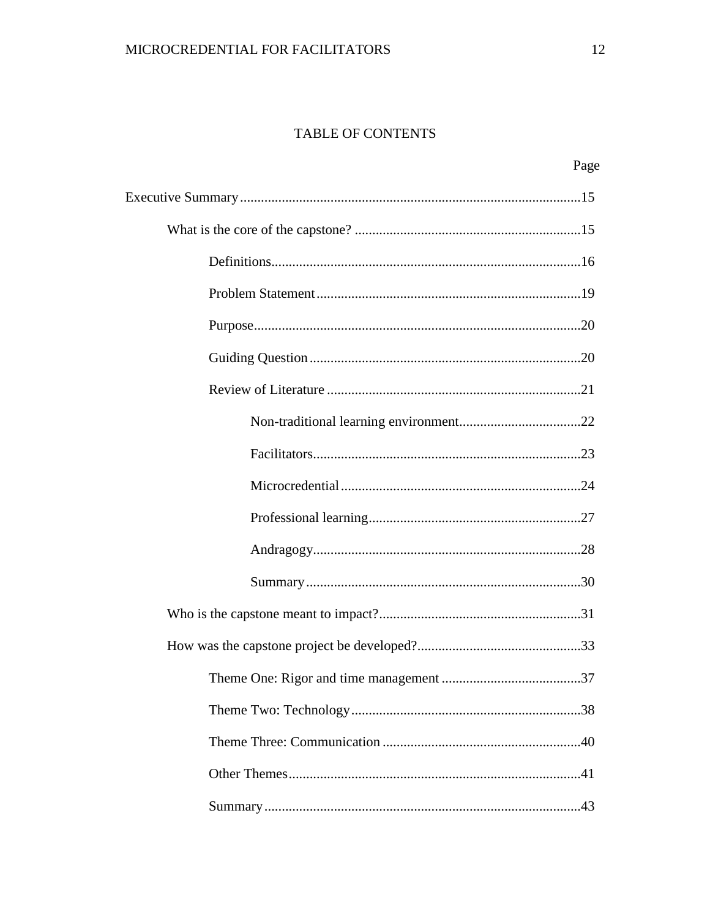# TABLE OF CONTENTS

Page

Executive Summary.................................................................................................15

- What is the core of the capstone? ................................................................15
  - Definitions........................................................................................16
  - Problem Statement...........................................................................19
  - Purpose.............................................................................................20
  - Guiding Question.............................................................................20
  - Review of Literature ........................................................................21
    - Non-traditional learning environment..................................22
    - Facilitators............................................................................23
    - Microcredential....................................................................24
    - Professional learning............................................................27
    - Andragogy............................................................................28
    - Summary..............................................................................30
- Who is the capstone meant to impact?..........................................................31
- How was the capstone project be developed?...............................................33
  - Theme One: Rigor and time management ........................................37
  - Theme Two: Technology.................................................................38
  - Theme Three: Communication ........................................................40
  - Other Themes...................................................................................41
  - Summary..........................................................................................43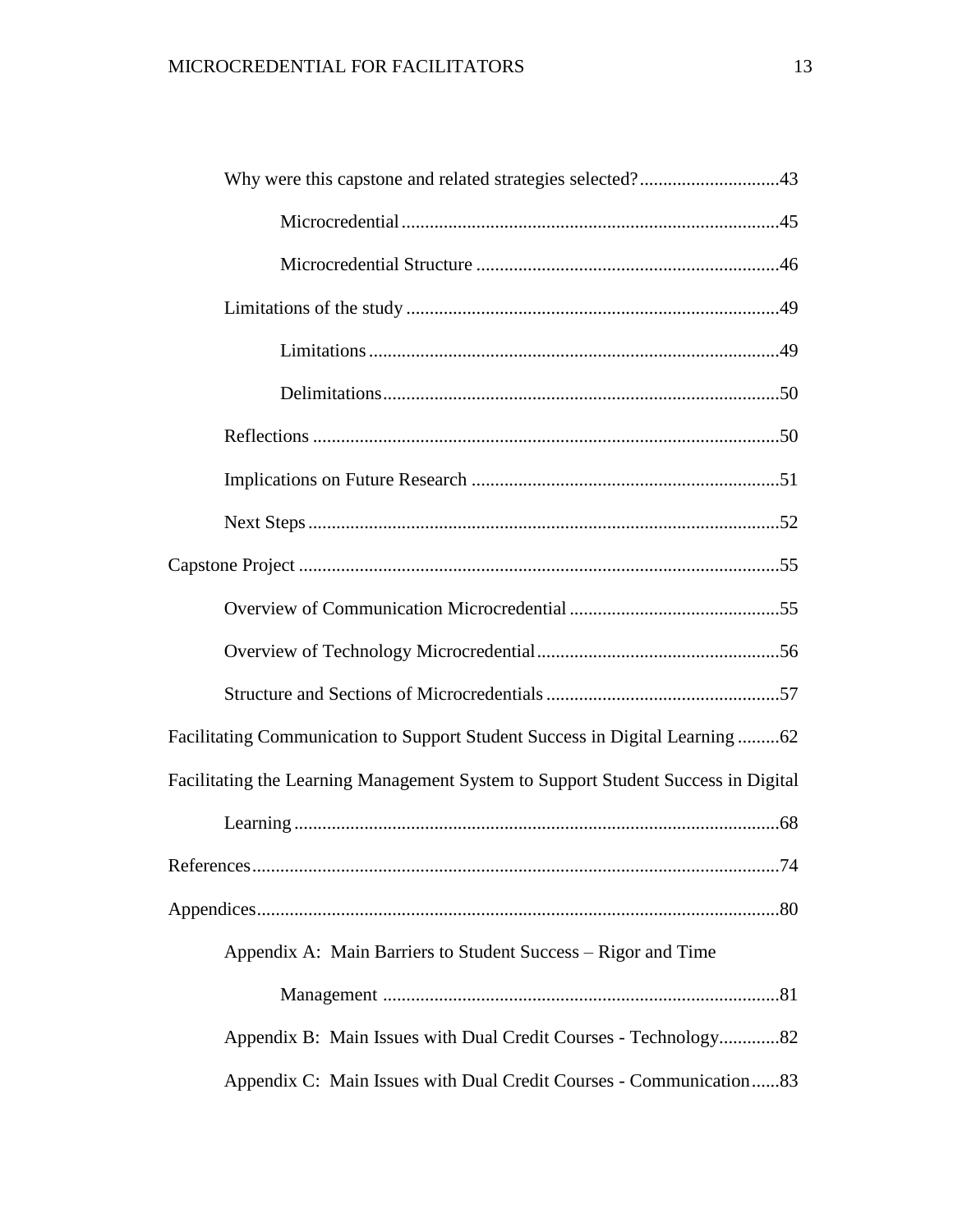Why were this capstone and related strategies selected? ..... 43

Microcredential ..... 45

Microcredential Structure ..... 46

Limitations of the study ..... 49

Limitations ..... 49

Delimitations ..... 50

Reflections ..... 50

Implications on Future Research ..... 51

Next Steps ..... 52

Capstone Project ..... 55

Overview of Communication Microcredential ..... 55

Overview of Technology Microcredential ..... 56

Structure and Sections of Microcredentials ..... 57

Facilitating Communication to Support Student Success in Digital Learning ..... 62

Facilitating the Learning Management System to Support Student Success in Digital Learning ..... 68

References ..... 74

Appendices ..... 80

Appendix A: Main Barriers to Student Success – Rigor and Time Management ..... 81

Appendix B: Main Issues with Dual Credit Courses - Technology ..... 82

Appendix C: Main Issues with Dual Credit Courses - Communication ..... 83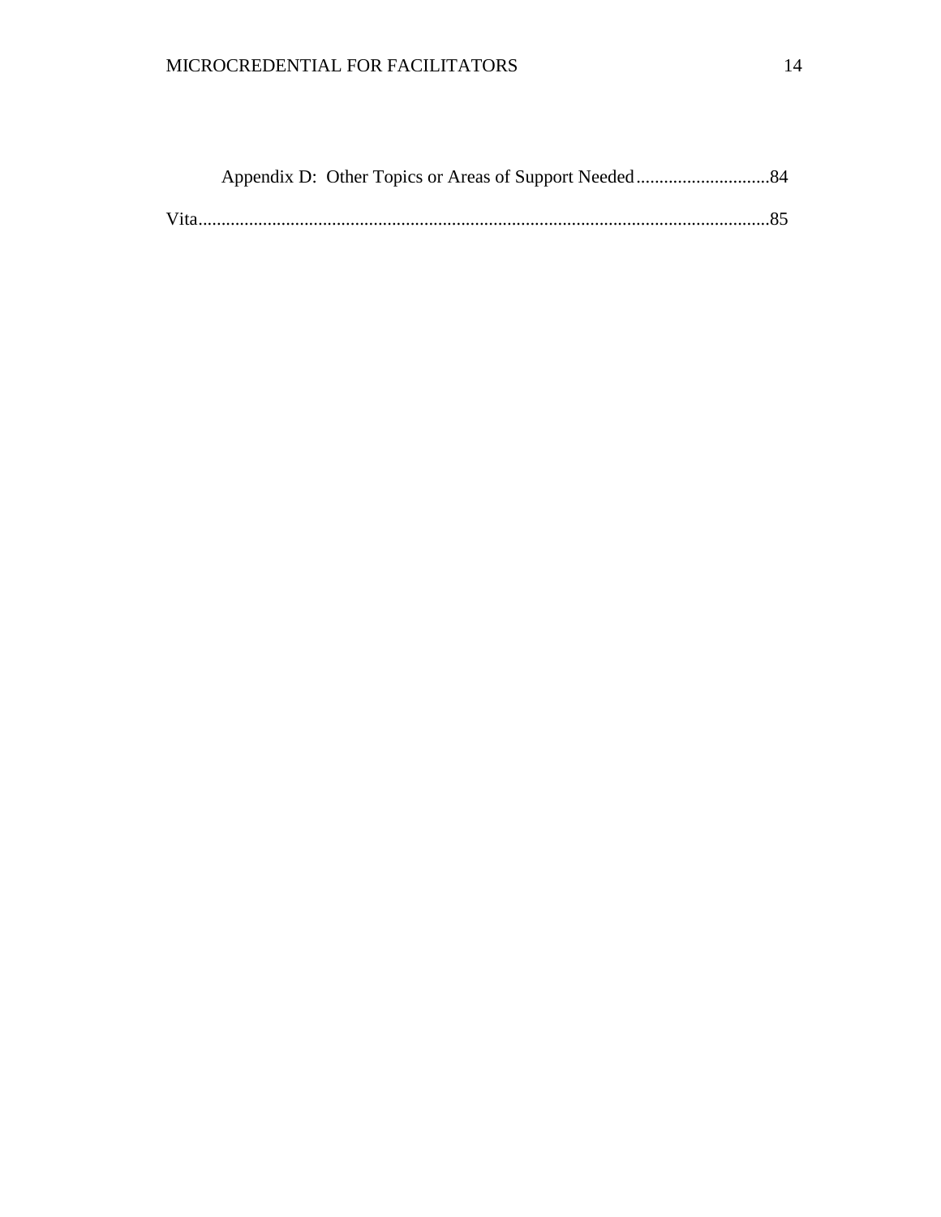Appendix D: Other Topics or Areas of Support Needed.............................84

Vita...........................................................................................................................85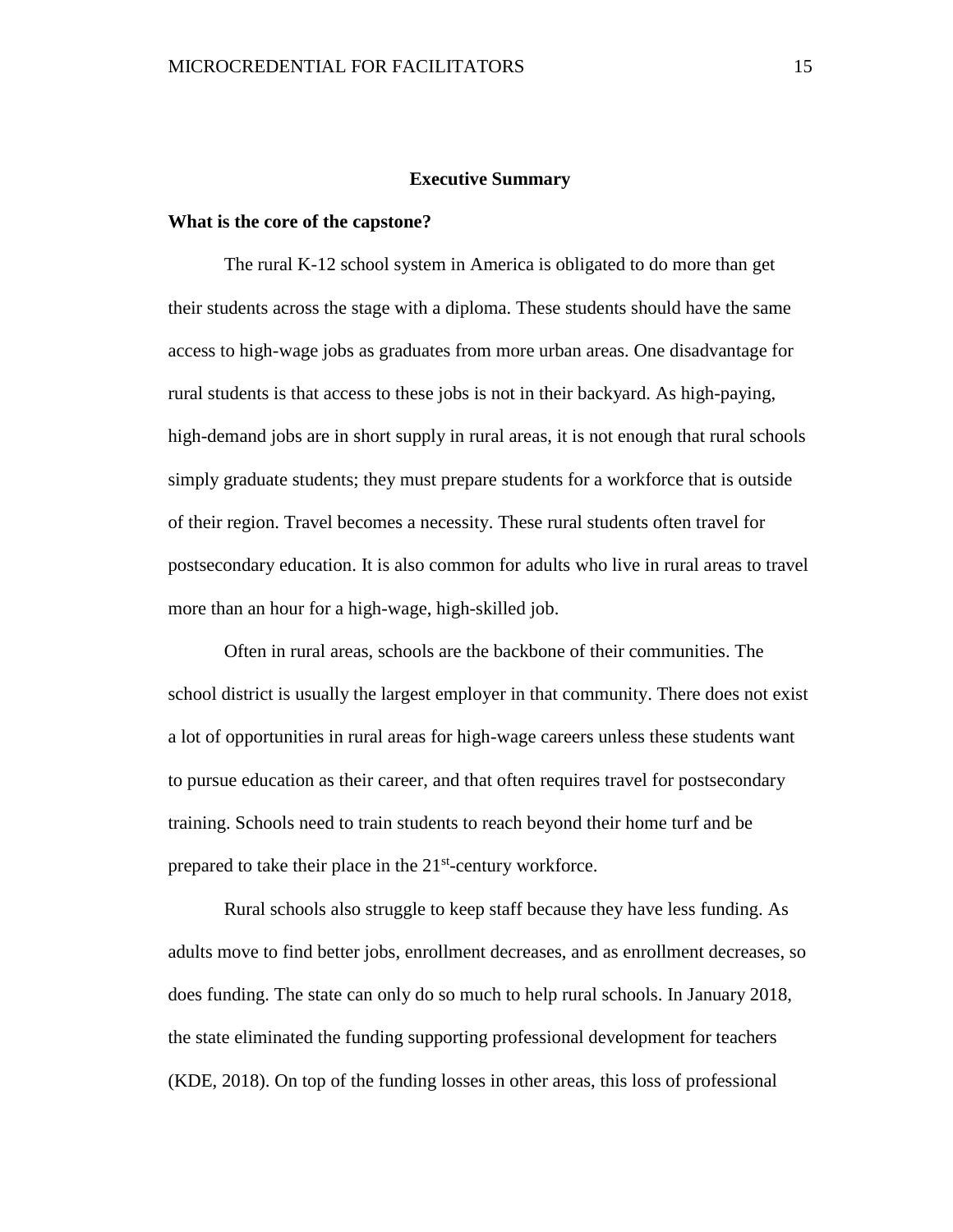## Executive Summary

### What is the core of the capstone?

The rural K-12 school system in America is obligated to do more than get their students across the stage with a diploma. These students should have the same access to high-wage jobs as graduates from more urban areas. One disadvantage for rural students is that access to these jobs is not in their backyard. As high-paying, high-demand jobs are in short supply in rural areas, it is not enough that rural schools simply graduate students; they must prepare students for a workforce that is outside of their region. Travel becomes a necessity. These rural students often travel for postsecondary education. It is also common for adults who live in rural areas to travel more than an hour for a high-wage, high-skilled job.

Often in rural areas, schools are the backbone of their communities. The school district is usually the largest employer in that community. There does not exist a lot of opportunities in rural areas for high-wage careers unless these students want to pursue education as their career, and that often requires travel for postsecondary training. Schools need to train students to reach beyond their home turf and be prepared to take their place in the 21st-century workforce.

Rural schools also struggle to keep staff because they have less funding. As adults move to find better jobs, enrollment decreases, and as enrollment decreases, so does funding. The state can only do so much to help rural schools. In January 2018, the state eliminated the funding supporting professional development for teachers (KDE, 2018). On top of the funding losses in other areas, this loss of professional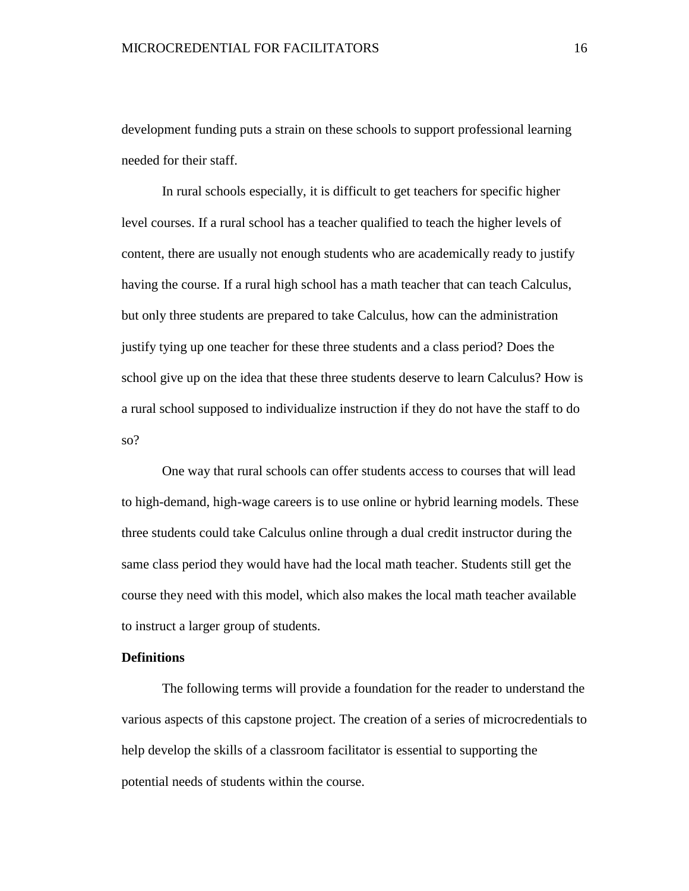development funding puts a strain on these schools to support professional learning needed for their staff.

In rural schools especially, it is difficult to get teachers for specific higher level courses. If a rural school has a teacher qualified to teach the higher levels of content, there are usually not enough students who are academically ready to justify having the course. If a rural high school has a math teacher that can teach Calculus, but only three students are prepared to take Calculus, how can the administration justify tying up one teacher for these three students and a class period? Does the school give up on the idea that these three students deserve to learn Calculus? How is a rural school supposed to individualize instruction if they do not have the staff to do so?

One way that rural schools can offer students access to courses that will lead to high-demand, high-wage careers is to use online or hybrid learning models. These three students could take Calculus online through a dual credit instructor during the same class period they would have had the local math teacher. Students still get the course they need with this model, which also makes the local math teacher available to instruct a larger group of students.

## Definitions

The following terms will provide a foundation for the reader to understand the various aspects of this capstone project. The creation of a series of microcredentials to help develop the skills of a classroom facilitator is essential to supporting the potential needs of students within the course.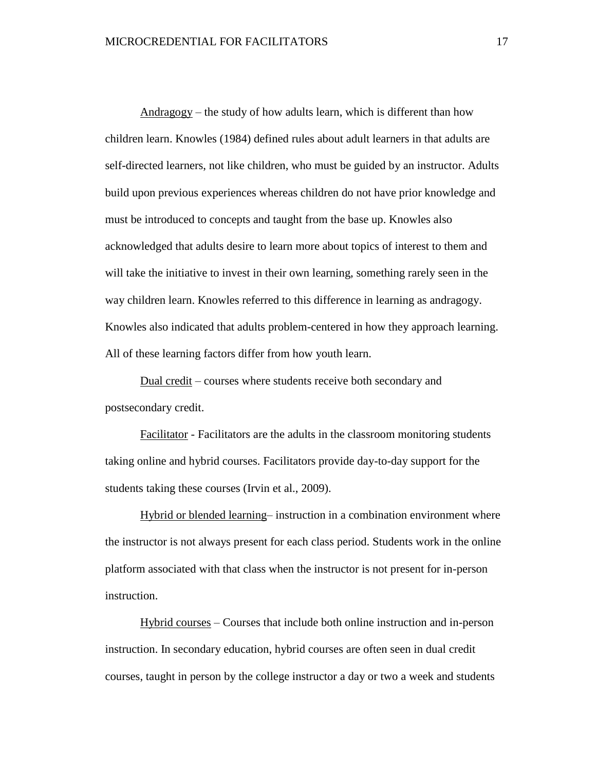<u>Andragogy</u> – the study of how adults learn, which is different than how children learn. Knowles (1984) defined rules about adult learners in that adults are self-directed learners, not like children, who must be guided by an instructor. Adults build upon previous experiences whereas children do not have prior knowledge and must be introduced to concepts and taught from the base up. Knowles also acknowledged that adults desire to learn more about topics of interest to them and will take the initiative to invest in their own learning, something rarely seen in the way children learn. Knowles referred to this difference in learning as andragogy. Knowles also indicated that adults problem-centered in how they approach learning. All of these learning factors differ from how youth learn.

<u>Dual credit</u> – courses where students receive both secondary and postsecondary credit.

<u>Facilitator</u> - Facilitators are the adults in the classroom monitoring students taking online and hybrid courses. Facilitators provide day-to-day support for the students taking these courses (Irvin et al., 2009).

<u>Hybrid or blended learning</u>– instruction in a combination environment where the instructor is not always present for each class period. Students work in the online platform associated with that class when the instructor is not present for in-person instruction.

<u>Hybrid courses</u> – Courses that include both online instruction and in-person instruction. In secondary education, hybrid courses are often seen in dual credit courses, taught in person by the college instructor a day or two a week and students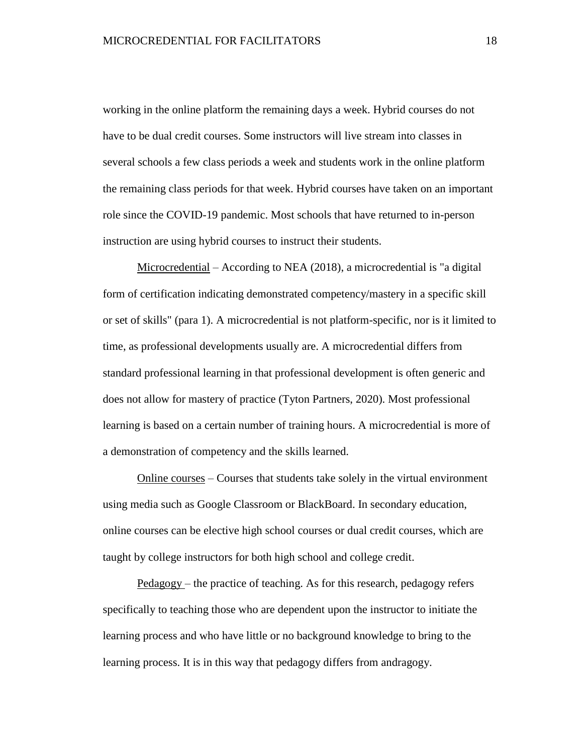working in the online platform the remaining days a week. Hybrid courses do not have to be dual credit courses. Some instructors will live stream into classes in several schools a few class periods a week and students work in the online platform the remaining class periods for that week. Hybrid courses have taken on an important role since the COVID-19 pandemic. Most schools that have returned to in-person instruction are using hybrid courses to instruct their students.

<u>Microcredential</u> – According to NEA (2018), a microcredential is "a digital form of certification indicating demonstrated competency/mastery in a specific skill or set of skills" (para 1). A microcredential is not platform-specific, nor is it limited to time, as professional developments usually are. A microcredential differs from standard professional learning in that professional development is often generic and does not allow for mastery of practice (Tyton Partners, 2020). Most professional learning is based on a certain number of training hours. A microcredential is more of a demonstration of competency and the skills learned.

<u>Online courses</u> – Courses that students take solely in the virtual environment using media such as Google Classroom or BlackBoard. In secondary education, online courses can be elective high school courses or dual credit courses, which are taught by college instructors for both high school and college credit.

<u>Pedagogy</u> – the practice of teaching. As for this research, pedagogy refers specifically to teaching those who are dependent upon the instructor to initiate the learning process and who have little or no background knowledge to bring to the learning process. It is in this way that pedagogy differs from andragogy.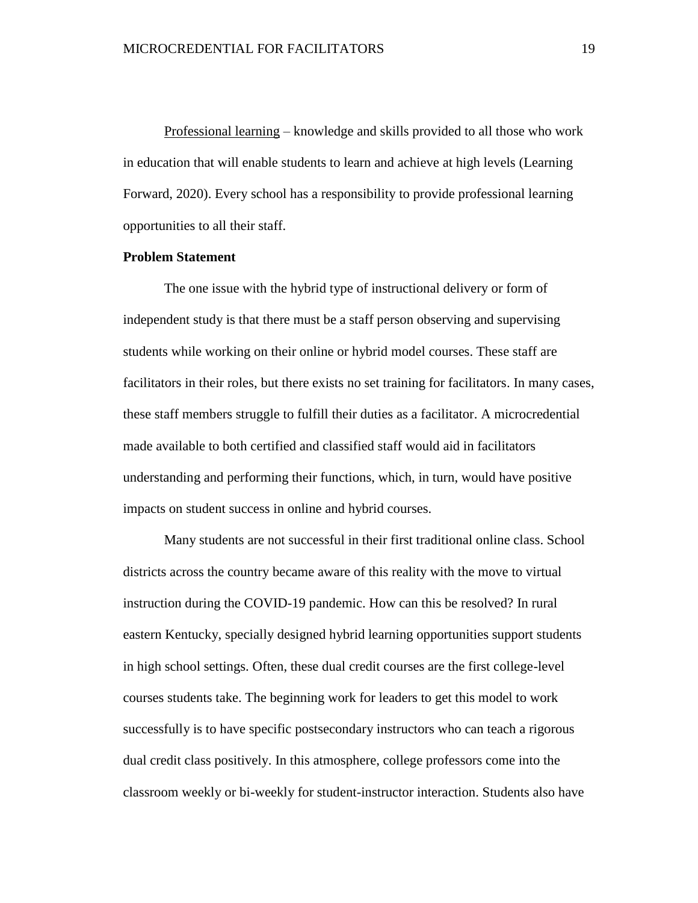Professional learning – knowledge and skills provided to all those who work in education that will enable students to learn and achieve at high levels (Learning Forward, 2020). Every school has a responsibility to provide professional learning opportunities to all their staff.

**Problem Statement**

The one issue with the hybrid type of instructional delivery or form of independent study is that there must be a staff person observing and supervising students while working on their online or hybrid model courses. These staff are facilitators in their roles, but there exists no set training for facilitators. In many cases, these staff members struggle to fulfill their duties as a facilitator. A microcredential made available to both certified and classified staff would aid in facilitators understanding and performing their functions, which, in turn, would have positive impacts on student success in online and hybrid courses.

Many students are not successful in their first traditional online class. School districts across the country became aware of this reality with the move to virtual instruction during the COVID-19 pandemic. How can this be resolved? In rural eastern Kentucky, specially designed hybrid learning opportunities support students in high school settings. Often, these dual credit courses are the first college-level courses students take. The beginning work for leaders to get this model to work successfully is to have specific postsecondary instructors who can teach a rigorous dual credit class positively. In this atmosphere, college professors come into the classroom weekly or bi-weekly for student-instructor interaction. Students also have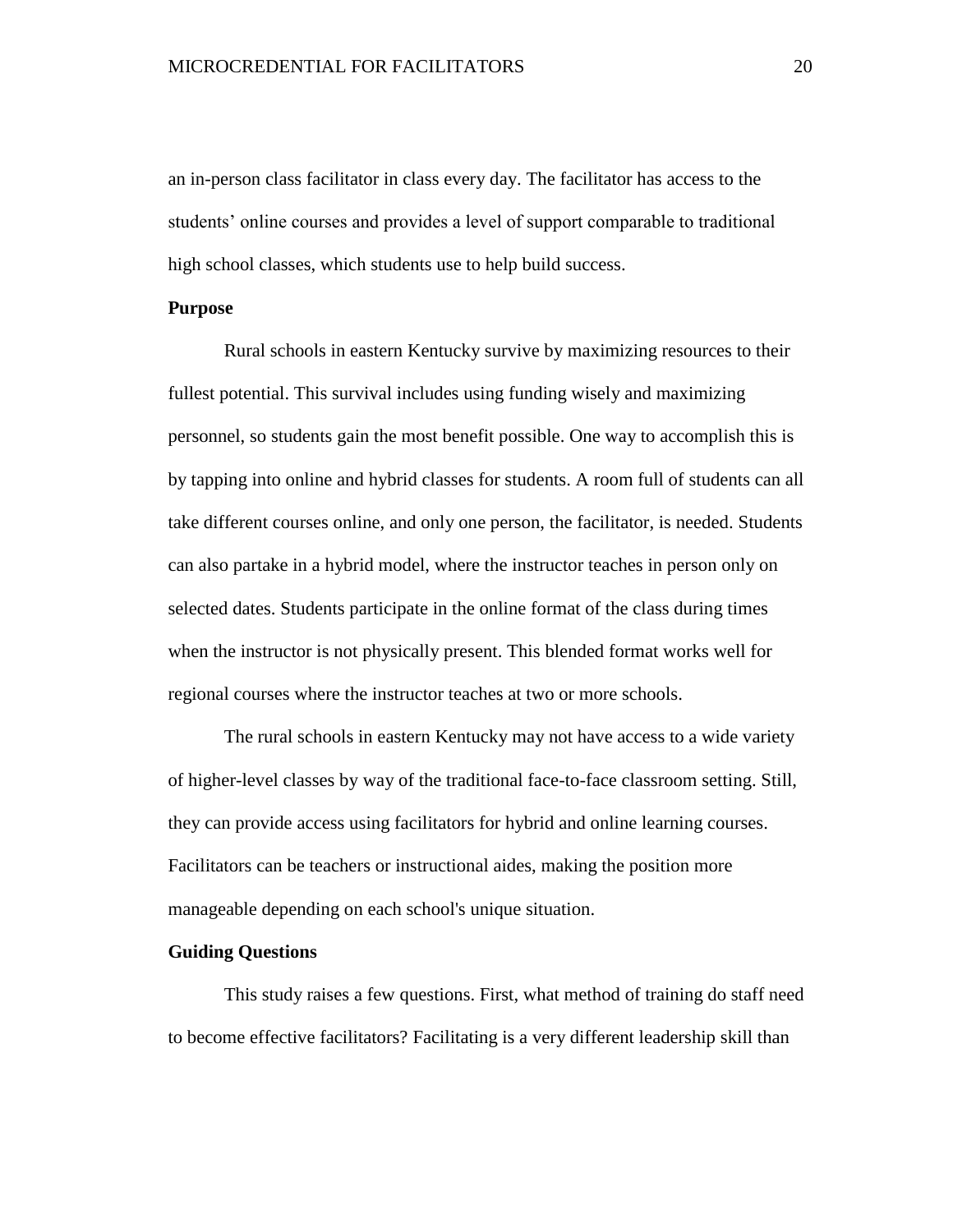an in-person class facilitator in class every day. The facilitator has access to the students' online courses and provides a level of support comparable to traditional high school classes, which students use to help build success.

**Purpose**

Rural schools in eastern Kentucky survive by maximizing resources to their fullest potential. This survival includes using funding wisely and maximizing personnel, so students gain the most benefit possible. One way to accomplish this is by tapping into online and hybrid classes for students. A room full of students can all take different courses online, and only one person, the facilitator, is needed. Students can also partake in a hybrid model, where the instructor teaches in person only on selected dates. Students participate in the online format of the class during times when the instructor is not physically present. This blended format works well for regional courses where the instructor teaches at two or more schools.

The rural schools in eastern Kentucky may not have access to a wide variety of higher-level classes by way of the traditional face-to-face classroom setting. Still, they can provide access using facilitators for hybrid and online learning courses. Facilitators can be teachers or instructional aides, making the position more manageable depending on each school's unique situation.

**Guiding Questions**

This study raises a few questions. First, what method of training do staff need to become effective facilitators? Facilitating is a very different leadership skill than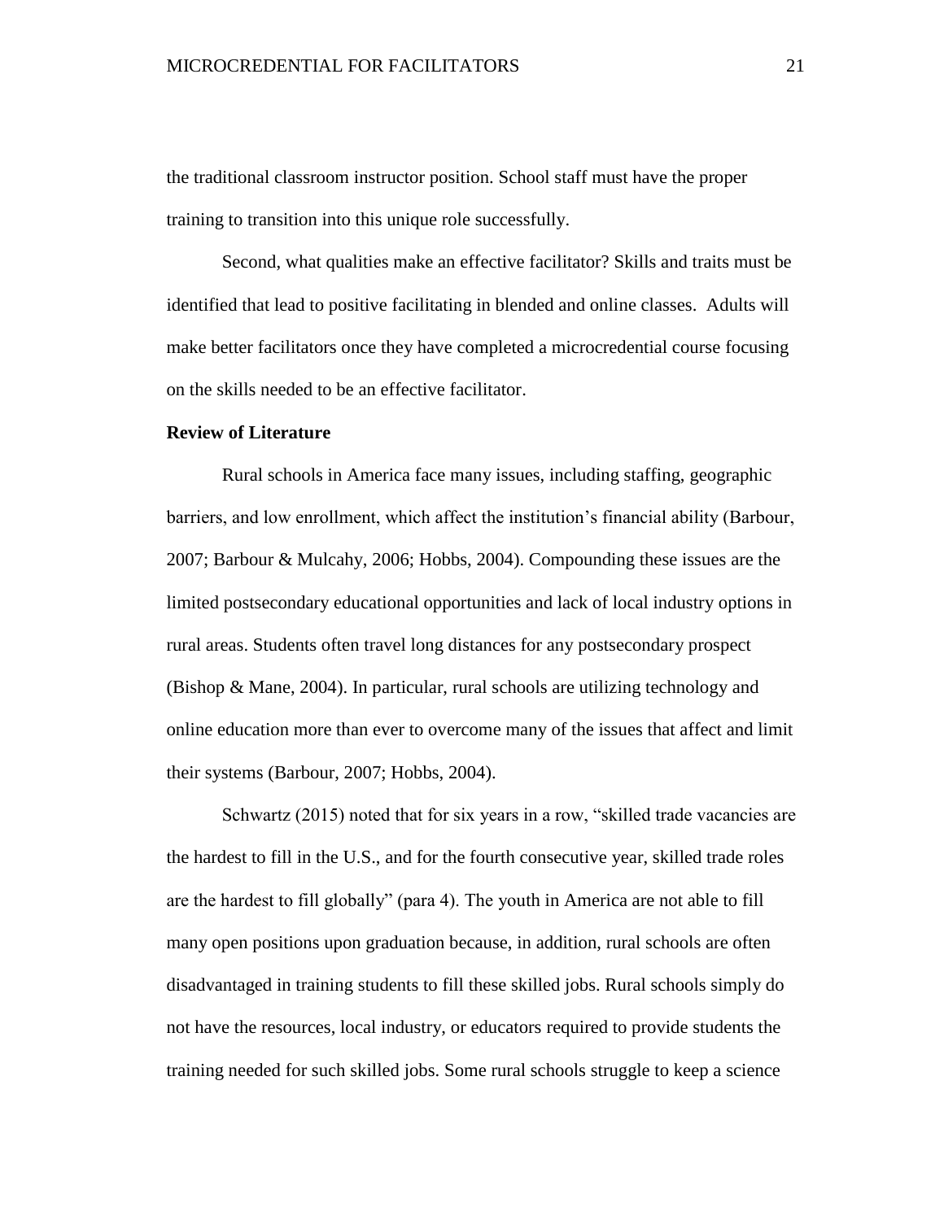the traditional classroom instructor position. School staff must have the proper training to transition into this unique role successfully.

Second, what qualities make an effective facilitator? Skills and traits must be identified that lead to positive facilitating in blended and online classes. Adults will make better facilitators once they have completed a microcredential course focusing on the skills needed to be an effective facilitator.

**Review of Literature**

Rural schools in America face many issues, including staffing, geographic barriers, and low enrollment, which affect the institution's financial ability (Barbour, 2007; Barbour & Mulcahy, 2006; Hobbs, 2004). Compounding these issues are the limited postsecondary educational opportunities and lack of local industry options in rural areas. Students often travel long distances for any postsecondary prospect (Bishop & Mane, 2004). In particular, rural schools are utilizing technology and online education more than ever to overcome many of the issues that affect and limit their systems (Barbour, 2007; Hobbs, 2004).

Schwartz (2015) noted that for six years in a row, "skilled trade vacancies are the hardest to fill in the U.S., and for the fourth consecutive year, skilled trade roles are the hardest to fill globally" (para 4). The youth in America are not able to fill many open positions upon graduation because, in addition, rural schools are often disadvantaged in training students to fill these skilled jobs. Rural schools simply do not have the resources, local industry, or educators required to provide students the training needed for such skilled jobs. Some rural schools struggle to keep a science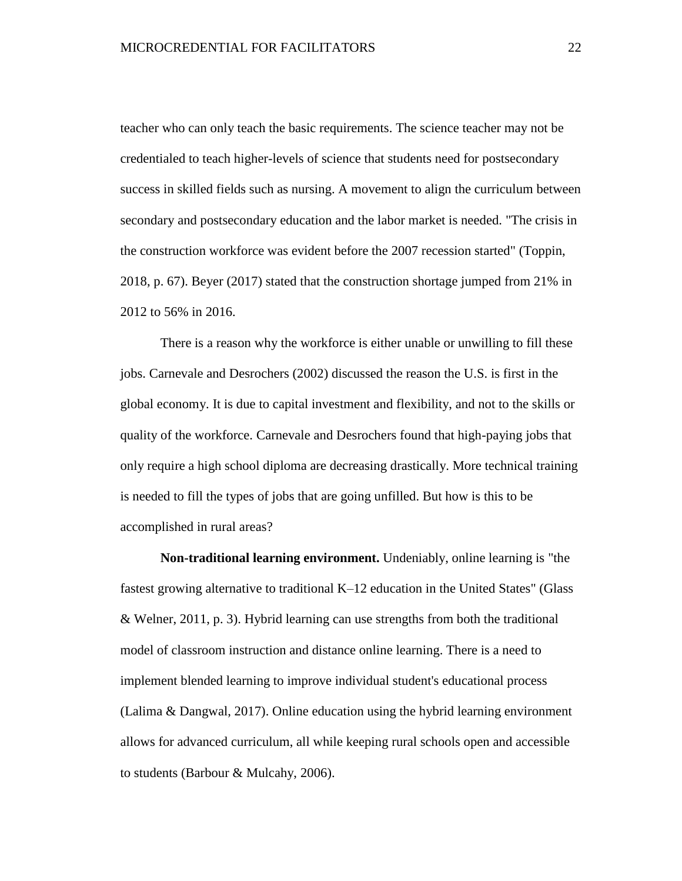teacher who can only teach the basic requirements. The science teacher may not be credentialed to teach higher-levels of science that students need for postsecondary success in skilled fields such as nursing. A movement to align the curriculum between secondary and postsecondary education and the labor market is needed. "The crisis in the construction workforce was evident before the 2007 recession started" (Toppin, 2018, p. 67). Beyer (2017) stated that the construction shortage jumped from 21% in 2012 to 56% in 2016.

There is a reason why the workforce is either unable or unwilling to fill these jobs. Carnevale and Desrochers (2002) discussed the reason the U.S. is first in the global economy. It is due to capital investment and flexibility, and not to the skills or quality of the workforce. Carnevale and Desrochers found that high-paying jobs that only require a high school diploma are decreasing drastically. More technical training is needed to fill the types of jobs that are going unfilled. But how is this to be accomplished in rural areas?

**Non-traditional learning environment.** Undeniably, online learning is "the fastest growing alternative to traditional K–12 education in the United States" (Glass & Welner, 2011, p. 3). Hybrid learning can use strengths from both the traditional model of classroom instruction and distance online learning. There is a need to implement blended learning to improve individual student's educational process (Lalima & Dangwal, 2017). Online education using the hybrid learning environment allows for advanced curriculum, all while keeping rural schools open and accessible to students (Barbour & Mulcahy, 2006).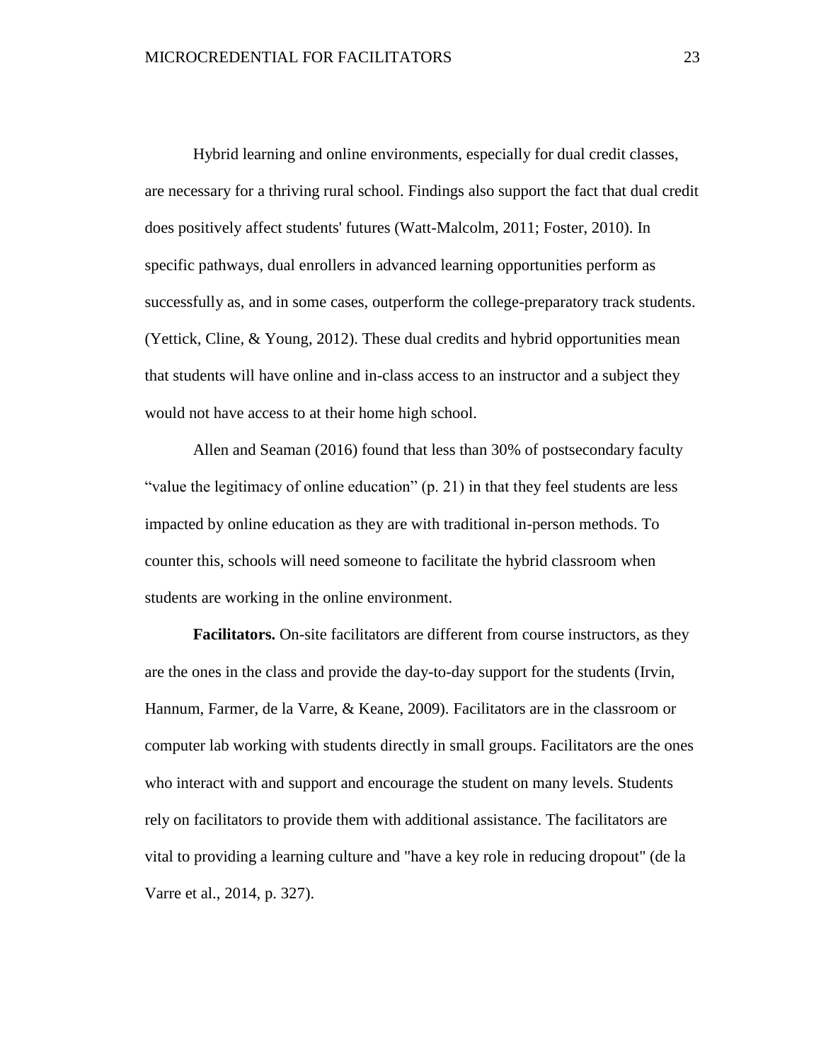Hybrid learning and online environments, especially for dual credit classes, are necessary for a thriving rural school. Findings also support the fact that dual credit does positively affect students' futures (Watt-Malcolm, 2011; Foster, 2010). In specific pathways, dual enrollers in advanced learning opportunities perform as successfully as, and in some cases, outperform the college-preparatory track students. (Yettick, Cline, & Young, 2012). These dual credits and hybrid opportunities mean that students will have online and in-class access to an instructor and a subject they would not have access to at their home high school.

Allen and Seaman (2016) found that less than 30% of postsecondary faculty "value the legitimacy of online education" (p. 21) in that they feel students are less impacted by online education as they are with traditional in-person methods. To counter this, schools will need someone to facilitate the hybrid classroom when students are working in the online environment.

**Facilitators.** On-site facilitators are different from course instructors, as they are the ones in the class and provide the day-to-day support for the students (Irvin, Hannum, Farmer, de la Varre, & Keane, 2009). Facilitators are in the classroom or computer lab working with students directly in small groups. Facilitators are the ones who interact with and support and encourage the student on many levels. Students rely on facilitators to provide them with additional assistance. The facilitators are vital to providing a learning culture and "have a key role in reducing dropout" (de la Varre et al., 2014, p. 327).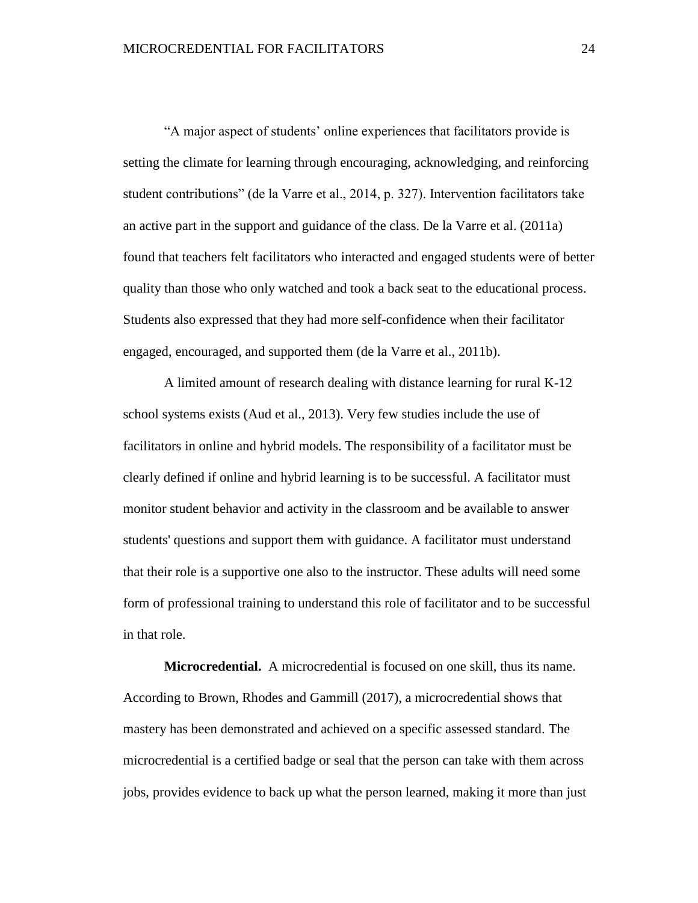“A major aspect of students’ online experiences that facilitators provide is setting the climate for learning through encouraging, acknowledging, and reinforcing student contributions” (de la Varre et al., 2014, p. 327). Intervention facilitators take an active part in the support and guidance of the class. De la Varre et al. (2011a) found that teachers felt facilitators who interacted and engaged students were of better quality than those who only watched and took a back seat to the educational process. Students also expressed that they had more self-confidence when their facilitator engaged, encouraged, and supported them (de la Varre et al., 2011b).

A limited amount of research dealing with distance learning for rural K-12 school systems exists (Aud et al., 2013). Very few studies include the use of facilitators in online and hybrid models. The responsibility of a facilitator must be clearly defined if online and hybrid learning is to be successful. A facilitator must monitor student behavior and activity in the classroom and be available to answer students' questions and support them with guidance. A facilitator must understand that their role is a supportive one also to the instructor. These adults will need some form of professional training to understand this role of facilitator and to be successful in that role.

**Microcredential.** A microcredential is focused on one skill, thus its name. According to Brown, Rhodes and Gammill (2017), a microcredential shows that mastery has been demonstrated and achieved on a specific assessed standard. The microcredential is a certified badge or seal that the person can take with them across jobs, provides evidence to back up what the person learned, making it more than just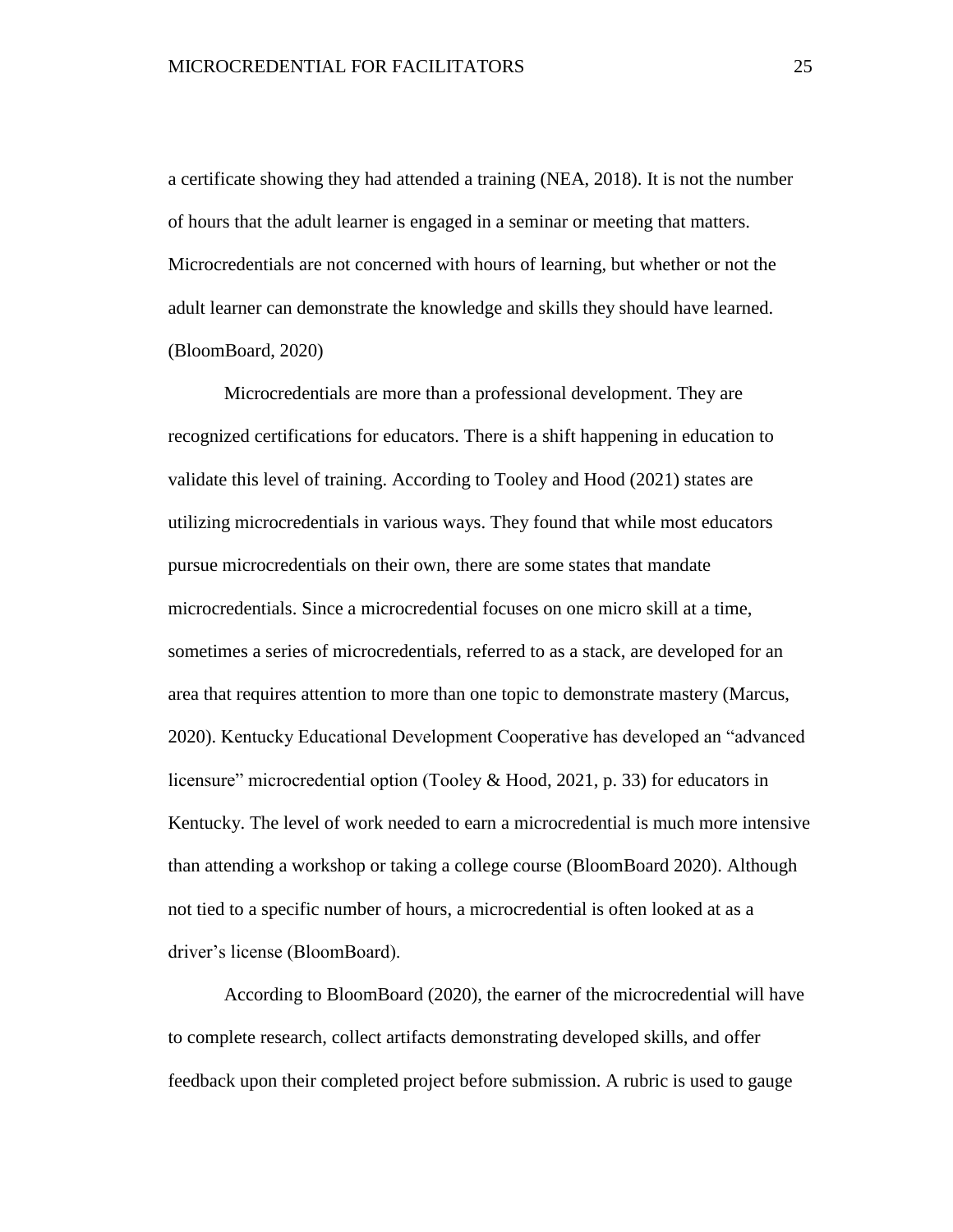a certificate showing they had attended a training (NEA, 2018). It is not the number of hours that the adult learner is engaged in a seminar or meeting that matters. Microcredentials are not concerned with hours of learning, but whether or not the adult learner can demonstrate the knowledge and skills they should have learned. (BloomBoard, 2020)

Microcredentials are more than a professional development. They are recognized certifications for educators. There is a shift happening in education to validate this level of training. According to Tooley and Hood (2021) states are utilizing microcredentials in various ways. They found that while most educators pursue microcredentials on their own, there are some states that mandate microcredentials. Since a microcredential focuses on one micro skill at a time, sometimes a series of microcredentials, referred to as a stack, are developed for an area that requires attention to more than one topic to demonstrate mastery (Marcus, 2020). Kentucky Educational Development Cooperative has developed an "advanced licensure" microcredential option (Tooley & Hood, 2021, p. 33) for educators in Kentucky. The level of work needed to earn a microcredential is much more intensive than attending a workshop or taking a college course (BloomBoard 2020). Although not tied to a specific number of hours, a microcredential is often looked at as a driver's license (BloomBoard).

According to BloomBoard (2020), the earner of the microcredential will have to complete research, collect artifacts demonstrating developed skills, and offer feedback upon their completed project before submission. A rubric is used to gauge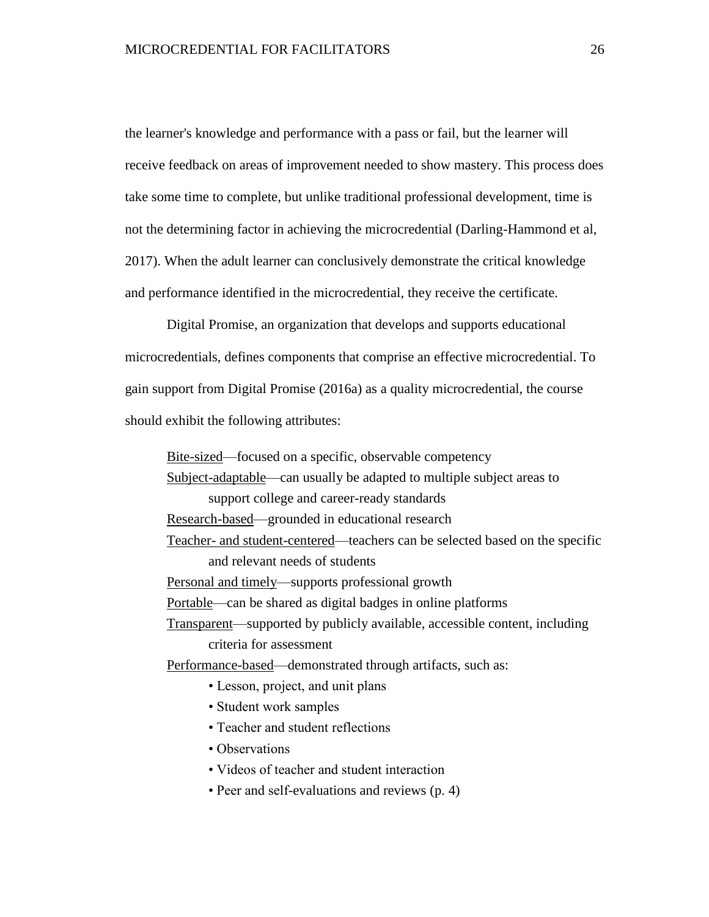the learner's knowledge and performance with a pass or fail, but the learner will receive feedback on areas of improvement needed to show mastery. This process does take some time to complete, but unlike traditional professional development, time is not the determining factor in achieving the microcredential (Darling-Hammond et al, 2017). When the adult learner can conclusively demonstrate the critical knowledge and performance identified in the microcredential, they receive the certificate.

Digital Promise, an organization that develops and supports educational microcredentials, defines components that comprise an effective microcredential. To gain support from Digital Promise (2016a) as a quality microcredential, the course should exhibit the following attributes:

> <u>Bite-sized</u>—focused on a specific, observable competency
> <u>Subject-adaptable</u>—can usually be adapted to multiple subject areas to support college and career-ready standards
> <u>Research-based</u>—grounded in educational research
> <u>Teacher- and student-centered</u>—teachers can be selected based on the specific and relevant needs of students
> <u>Personal and timely</u>—supports professional growth
> <u>Portable</u>—can be shared as digital badges in online platforms
> <u>Transparent</u>—supported by publicly available, accessible content, including criteria for assessment
> <u>Performance-based</u>—demonstrated through artifacts, such as:
> - Lesson, project, and unit plans
> - Student work samples
> - Teacher and student reflections
> - Observations
> - Videos of teacher and student interaction
> - Peer and self-evaluations and reviews (p. 4)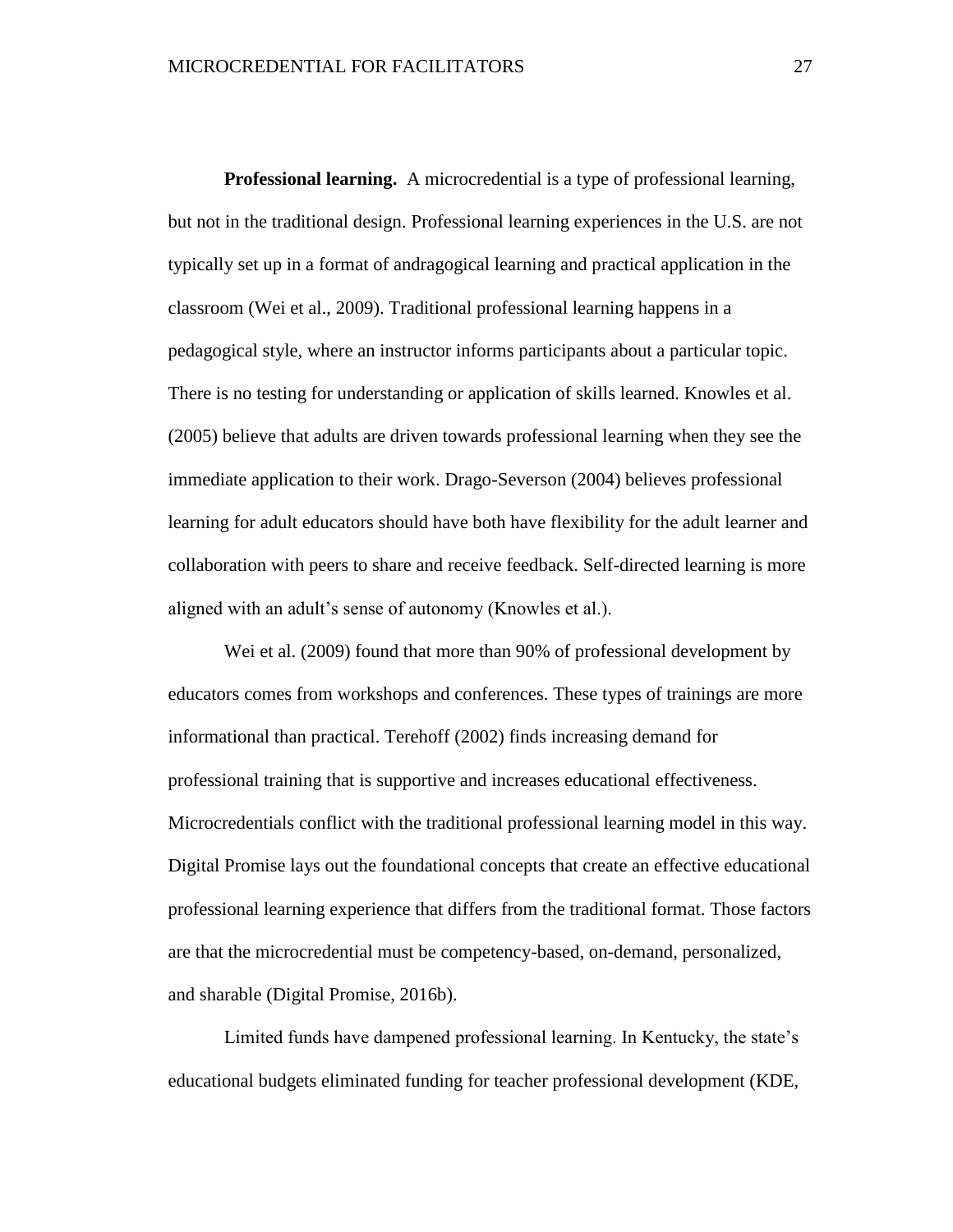**Professional learning.** A microcredential is a type of professional learning, but not in the traditional design. Professional learning experiences in the U.S. are not typically set up in a format of andragogical learning and practical application in the classroom (Wei et al., 2009). Traditional professional learning happens in a pedagogical style, where an instructor informs participants about a particular topic. There is no testing for understanding or application of skills learned. Knowles et al. (2005) believe that adults are driven towards professional learning when they see the immediate application to their work. Drago-Severson (2004) believes professional learning for adult educators should have both have flexibility for the adult learner and collaboration with peers to share and receive feedback. Self-directed learning is more aligned with an adult's sense of autonomy (Knowles et al.).

Wei et al. (2009) found that more than 90% of professional development by educators comes from workshops and conferences. These types of trainings are more informational than practical. Terehoff (2002) finds increasing demand for professional training that is supportive and increases educational effectiveness. Microcredentials conflict with the traditional professional learning model in this way. Digital Promise lays out the foundational concepts that create an effective educational professional learning experience that differs from the traditional format. Those factors are that the microcredential must be competency-based, on-demand, personalized, and sharable (Digital Promise, 2016b).

Limited funds have dampened professional learning. In Kentucky, the state's educational budgets eliminated funding for teacher professional development (KDE,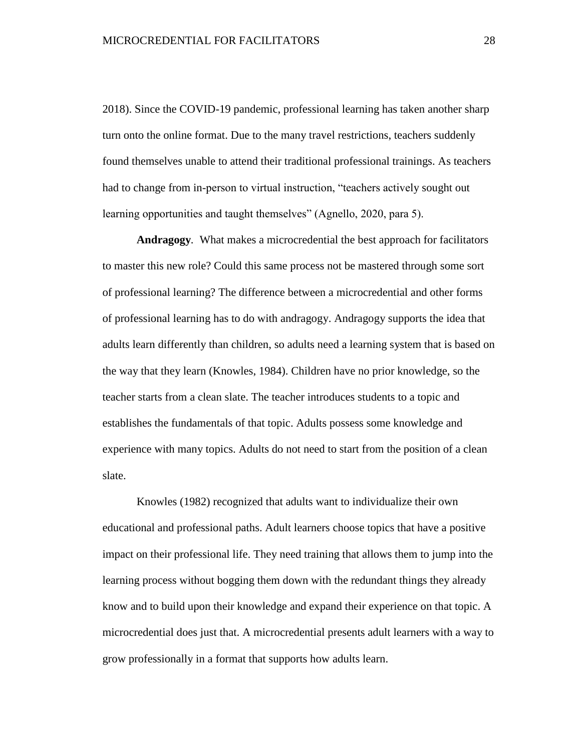2018). Since the COVID-19 pandemic, professional learning has taken another sharp turn onto the online format. Due to the many travel restrictions, teachers suddenly found themselves unable to attend their traditional professional trainings. As teachers had to change from in-person to virtual instruction, “teachers actively sought out learning opportunities and taught themselves” (Agnello, 2020, para 5).

**Andragogy**. What makes a microcredential the best approach for facilitators to master this new role? Could this same process not be mastered through some sort of professional learning? The difference between a microcredential and other forms of professional learning has to do with andragogy. Andragogy supports the idea that adults learn differently than children, so adults need a learning system that is based on the way that they learn (Knowles, 1984). Children have no prior knowledge, so the teacher starts from a clean slate. The teacher introduces students to a topic and establishes the fundamentals of that topic. Adults possess some knowledge and experience with many topics. Adults do not need to start from the position of a clean slate.

Knowles (1982) recognized that adults want to individualize their own educational and professional paths. Adult learners choose topics that have a positive impact on their professional life. They need training that allows them to jump into the learning process without bogging them down with the redundant things they already know and to build upon their knowledge and expand their experience on that topic. A microcredential does just that. A microcredential presents adult learners with a way to grow professionally in a format that supports how adults learn.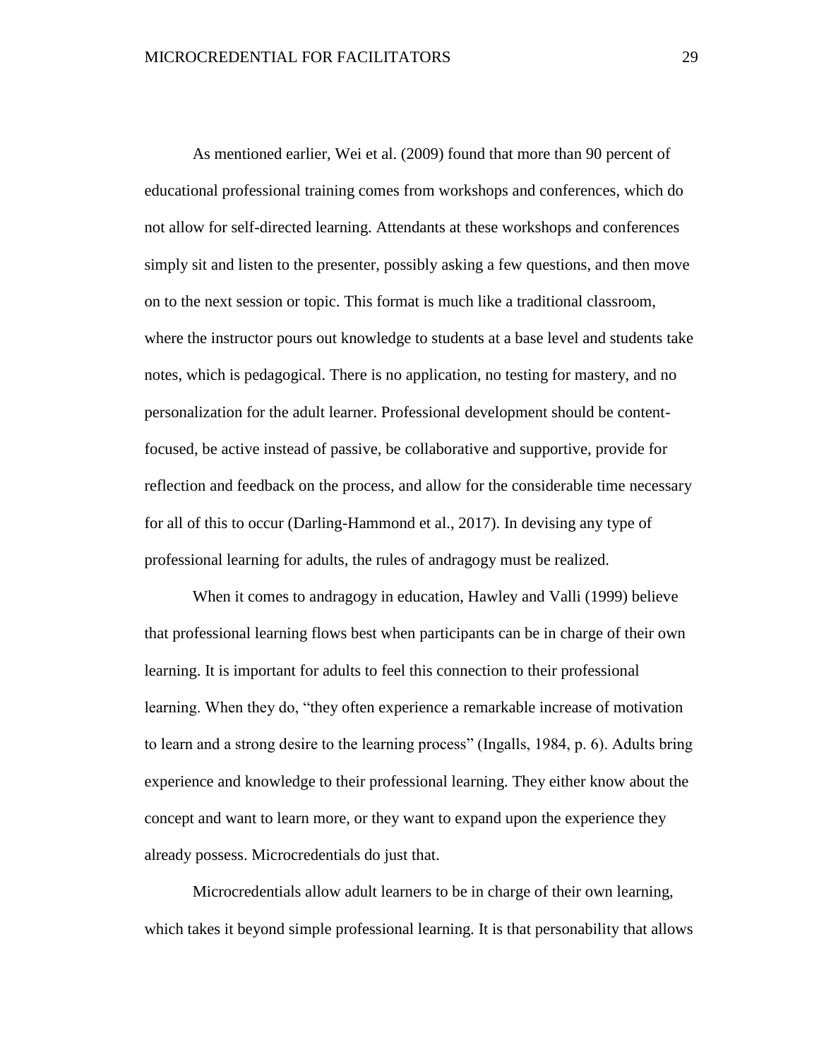As mentioned earlier, Wei et al. (2009) found that more than 90 percent of educational professional training comes from workshops and conferences, which do not allow for self-directed learning. Attendants at these workshops and conferences simply sit and listen to the presenter, possibly asking a few questions, and then move on to the next session or topic. This format is much like a traditional classroom, where the instructor pours out knowledge to students at a base level and students take notes, which is pedagogical. There is no application, no testing for mastery, and no personalization for the adult learner. Professional development should be content-focused, be active instead of passive, be collaborative and supportive, provide for reflection and feedback on the process, and allow for the considerable time necessary for all of this to occur (Darling-Hammond et al., 2017). In devising any type of professional learning for adults, the rules of andragogy must be realized.

When it comes to andragogy in education, Hawley and Valli (1999) believe that professional learning flows best when participants can be in charge of their own learning. It is important for adults to feel this connection to their professional learning. When they do, "they often experience a remarkable increase of motivation to learn and a strong desire to the learning process" (Ingalls, 1984, p. 6). Adults bring experience and knowledge to their professional learning. They either know about the concept and want to learn more, or they want to expand upon the experience they already possess. Microcredentials do just that.

Microcredentials allow adult learners to be in charge of their own learning, which takes it beyond simple professional learning. It is that personability that allows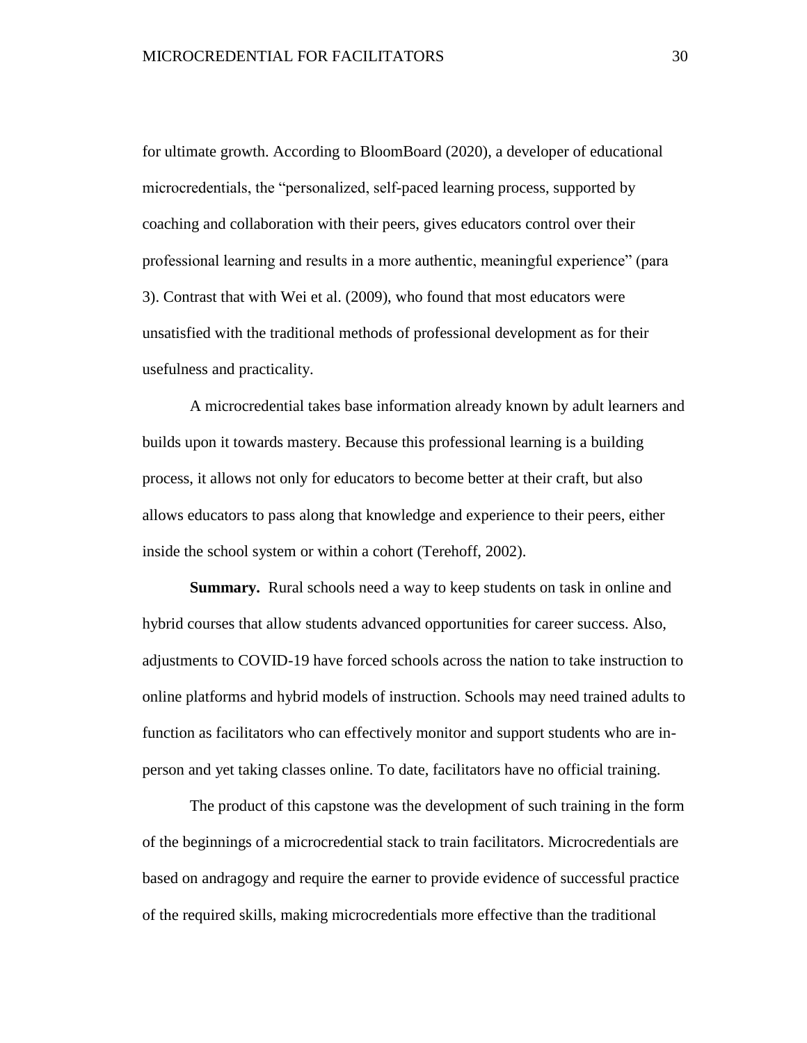for ultimate growth. According to BloomBoard (2020), a developer of educational microcredentials, the "personalized, self-paced learning process, supported by coaching and collaboration with their peers, gives educators control over their professional learning and results in a more authentic, meaningful experience" (para 3). Contrast that with Wei et al. (2009), who found that most educators were unsatisfied with the traditional methods of professional development as for their usefulness and practicality.

A microcredential takes base information already known by adult learners and builds upon it towards mastery. Because this professional learning is a building process, it allows not only for educators to become better at their craft, but also allows educators to pass along that knowledge and experience to their peers, either inside the school system or within a cohort (Terehoff, 2002).

**Summary.** Rural schools need a way to keep students on task in online and hybrid courses that allow students advanced opportunities for career success. Also, adjustments to COVID-19 have forced schools across the nation to take instruction to online platforms and hybrid models of instruction. Schools may need trained adults to function as facilitators who can effectively monitor and support students who are in-person and yet taking classes online. To date, facilitators have no official training.

The product of this capstone was the development of such training in the form of the beginnings of a microcredential stack to train facilitators. Microcredentials are based on andragogy and require the earner to provide evidence of successful practice of the required skills, making microcredentials more effective than the traditional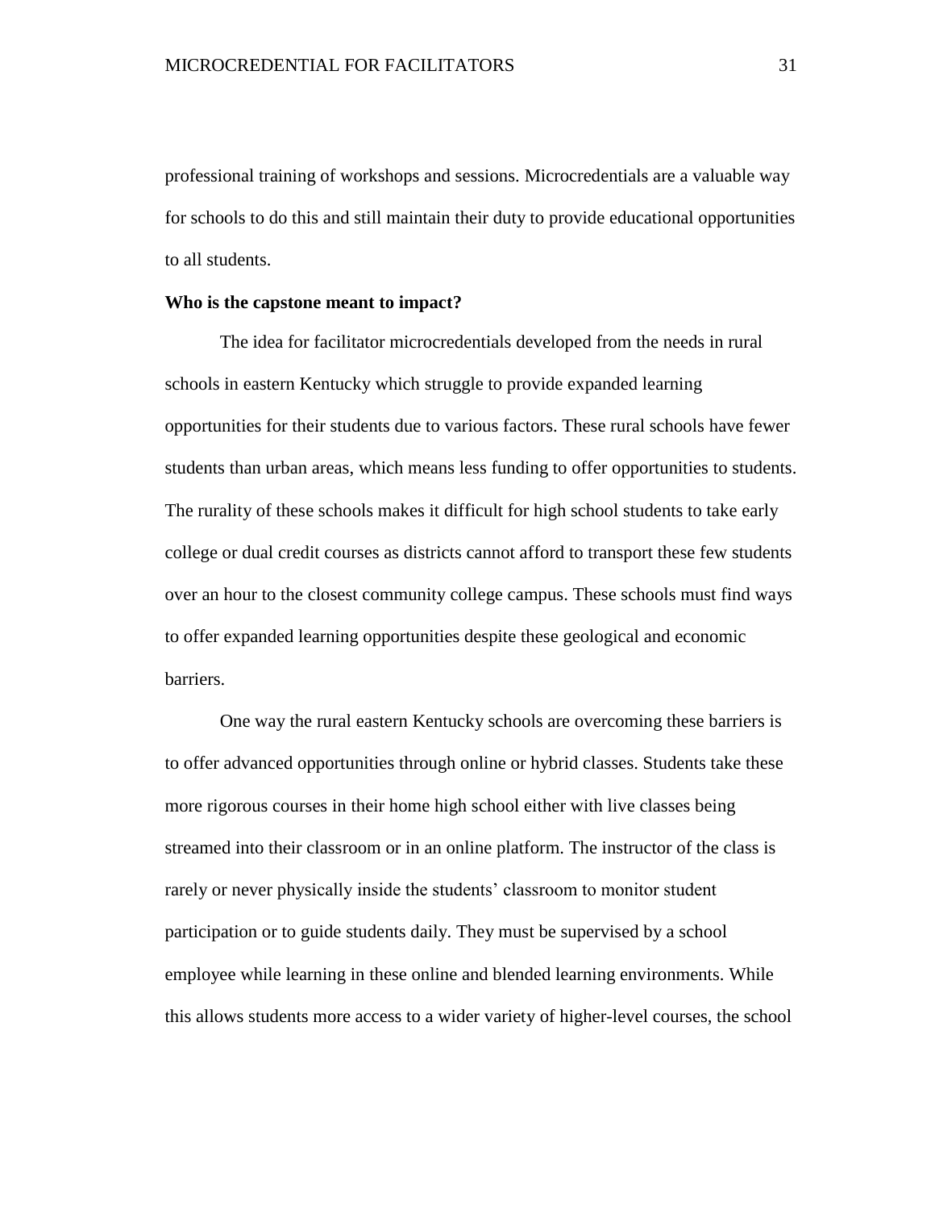professional training of workshops and sessions. Microcredentials are a valuable way for schools to do this and still maintain their duty to provide educational opportunities to all students.

**Who is the capstone meant to impact?**

The idea for facilitator microcredentials developed from the needs in rural schools in eastern Kentucky which struggle to provide expanded learning opportunities for their students due to various factors. These rural schools have fewer students than urban areas, which means less funding to offer opportunities to students. The rurality of these schools makes it difficult for high school students to take early college or dual credit courses as districts cannot afford to transport these few students over an hour to the closest community college campus. These schools must find ways to offer expanded learning opportunities despite these geological and economic barriers.

One way the rural eastern Kentucky schools are overcoming these barriers is to offer advanced opportunities through online or hybrid classes. Students take these more rigorous courses in their home high school either with live classes being streamed into their classroom or in an online platform. The instructor of the class is rarely or never physically inside the students' classroom to monitor student participation or to guide students daily. They must be supervised by a school employee while learning in these online and blended learning environments. While this allows students more access to a wider variety of higher-level courses, the school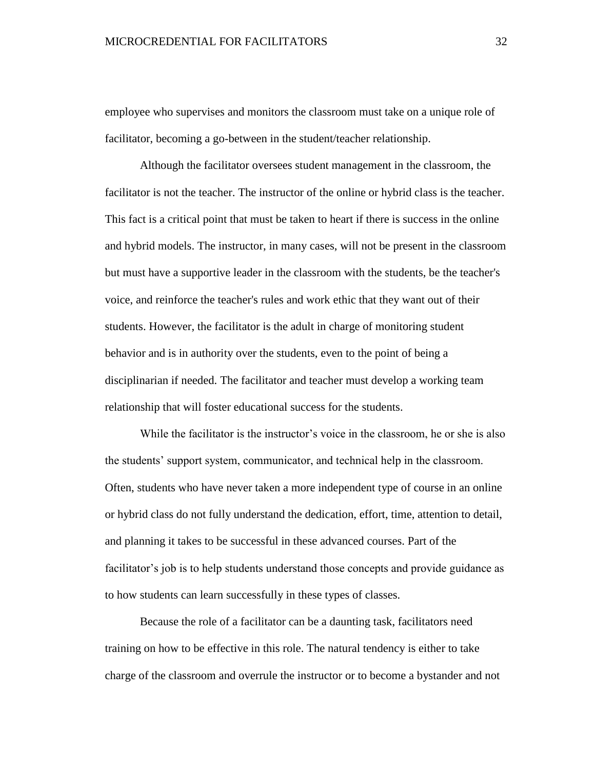employee who supervises and monitors the classroom must take on a unique role of facilitator, becoming a go-between in the student/teacher relationship.

Although the facilitator oversees student management in the classroom, the facilitator is not the teacher. The instructor of the online or hybrid class is the teacher. This fact is a critical point that must be taken to heart if there is success in the online and hybrid models. The instructor, in many cases, will not be present in the classroom but must have a supportive leader in the classroom with the students, be the teacher's voice, and reinforce the teacher's rules and work ethic that they want out of their students. However, the facilitator is the adult in charge of monitoring student behavior and is in authority over the students, even to the point of being a disciplinarian if needed. The facilitator and teacher must develop a working team relationship that will foster educational success for the students.

While the facilitator is the instructor's voice in the classroom, he or she is also the students' support system, communicator, and technical help in the classroom. Often, students who have never taken a more independent type of course in an online or hybrid class do not fully understand the dedication, effort, time, attention to detail, and planning it takes to be successful in these advanced courses. Part of the facilitator's job is to help students understand those concepts and provide guidance as to how students can learn successfully in these types of classes.

Because the role of a facilitator can be a daunting task, facilitators need training on how to be effective in this role. The natural tendency is either to take charge of the classroom and overrule the instructor or to become a bystander and not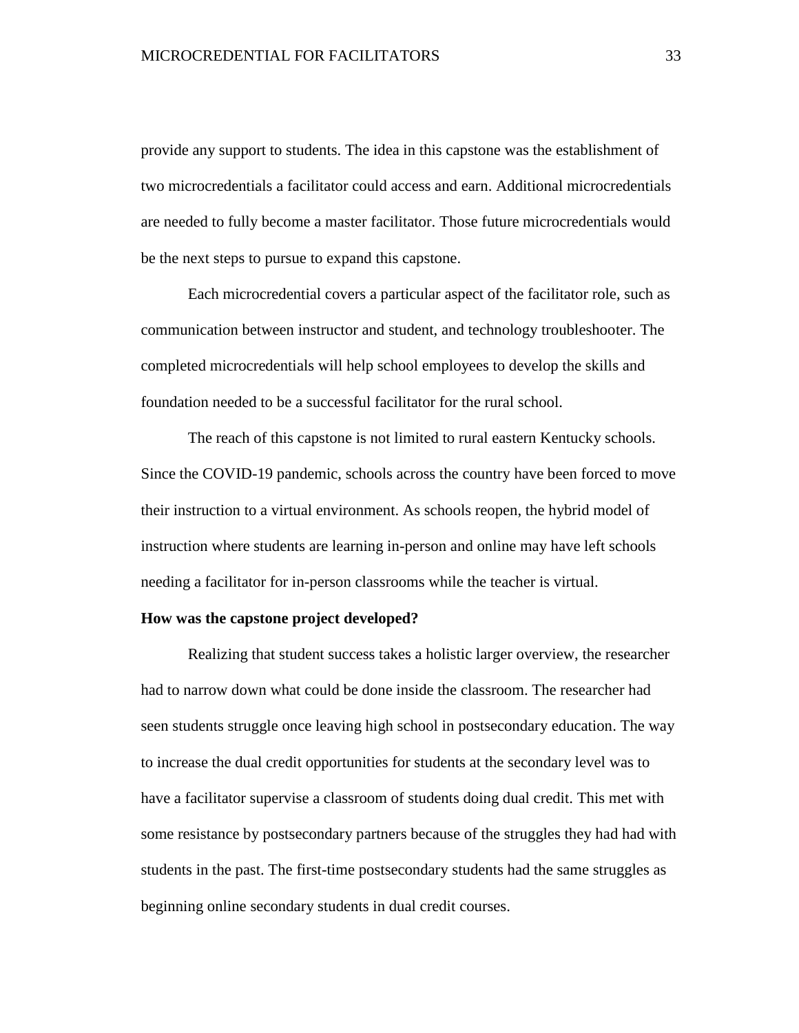provide any support to students. The idea in this capstone was the establishment of two microcredentials a facilitator could access and earn. Additional microcredentials are needed to fully become a master facilitator. Those future microcredentials would be the next steps to pursue to expand this capstone.

Each microcredential covers a particular aspect of the facilitator role, such as communication between instructor and student, and technology troubleshooter. The completed microcredentials will help school employees to develop the skills and foundation needed to be a successful facilitator for the rural school.

The reach of this capstone is not limited to rural eastern Kentucky schools. Since the COVID-19 pandemic, schools across the country have been forced to move their instruction to a virtual environment. As schools reopen, the hybrid model of instruction where students are learning in-person and online may have left schools needing a facilitator for in-person classrooms while the teacher is virtual.

**How was the capstone project developed?**

Realizing that student success takes a holistic larger overview, the researcher had to narrow down what could be done inside the classroom. The researcher had seen students struggle once leaving high school in postsecondary education. The way to increase the dual credit opportunities for students at the secondary level was to have a facilitator supervise a classroom of students doing dual credit. This met with some resistance by postsecondary partners because of the struggles they had had with students in the past. The first-time postsecondary students had the same struggles as beginning online secondary students in dual credit courses.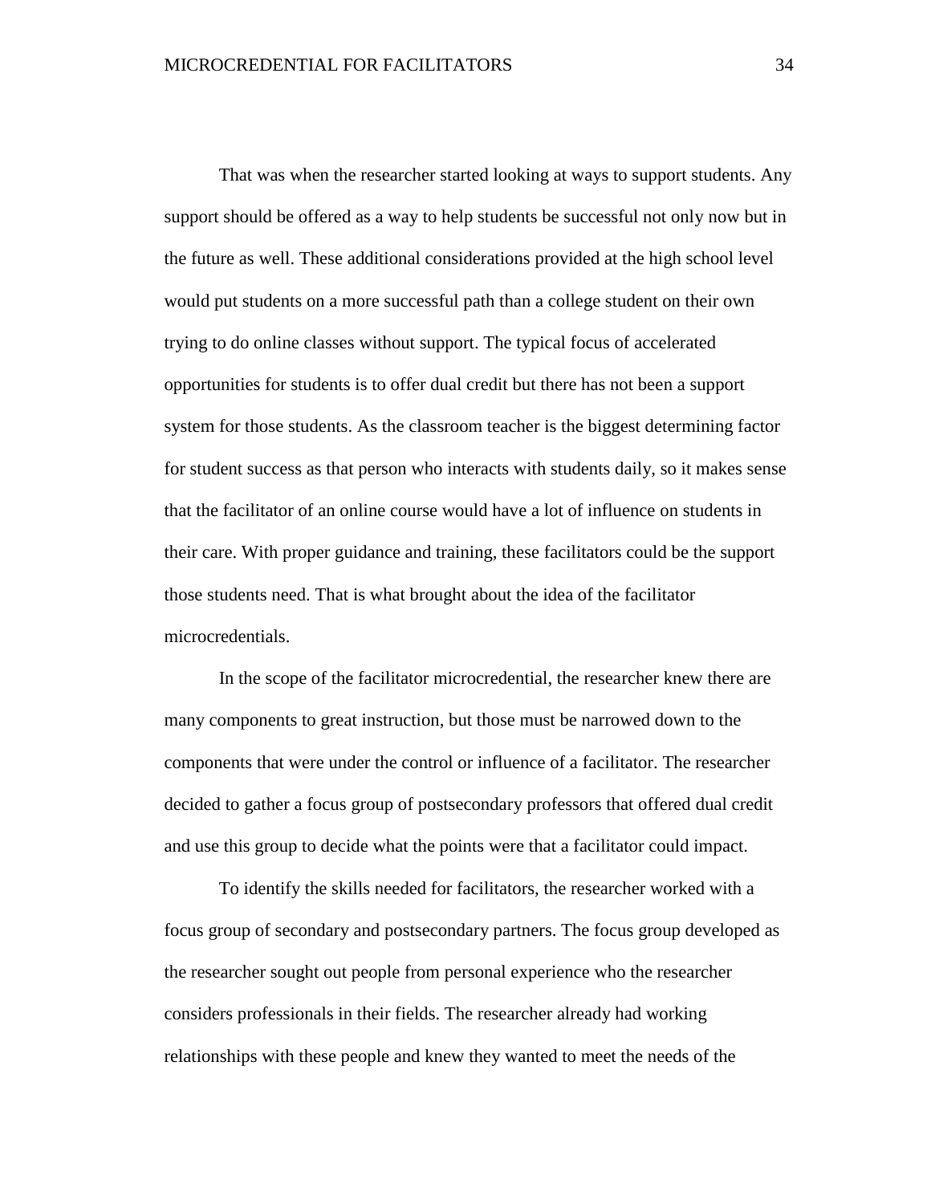That was when the researcher started looking at ways to support students. Any support should be offered as a way to help students be successful not only now but in the future as well. These additional considerations provided at the high school level would put students on a more successful path than a college student on their own trying to do online classes without support. The typical focus of accelerated opportunities for students is to offer dual credit but there has not been a support system for those students. As the classroom teacher is the biggest determining factor for student success as that person who interacts with students daily, so it makes sense that the facilitator of an online course would have a lot of influence on students in their care. With proper guidance and training, these facilitators could be the support those students need. That is what brought about the idea of the facilitator microcredentials.

In the scope of the facilitator microcredential, the researcher knew there are many components to great instruction, but those must be narrowed down to the components that were under the control or influence of a facilitator. The researcher decided to gather a focus group of postsecondary professors that offered dual credit and use this group to decide what the points were that a facilitator could impact.

To identify the skills needed for facilitators, the researcher worked with a focus group of secondary and postsecondary partners. The focus group developed as the researcher sought out people from personal experience who the researcher considers professionals in their fields. The researcher already had working relationships with these people and knew they wanted to meet the needs of the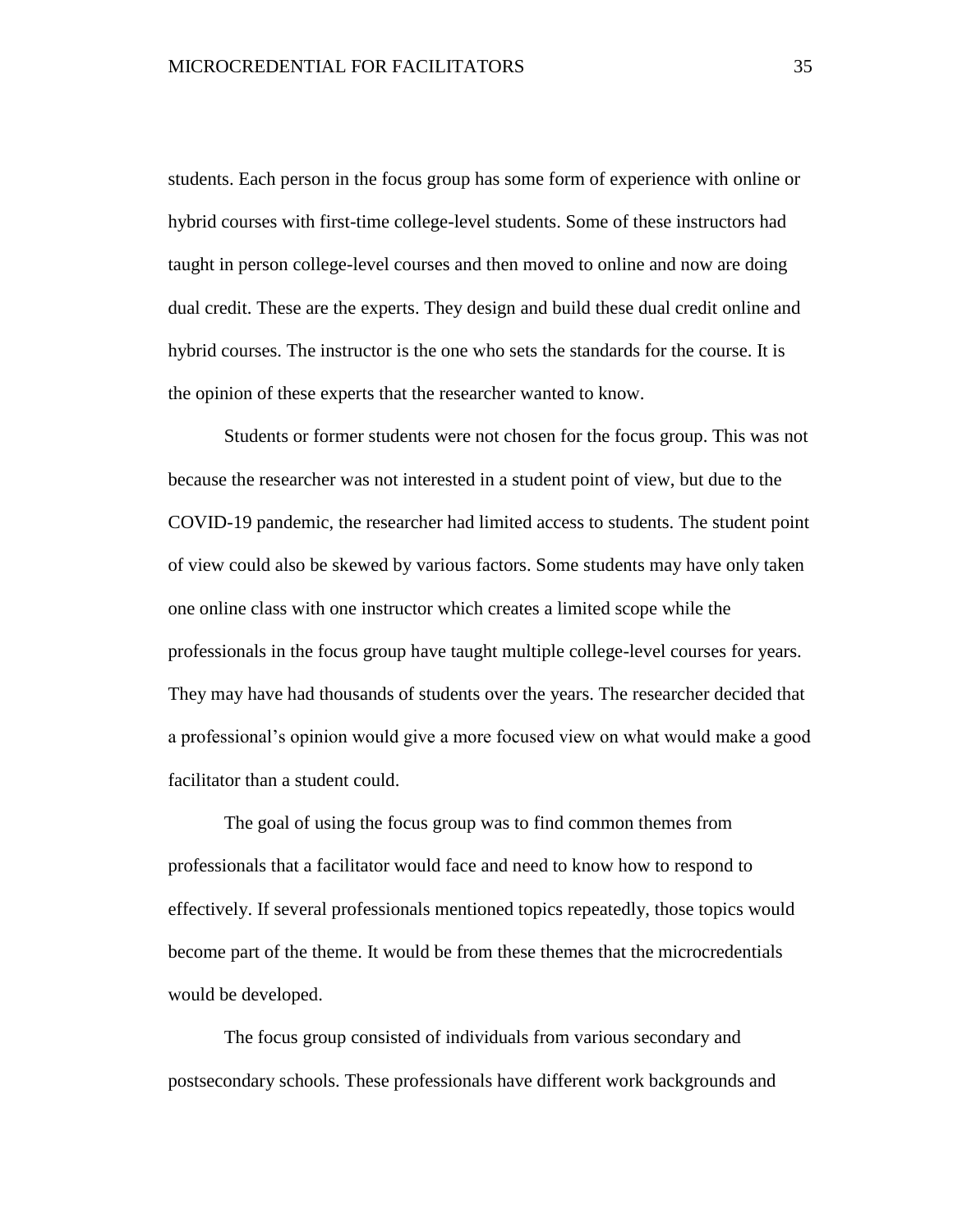students. Each person in the focus group has some form of experience with online or hybrid courses with first-time college-level students. Some of these instructors had taught in person college-level courses and then moved to online and now are doing dual credit. These are the experts. They design and build these dual credit online and hybrid courses. The instructor is the one who sets the standards for the course. It is the opinion of these experts that the researcher wanted to know.

Students or former students were not chosen for the focus group. This was not because the researcher was not interested in a student point of view, but due to the COVID-19 pandemic, the researcher had limited access to students. The student point of view could also be skewed by various factors. Some students may have only taken one online class with one instructor which creates a limited scope while the professionals in the focus group have taught multiple college-level courses for years. They may have had thousands of students over the years. The researcher decided that a professional's opinion would give a more focused view on what would make a good facilitator than a student could.

The goal of using the focus group was to find common themes from professionals that a facilitator would face and need to know how to respond to effectively. If several professionals mentioned topics repeatedly, those topics would become part of the theme. It would be from these themes that the microcredentials would be developed.

The focus group consisted of individuals from various secondary and postsecondary schools. These professionals have different work backgrounds and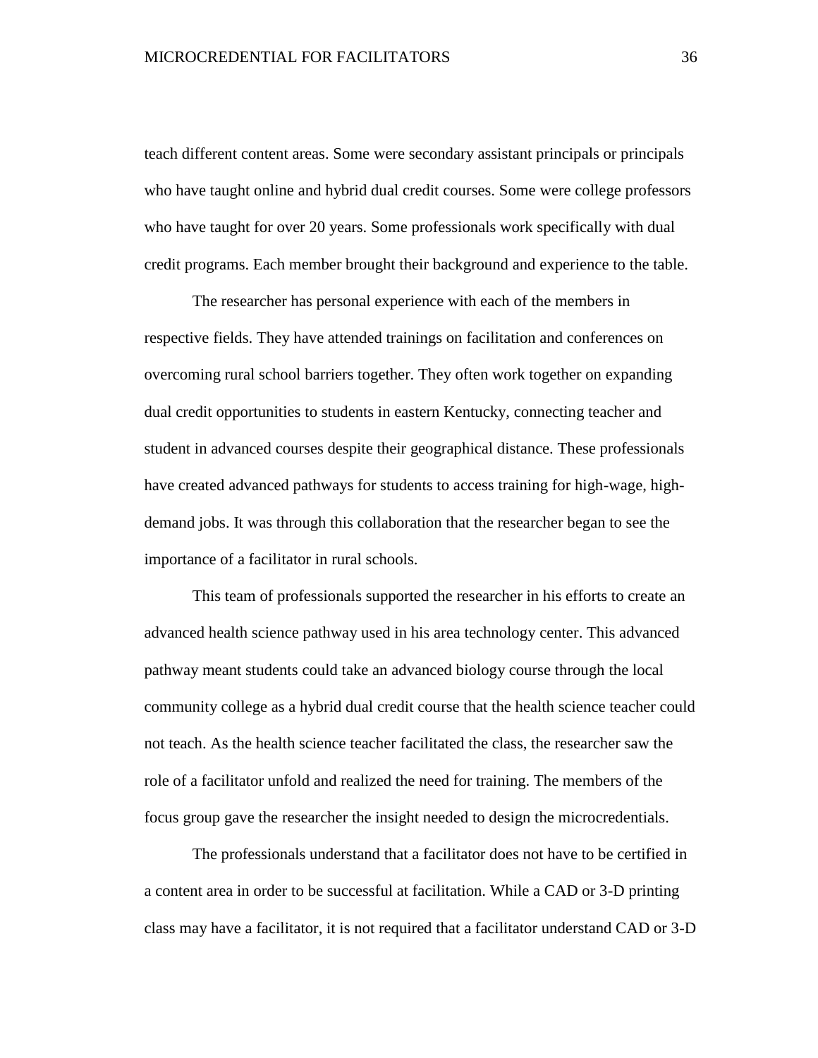teach different content areas. Some were secondary assistant principals or principals who have taught online and hybrid dual credit courses. Some were college professors who have taught for over 20 years. Some professionals work specifically with dual credit programs. Each member brought their background and experience to the table.

The researcher has personal experience with each of the members in respective fields. They have attended trainings on facilitation and conferences on overcoming rural school barriers together. They often work together on expanding dual credit opportunities to students in eastern Kentucky, connecting teacher and student in advanced courses despite their geographical distance. These professionals have created advanced pathways for students to access training for high-wage, high-demand jobs. It was through this collaboration that the researcher began to see the importance of a facilitator in rural schools.

This team of professionals supported the researcher in his efforts to create an advanced health science pathway used in his area technology center. This advanced pathway meant students could take an advanced biology course through the local community college as a hybrid dual credit course that the health science teacher could not teach. As the health science teacher facilitated the class, the researcher saw the role of a facilitator unfold and realized the need for training. The members of the focus group gave the researcher the insight needed to design the microcredentials.

The professionals understand that a facilitator does not have to be certified in a content area in order to be successful at facilitation. While a CAD or 3-D printing class may have a facilitator, it is not required that a facilitator understand CAD or 3-D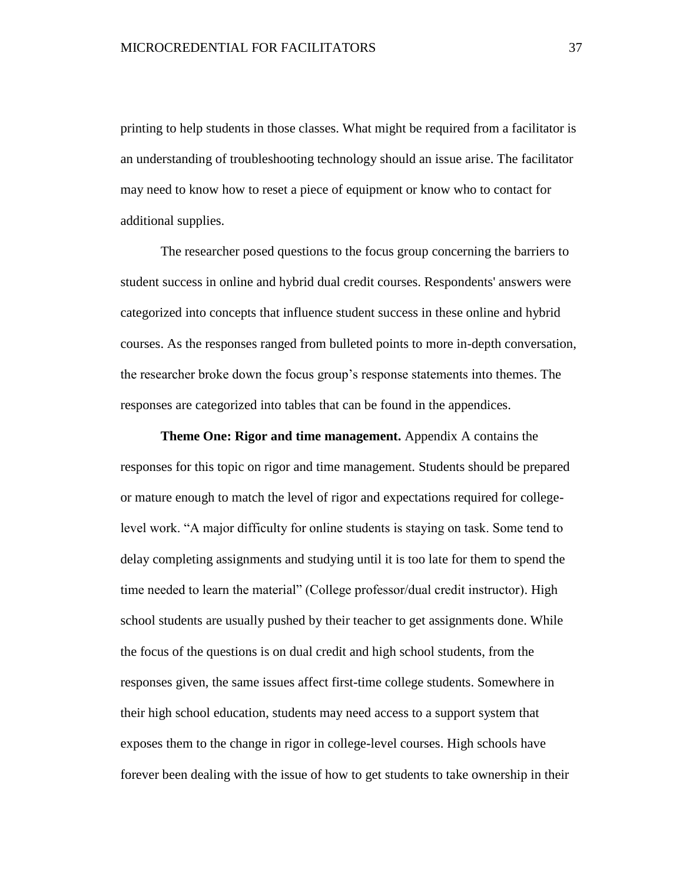printing to help students in those classes. What might be required from a facilitator is an understanding of troubleshooting technology should an issue arise. The facilitator may need to know how to reset a piece of equipment or know who to contact for additional supplies.

The researcher posed questions to the focus group concerning the barriers to student success in online and hybrid dual credit courses. Respondents' answers were categorized into concepts that influence student success in these online and hybrid courses. As the responses ranged from bulleted points to more in-depth conversation, the researcher broke down the focus group's response statements into themes. The responses are categorized into tables that can be found in the appendices.

**Theme One: Rigor and time management.** Appendix A contains the responses for this topic on rigor and time management. Students should be prepared or mature enough to match the level of rigor and expectations required for college-level work. "A major difficulty for online students is staying on task. Some tend to delay completing assignments and studying until it is too late for them to spend the time needed to learn the material" (College professor/dual credit instructor). High school students are usually pushed by their teacher to get assignments done. While the focus of the questions is on dual credit and high school students, from the responses given, the same issues affect first-time college students. Somewhere in their high school education, students may need access to a support system that exposes them to the change in rigor in college-level courses. High schools have forever been dealing with the issue of how to get students to take ownership in their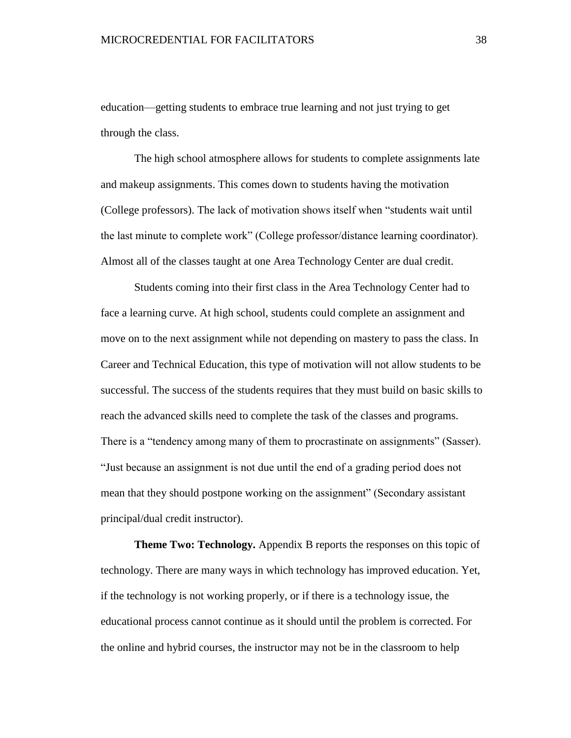education—getting students to embrace true learning and not just trying to get through the class.

The high school atmosphere allows for students to complete assignments late and makeup assignments. This comes down to students having the motivation (College professors). The lack of motivation shows itself when "students wait until the last minute to complete work" (College professor/distance learning coordinator). Almost all of the classes taught at one Area Technology Center are dual credit.

Students coming into their first class in the Area Technology Center had to face a learning curve. At high school, students could complete an assignment and move on to the next assignment while not depending on mastery to pass the class. In Career and Technical Education, this type of motivation will not allow students to be successful. The success of the students requires that they must build on basic skills to reach the advanced skills need to complete the task of the classes and programs. There is a "tendency among many of them to procrastinate on assignments" (Sasser). "Just because an assignment is not due until the end of a grading period does not mean that they should postpone working on the assignment" (Secondary assistant principal/dual credit instructor).

**Theme Two: Technology.** Appendix B reports the responses on this topic of technology. There are many ways in which technology has improved education. Yet, if the technology is not working properly, or if there is a technology issue, the educational process cannot continue as it should until the problem is corrected. For the online and hybrid courses, the instructor may not be in the classroom to help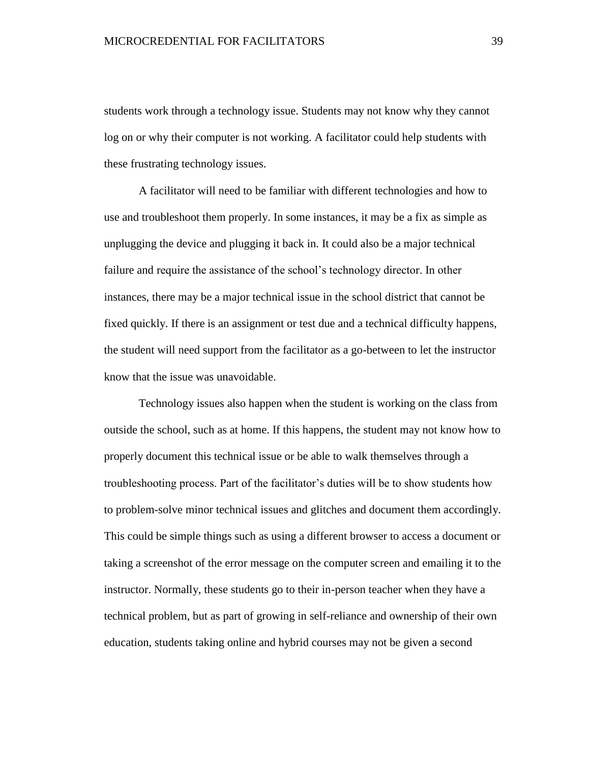students work through a technology issue. Students may not know why they cannot log on or why their computer is not working. A facilitator could help students with these frustrating technology issues.

A facilitator will need to be familiar with different technologies and how to use and troubleshoot them properly. In some instances, it may be a fix as simple as unplugging the device and plugging it back in. It could also be a major technical failure and require the assistance of the school's technology director. In other instances, there may be a major technical issue in the school district that cannot be fixed quickly. If there is an assignment or test due and a technical difficulty happens, the student will need support from the facilitator as a go-between to let the instructor know that the issue was unavoidable.

Technology issues also happen when the student is working on the class from outside the school, such as at home. If this happens, the student may not know how to properly document this technical issue or be able to walk themselves through a troubleshooting process. Part of the facilitator's duties will be to show students how to problem-solve minor technical issues and glitches and document them accordingly. This could be simple things such as using a different browser to access a document or taking a screenshot of the error message on the computer screen and emailing it to the instructor. Normally, these students go to their in-person teacher when they have a technical problem, but as part of growing in self-reliance and ownership of their own education, students taking online and hybrid courses may not be given a second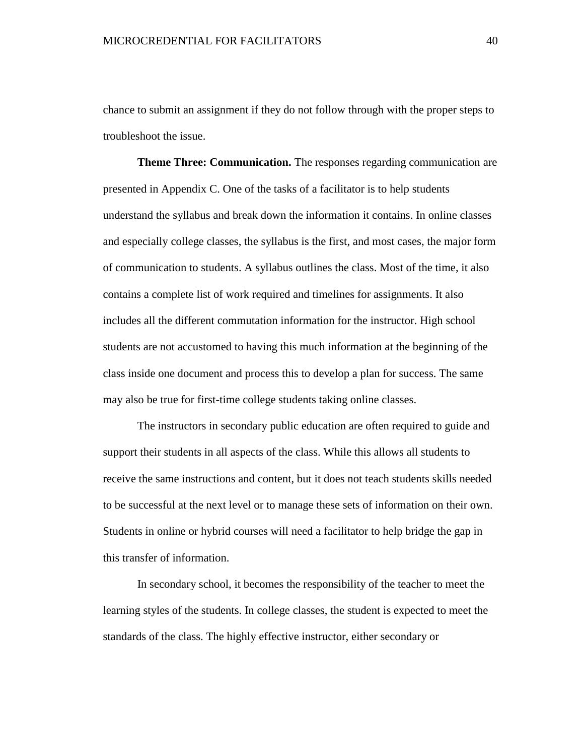chance to submit an assignment if they do not follow through with the proper steps to troubleshoot the issue.

**Theme Three: Communication.** The responses regarding communication are presented in Appendix C. One of the tasks of a facilitator is to help students understand the syllabus and break down the information it contains. In online classes and especially college classes, the syllabus is the first, and most cases, the major form of communication to students. A syllabus outlines the class. Most of the time, it also contains a complete list of work required and timelines for assignments. It also includes all the different commutation information for the instructor. High school students are not accustomed to having this much information at the beginning of the class inside one document and process this to develop a plan for success. The same may also be true for first-time college students taking online classes.

The instructors in secondary public education are often required to guide and support their students in all aspects of the class. While this allows all students to receive the same instructions and content, but it does not teach students skills needed to be successful at the next level or to manage these sets of information on their own. Students in online or hybrid courses will need a facilitator to help bridge the gap in this transfer of information.

In secondary school, it becomes the responsibility of the teacher to meet the learning styles of the students. In college classes, the student is expected to meet the standards of the class. The highly effective instructor, either secondary or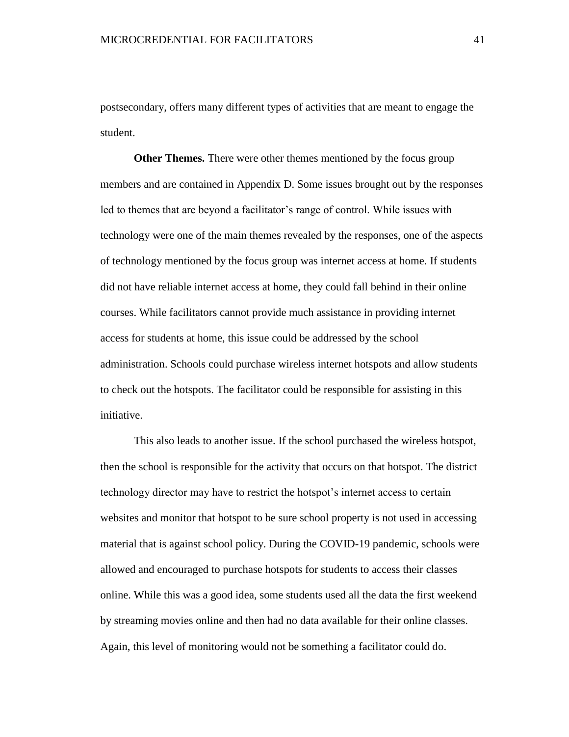postsecondary, offers many different types of activities that are meant to engage the student.

**Other Themes.** There were other themes mentioned by the focus group members and are contained in Appendix D. Some issues brought out by the responses led to themes that are beyond a facilitator's range of control. While issues with technology were one of the main themes revealed by the responses, one of the aspects of technology mentioned by the focus group was internet access at home. If students did not have reliable internet access at home, they could fall behind in their online courses. While facilitators cannot provide much assistance in providing internet access for students at home, this issue could be addressed by the school administration. Schools could purchase wireless internet hotspots and allow students to check out the hotspots. The facilitator could be responsible for assisting in this initiative.

This also leads to another issue. If the school purchased the wireless hotspot, then the school is responsible for the activity that occurs on that hotspot. The district technology director may have to restrict the hotspot's internet access to certain websites and monitor that hotspot to be sure school property is not used in accessing material that is against school policy. During the COVID-19 pandemic, schools were allowed and encouraged to purchase hotspots for students to access their classes online. While this was a good idea, some students used all the data the first weekend by streaming movies online and then had no data available for their online classes. Again, this level of monitoring would not be something a facilitator could do.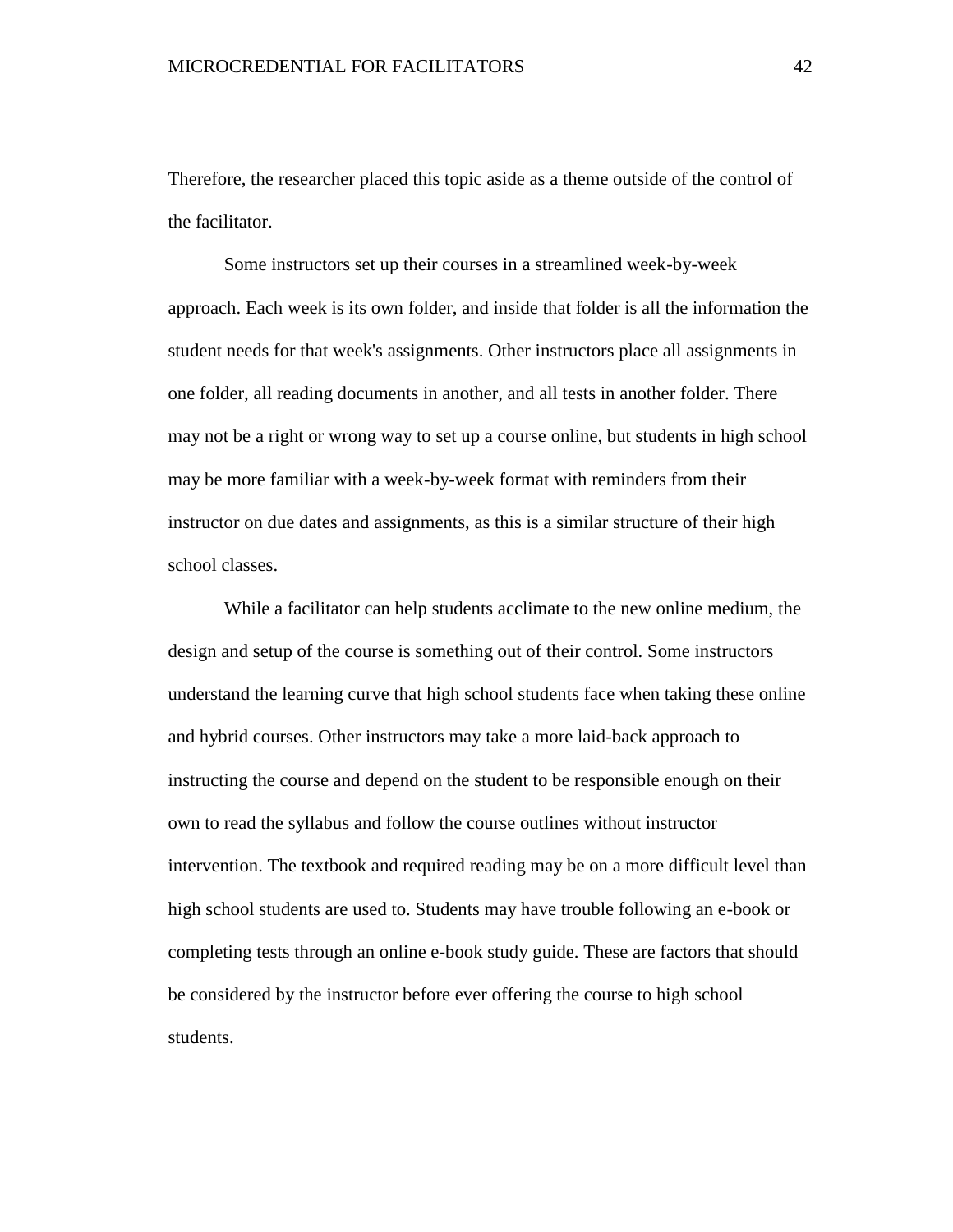Therefore, the researcher placed this topic aside as a theme outside of the control of the facilitator.

Some instructors set up their courses in a streamlined week-by-week approach. Each week is its own folder, and inside that folder is all the information the student needs for that week's assignments. Other instructors place all assignments in one folder, all reading documents in another, and all tests in another folder. There may not be a right or wrong way to set up a course online, but students in high school may be more familiar with a week-by-week format with reminders from their instructor on due dates and assignments, as this is a similar structure of their high school classes.

While a facilitator can help students acclimate to the new online medium, the design and setup of the course is something out of their control. Some instructors understand the learning curve that high school students face when taking these online and hybrid courses. Other instructors may take a more laid-back approach to instructing the course and depend on the student to be responsible enough on their own to read the syllabus and follow the course outlines without instructor intervention. The textbook and required reading may be on a more difficult level than high school students are used to. Students may have trouble following an e-book or completing tests through an online e-book study guide. These are factors that should be considered by the instructor before ever offering the course to high school students.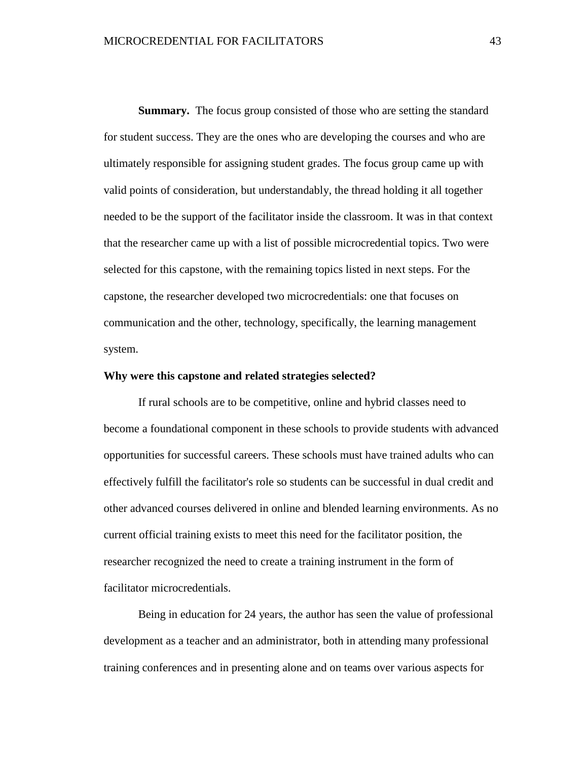**Summary.** The focus group consisted of those who are setting the standard for student success. They are the ones who are developing the courses and who are ultimately responsible for assigning student grades. The focus group came up with valid points of consideration, but understandably, the thread holding it all together needed to be the support of the facilitator inside the classroom. It was in that context that the researcher came up with a list of possible microcredential topics. Two were selected for this capstone, with the remaining topics listed in next steps. For the capstone, the researcher developed two microcredentials: one that focuses on communication and the other, technology, specifically, the learning management system.

**Why were this capstone and related strategies selected?**

If rural schools are to be competitive, online and hybrid classes need to become a foundational component in these schools to provide students with advanced opportunities for successful careers. These schools must have trained adults who can effectively fulfill the facilitator's role so students can be successful in dual credit and other advanced courses delivered in online and blended learning environments. As no current official training exists to meet this need for the facilitator position, the researcher recognized the need to create a training instrument in the form of facilitator microcredentials.

Being in education for 24 years, the author has seen the value of professional development as a teacher and an administrator, both in attending many professional training conferences and in presenting alone and on teams over various aspects for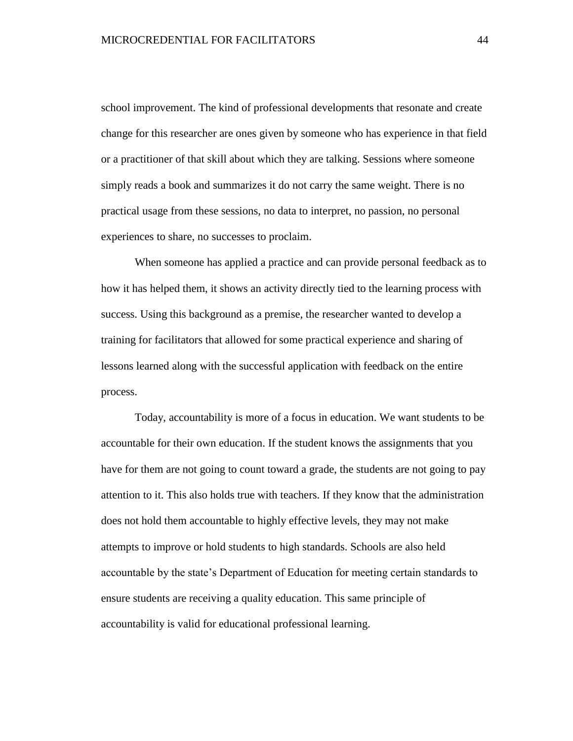school improvement. The kind of professional developments that resonate and create change for this researcher are ones given by someone who has experience in that field or a practitioner of that skill about which they are talking. Sessions where someone simply reads a book and summarizes it do not carry the same weight. There is no practical usage from these sessions, no data to interpret, no passion, no personal experiences to share, no successes to proclaim.

When someone has applied a practice and can provide personal feedback as to how it has helped them, it shows an activity directly tied to the learning process with success. Using this background as a premise, the researcher wanted to develop a training for facilitators that allowed for some practical experience and sharing of lessons learned along with the successful application with feedback on the entire process.

Today, accountability is more of a focus in education. We want students to be accountable for their own education. If the student knows the assignments that you have for them are not going to count toward a grade, the students are not going to pay attention to it. This also holds true with teachers. If they know that the administration does not hold them accountable to highly effective levels, they may not make attempts to improve or hold students to high standards. Schools are also held accountable by the state's Department of Education for meeting certain standards to ensure students are receiving a quality education. This same principle of accountability is valid for educational professional learning.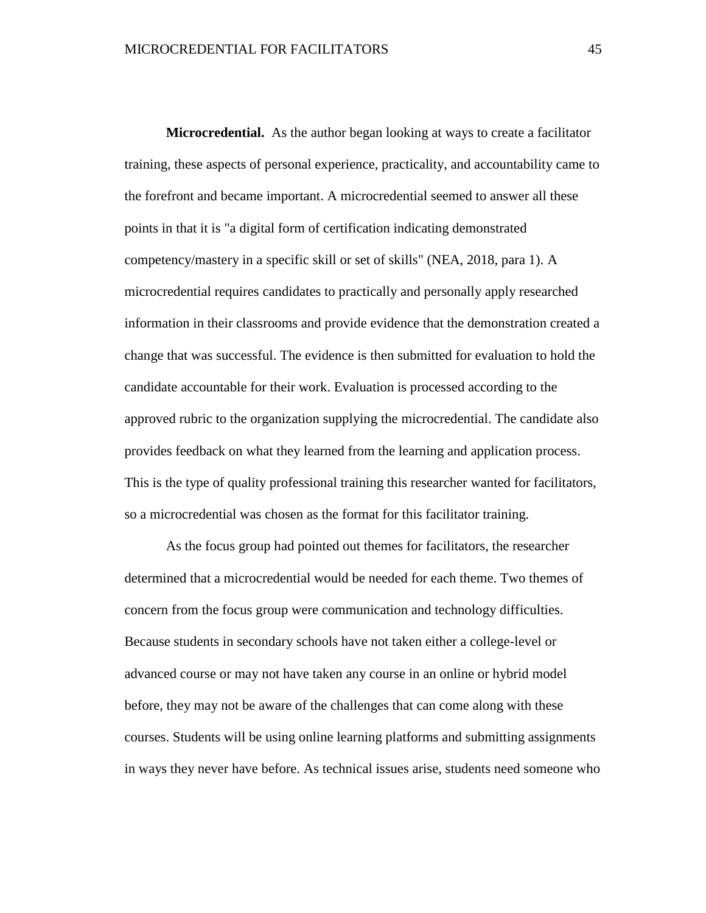**Microcredential.** As the author began looking at ways to create a facilitator training, these aspects of personal experience, practicality, and accountability came to the forefront and became important. A microcredential seemed to answer all these points in that it is "a digital form of certification indicating demonstrated competency/mastery in a specific skill or set of skills" (NEA, 2018, para 1). A microcredential requires candidates to practically and personally apply researched information in their classrooms and provide evidence that the demonstration created a change that was successful. The evidence is then submitted for evaluation to hold the candidate accountable for their work. Evaluation is processed according to the approved rubric to the organization supplying the microcredential. The candidate also provides feedback on what they learned from the learning and application process. This is the type of quality professional training this researcher wanted for facilitators, so a microcredential was chosen as the format for this facilitator training.

As the focus group had pointed out themes for facilitators, the researcher determined that a microcredential would be needed for each theme. Two themes of concern from the focus group were communication and technology difficulties. Because students in secondary schools have not taken either a college-level or advanced course or may not have taken any course in an online or hybrid model before, they may not be aware of the challenges that can come along with these courses. Students will be using online learning platforms and submitting assignments in ways they never have before. As technical issues arise, students need someone who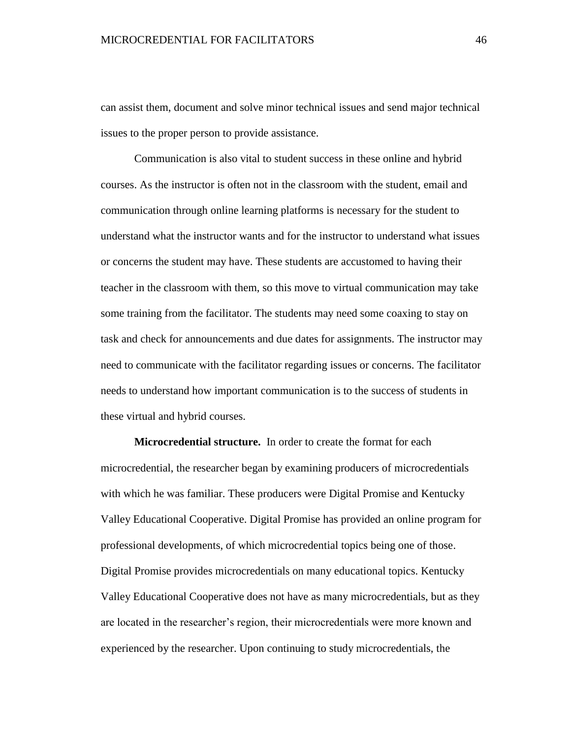can assist them, document and solve minor technical issues and send major technical issues to the proper person to provide assistance.

Communication is also vital to student success in these online and hybrid courses. As the instructor is often not in the classroom with the student, email and communication through online learning platforms is necessary for the student to understand what the instructor wants and for the instructor to understand what issues or concerns the student may have. These students are accustomed to having their teacher in the classroom with them, so this move to virtual communication may take some training from the facilitator. The students may need some coaxing to stay on task and check for announcements and due dates for assignments. The instructor may need to communicate with the facilitator regarding issues or concerns. The facilitator needs to understand how important communication is to the success of students in these virtual and hybrid courses.

**Microcredential structure.** In order to create the format for each microcredential, the researcher began by examining producers of microcredentials with which he was familiar. These producers were Digital Promise and Kentucky Valley Educational Cooperative. Digital Promise has provided an online program for professional developments, of which microcredential topics being one of those. Digital Promise provides microcredentials on many educational topics. Kentucky Valley Educational Cooperative does not have as many microcredentials, but as they are located in the researcher's region, their microcredentials were more known and experienced by the researcher. Upon continuing to study microcredentials, the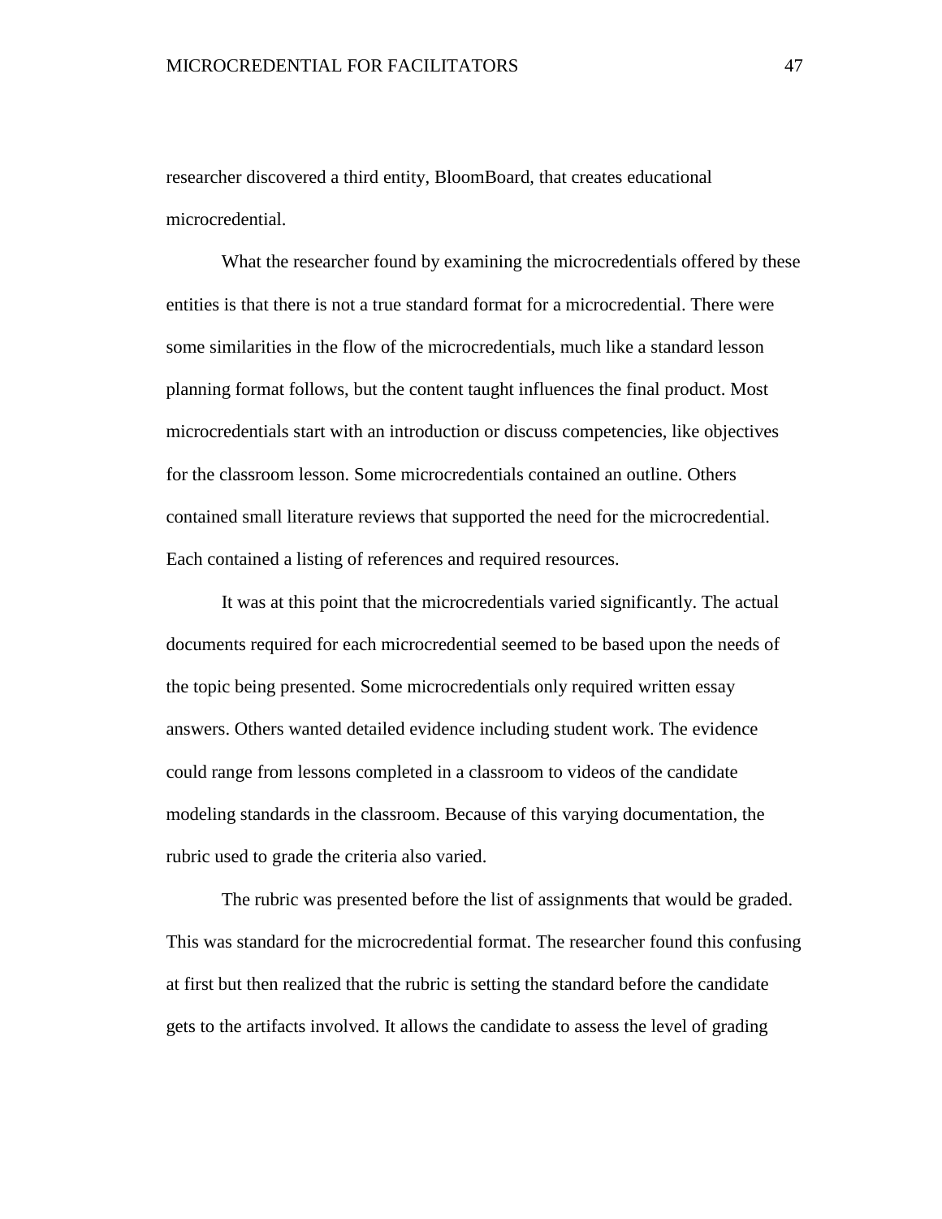researcher discovered a third entity, BloomBoard, that creates educational microcredential.

What the researcher found by examining the microcredentials offered by these entities is that there is not a true standard format for a microcredential. There were some similarities in the flow of the microcredentials, much like a standard lesson planning format follows, but the content taught influences the final product. Most microcredentials start with an introduction or discuss competencies, like objectives for the classroom lesson. Some microcredentials contained an outline. Others contained small literature reviews that supported the need for the microcredential. Each contained a listing of references and required resources.

It was at this point that the microcredentials varied significantly. The actual documents required for each microcredential seemed to be based upon the needs of the topic being presented. Some microcredentials only required written essay answers. Others wanted detailed evidence including student work. The evidence could range from lessons completed in a classroom to videos of the candidate modeling standards in the classroom. Because of this varying documentation, the rubric used to grade the criteria also varied.

The rubric was presented before the list of assignments that would be graded. This was standard for the microcredential format. The researcher found this confusing at first but then realized that the rubric is setting the standard before the candidate gets to the artifacts involved. It allows the candidate to assess the level of grading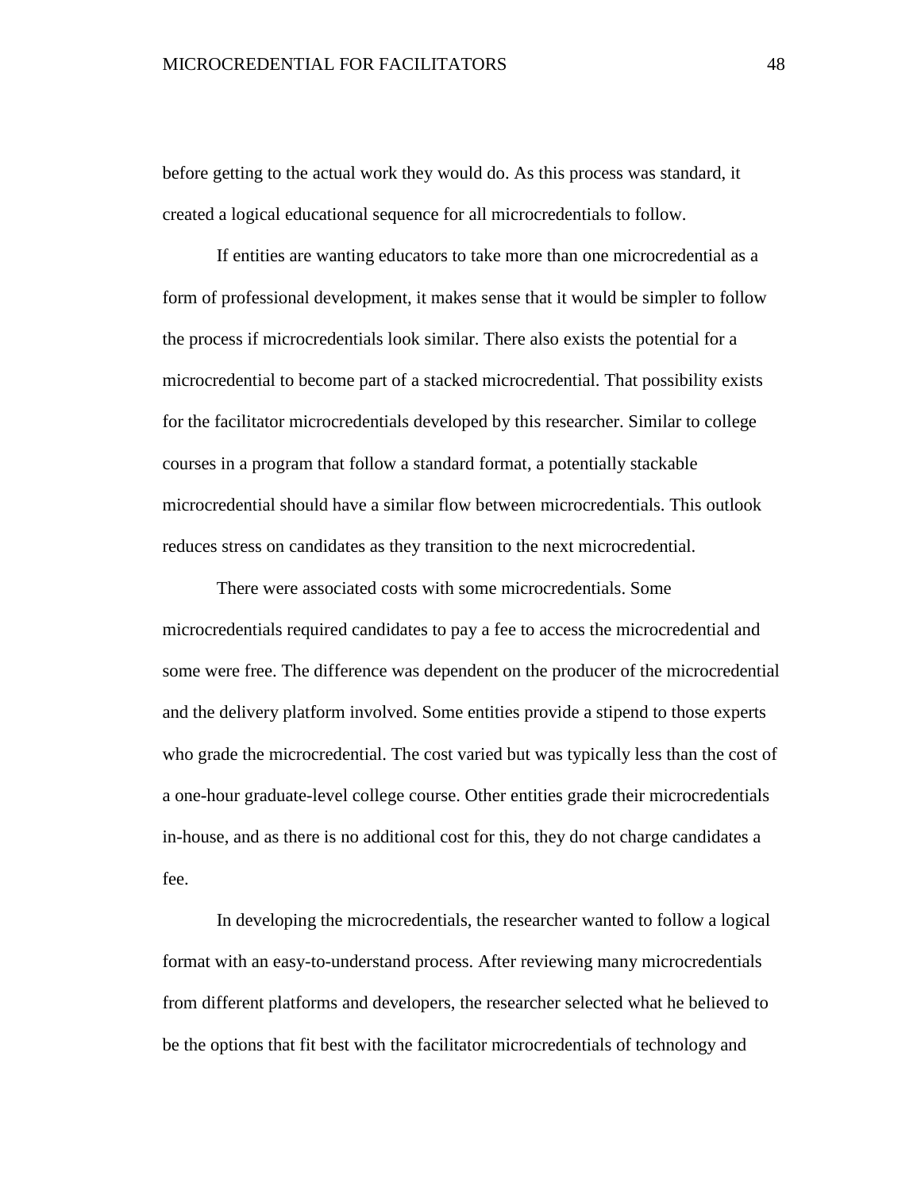before getting to the actual work they would do. As this process was standard, it created a logical educational sequence for all microcredentials to follow.

If entities are wanting educators to take more than one microcredential as a form of professional development, it makes sense that it would be simpler to follow the process if microcredentials look similar. There also exists the potential for a microcredential to become part of a stacked microcredential. That possibility exists for the facilitator microcredentials developed by this researcher. Similar to college courses in a program that follow a standard format, a potentially stackable microcredential should have a similar flow between microcredentials. This outlook reduces stress on candidates as they transition to the next microcredential.

There were associated costs with some microcredentials. Some microcredentials required candidates to pay a fee to access the microcredential and some were free. The difference was dependent on the producer of the microcredential and the delivery platform involved. Some entities provide a stipend to those experts who grade the microcredential. The cost varied but was typically less than the cost of a one-hour graduate-level college course. Other entities grade their microcredentials in-house, and as there is no additional cost for this, they do not charge candidates a fee.

In developing the microcredentials, the researcher wanted to follow a logical format with an easy-to-understand process. After reviewing many microcredentials from different platforms and developers, the researcher selected what he believed to be the options that fit best with the facilitator microcredentials of technology and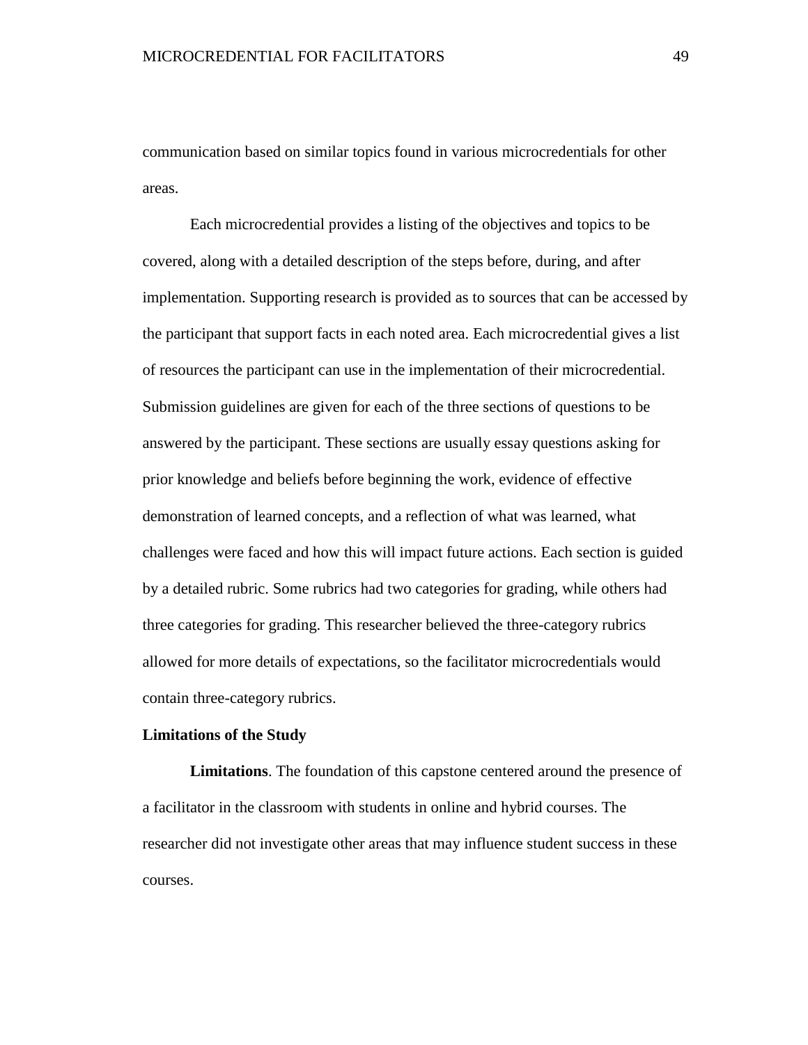communication based on similar topics found in various microcredentials for other areas.

Each microcredential provides a listing of the objectives and topics to be covered, along with a detailed description of the steps before, during, and after implementation. Supporting research is provided as to sources that can be accessed by the participant that support facts in each noted area. Each microcredential gives a list of resources the participant can use in the implementation of their microcredential. Submission guidelines are given for each of the three sections of questions to be answered by the participant. These sections are usually essay questions asking for prior knowledge and beliefs before beginning the work, evidence of effective demonstration of learned concepts, and a reflection of what was learned, what challenges were faced and how this will impact future actions. Each section is guided by a detailed rubric. Some rubrics had two categories for grading, while others had three categories for grading. This researcher believed the three-category rubrics allowed for more details of expectations, so the facilitator microcredentials would contain three-category rubrics.

## Limitations of the Study

**Limitations**. The foundation of this capstone centered around the presence of a facilitator in the classroom with students in online and hybrid courses. The researcher did not investigate other areas that may influence student success in these courses.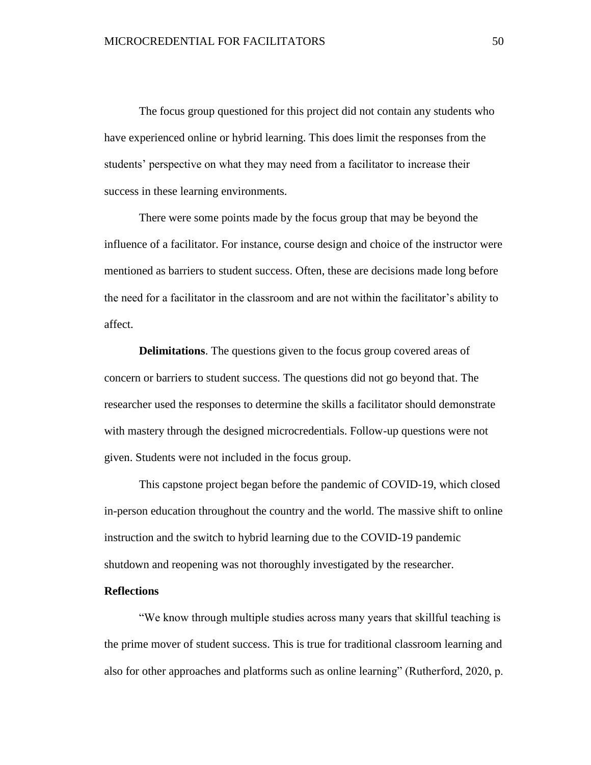The focus group questioned for this project did not contain any students who have experienced online or hybrid learning. This does limit the responses from the students' perspective on what they may need from a facilitator to increase their success in these learning environments.

There were some points made by the focus group that may be beyond the influence of a facilitator. For instance, course design and choice of the instructor were mentioned as barriers to student success. Often, these are decisions made long before the need for a facilitator in the classroom and are not within the facilitator's ability to affect.

**Delimitations**. The questions given to the focus group covered areas of concern or barriers to student success. The questions did not go beyond that. The researcher used the responses to determine the skills a facilitator should demonstrate with mastery through the designed microcredentials. Follow-up questions were not given. Students were not included in the focus group.

This capstone project began before the pandemic of COVID-19, which closed in-person education throughout the country and the world. The massive shift to online instruction and the switch to hybrid learning due to the COVID-19 pandemic shutdown and reopening was not thoroughly investigated by the researcher.

## Reflections

"We know through multiple studies across many years that skillful teaching is the prime mover of student success. This is true for traditional classroom learning and also for other approaches and platforms such as online learning" (Rutherford, 2020, p.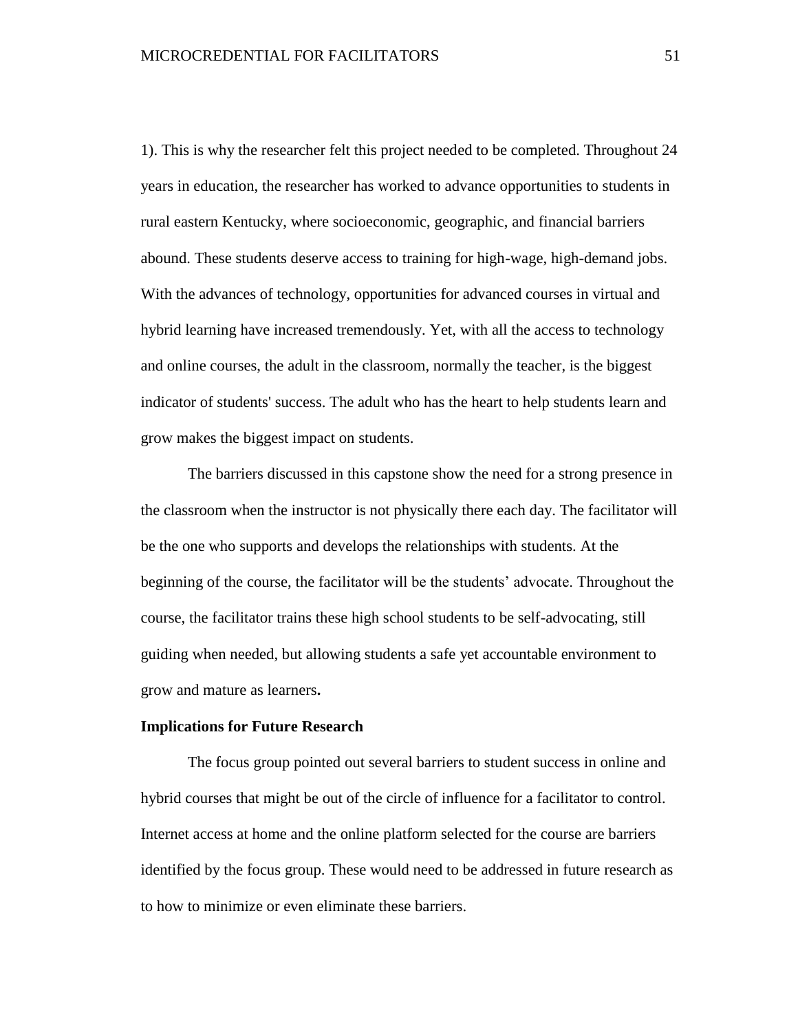1). This is why the researcher felt this project needed to be completed. Throughout 24 years in education, the researcher has worked to advance opportunities to students in rural eastern Kentucky, where socioeconomic, geographic, and financial barriers abound. These students deserve access to training for high-wage, high-demand jobs. With the advances of technology, opportunities for advanced courses in virtual and hybrid learning have increased tremendously. Yet, with all the access to technology and online courses, the adult in the classroom, normally the teacher, is the biggest indicator of students' success. The adult who has the heart to help students learn and grow makes the biggest impact on students.

The barriers discussed in this capstone show the need for a strong presence in the classroom when the instructor is not physically there each day. The facilitator will be the one who supports and develops the relationships with students. At the beginning of the course, the facilitator will be the students' advocate. Throughout the course, the facilitator trains these high school students to be self-advocating, still guiding when needed, but allowing students a safe yet accountable environment to grow and mature as learners**.**

**Implications for Future Research**

The focus group pointed out several barriers to student success in online and hybrid courses that might be out of the circle of influence for a facilitator to control. Internet access at home and the online platform selected for the course are barriers identified by the focus group. These would need to be addressed in future research as to how to minimize or even eliminate these barriers.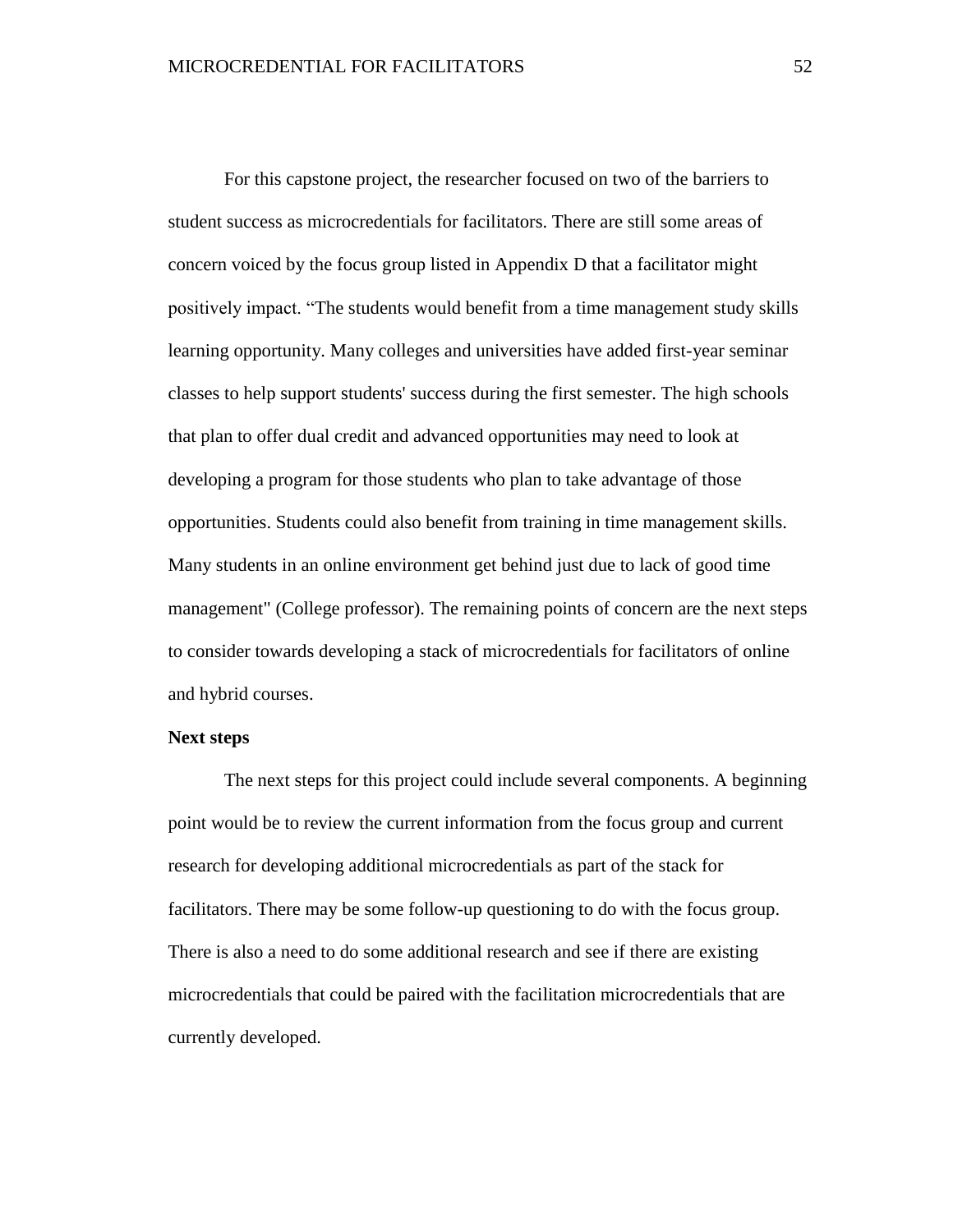For this capstone project, the researcher focused on two of the barriers to student success as microcredentials for facilitators. There are still some areas of concern voiced by the focus group listed in Appendix D that a facilitator might positively impact. “The students would benefit from a time management study skills learning opportunity. Many colleges and universities have added first-year seminar classes to help support students' success during the first semester. The high schools that plan to offer dual credit and advanced opportunities may need to look at developing a program for those students who plan to take advantage of those opportunities. Students could also benefit from training in time management skills. Many students in an online environment get behind just due to lack of good time management" (College professor). The remaining points of concern are the next steps to consider towards developing a stack of microcredentials for facilitators of online and hybrid courses.

**Next steps**

The next steps for this project could include several components. A beginning point would be to review the current information from the focus group and current research for developing additional microcredentials as part of the stack for facilitators. There may be some follow-up questioning to do with the focus group. There is also a need to do some additional research and see if there are existing microcredentials that could be paired with the facilitation microcredentials that are currently developed.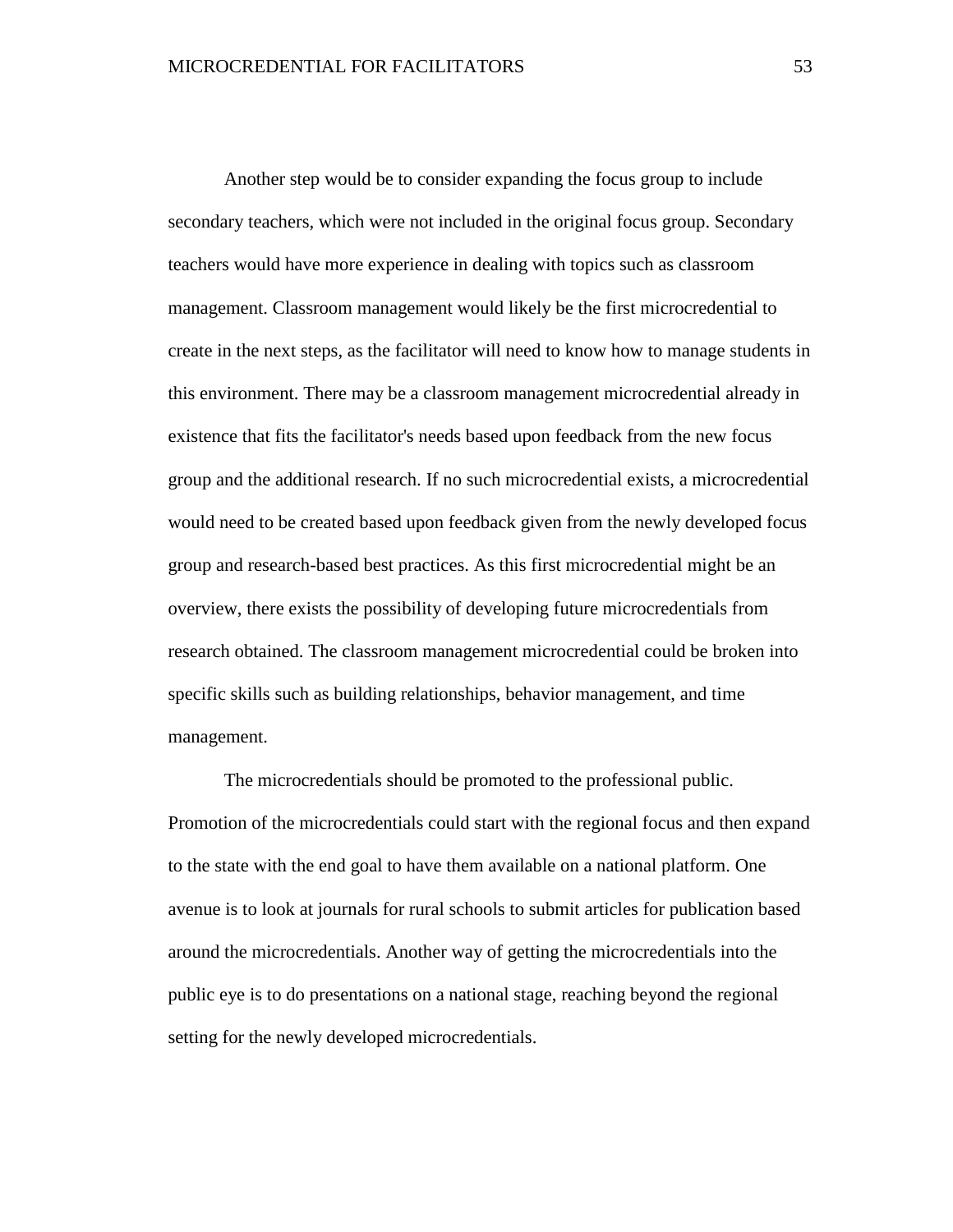Another step would be to consider expanding the focus group to include secondary teachers, which were not included in the original focus group. Secondary teachers would have more experience in dealing with topics such as classroom management. Classroom management would likely be the first microcredential to create in the next steps, as the facilitator will need to know how to manage students in this environment. There may be a classroom management microcredential already in existence that fits the facilitator's needs based upon feedback from the new focus group and the additional research. If no such microcredential exists, a microcredential would need to be created based upon feedback given from the newly developed focus group and research-based best practices. As this first microcredential might be an overview, there exists the possibility of developing future microcredentials from research obtained. The classroom management microcredential could be broken into specific skills such as building relationships, behavior management, and time management.

The microcredentials should be promoted to the professional public. Promotion of the microcredentials could start with the regional focus and then expand to the state with the end goal to have them available on a national platform. One avenue is to look at journals for rural schools to submit articles for publication based around the microcredentials. Another way of getting the microcredentials into the public eye is to do presentations on a national stage, reaching beyond the regional setting for the newly developed microcredentials.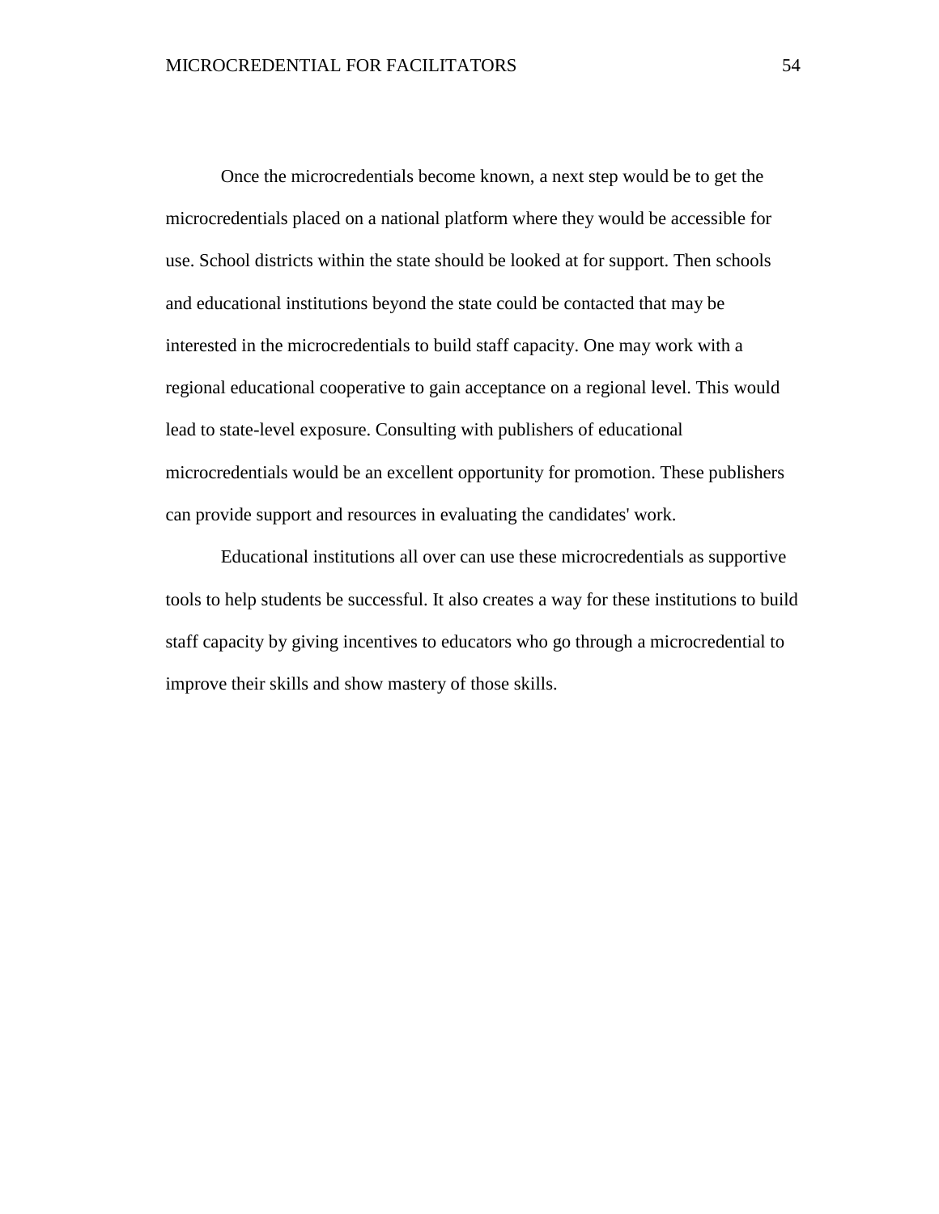Once the microcredentials become known, a next step would be to get the microcredentials placed on a national platform where they would be accessible for use. School districts within the state should be looked at for support. Then schools and educational institutions beyond the state could be contacted that may be interested in the microcredentials to build staff capacity. One may work with a regional educational cooperative to gain acceptance on a regional level. This would lead to state-level exposure. Consulting with publishers of educational microcredentials would be an excellent opportunity for promotion. These publishers can provide support and resources in evaluating the candidates' work.

Educational institutions all over can use these microcredentials as supportive tools to help students be successful. It also creates a way for these institutions to build staff capacity by giving incentives to educators who go through a microcredential to improve their skills and show mastery of those skills.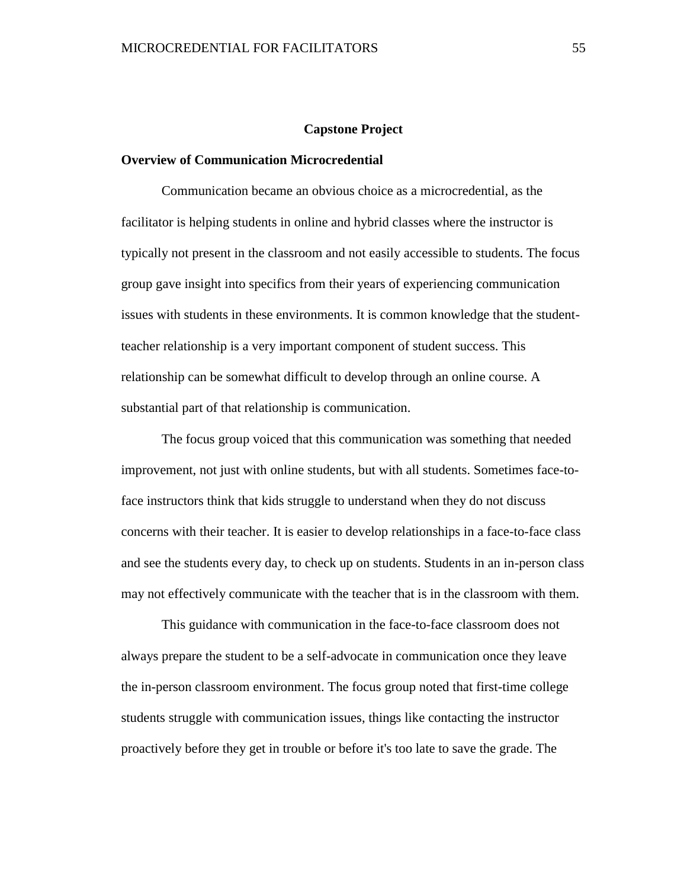## Capstone Project

### Overview of Communication Microcredential

Communication became an obvious choice as a microcredential, as the facilitator is helping students in online and hybrid classes where the instructor is typically not present in the classroom and not easily accessible to students. The focus group gave insight into specifics from their years of experiencing communication issues with students in these environments. It is common knowledge that the student-teacher relationship is a very important component of student success. This relationship can be somewhat difficult to develop through an online course. A substantial part of that relationship is communication.

The focus group voiced that this communication was something that needed improvement, not just with online students, but with all students. Sometimes face-to-face instructors think that kids struggle to understand when they do not discuss concerns with their teacher. It is easier to develop relationships in a face-to-face class and see the students every day, to check up on students. Students in an in-person class may not effectively communicate with the teacher that is in the classroom with them.

This guidance with communication in the face-to-face classroom does not always prepare the student to be a self-advocate in communication once they leave the in-person classroom environment. The focus group noted that first-time college students struggle with communication issues, things like contacting the instructor proactively before they get in trouble or before it's too late to save the grade. The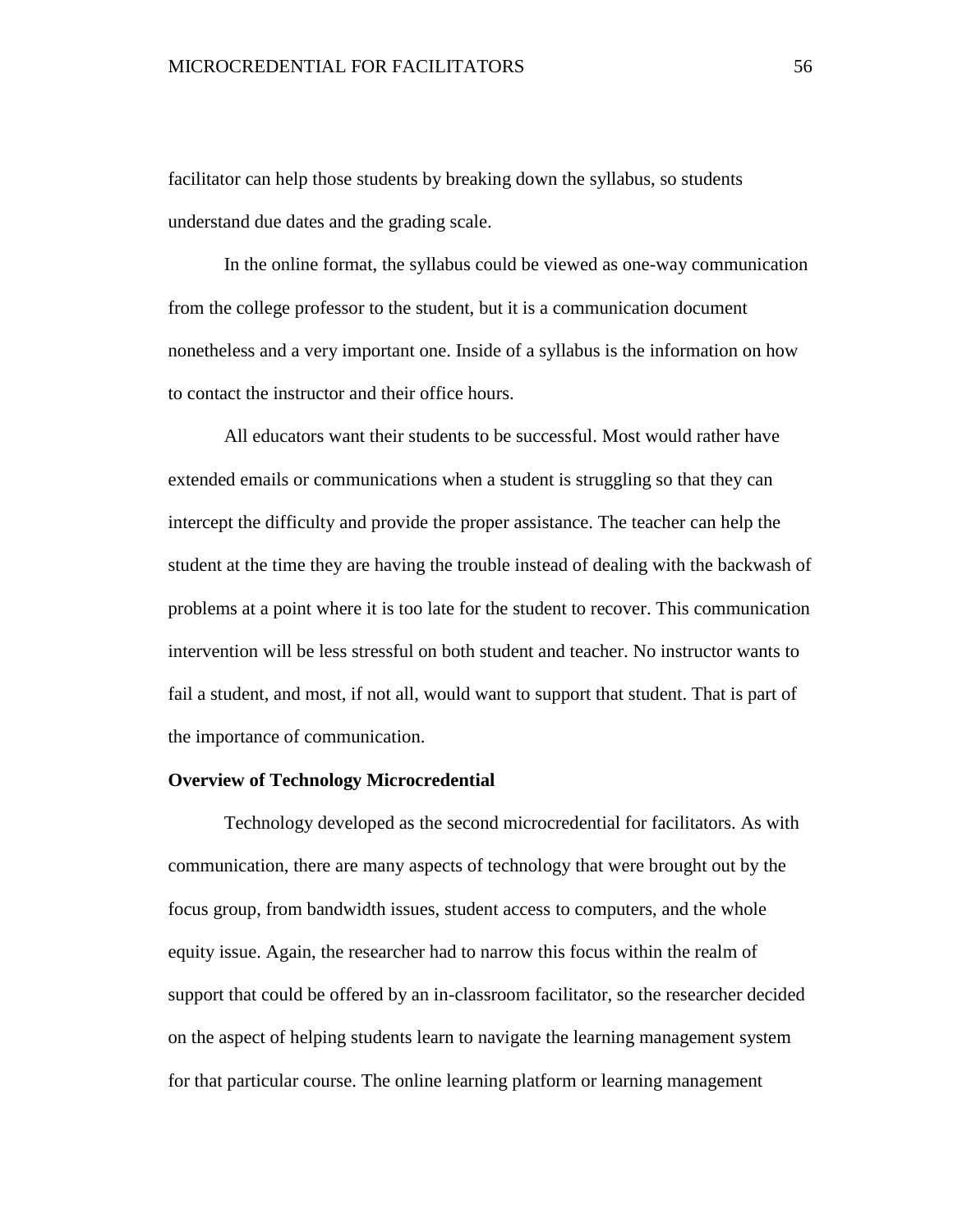facilitator can help those students by breaking down the syllabus, so students understand due dates and the grading scale.

In the online format, the syllabus could be viewed as one-way communication from the college professor to the student, but it is a communication document nonetheless and a very important one. Inside of a syllabus is the information on how to contact the instructor and their office hours.

All educators want their students to be successful. Most would rather have extended emails or communications when a student is struggling so that they can intercept the difficulty and provide the proper assistance. The teacher can help the student at the time they are having the trouble instead of dealing with the backwash of problems at a point where it is too late for the student to recover. This communication intervention will be less stressful on both student and teacher. No instructor wants to fail a student, and most, if not all, would want to support that student. That is part of the importance of communication.

**Overview of Technology Microcredential**

Technology developed as the second microcredential for facilitators. As with communication, there are many aspects of technology that were brought out by the focus group, from bandwidth issues, student access to computers, and the whole equity issue. Again, the researcher had to narrow this focus within the realm of support that could be offered by an in-classroom facilitator, so the researcher decided on the aspect of helping students learn to navigate the learning management system for that particular course. The online learning platform or learning management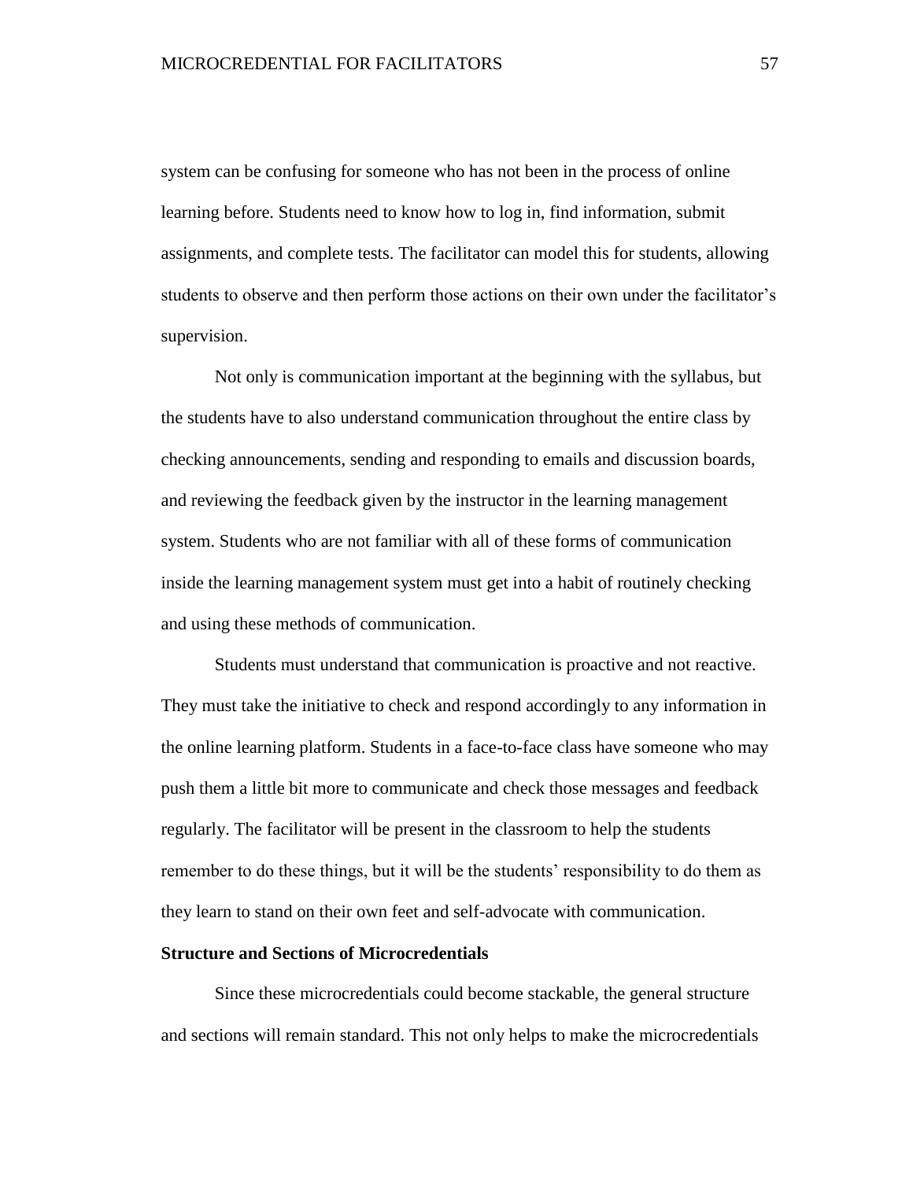system can be confusing for someone who has not been in the process of online learning before. Students need to know how to log in, find information, submit assignments, and complete tests. The facilitator can model this for students, allowing students to observe and then perform those actions on their own under the facilitator's supervision.

Not only is communication important at the beginning with the syllabus, but the students have to also understand communication throughout the entire class by checking announcements, sending and responding to emails and discussion boards, and reviewing the feedback given by the instructor in the learning management system. Students who are not familiar with all of these forms of communication inside the learning management system must get into a habit of routinely checking and using these methods of communication.

Students must understand that communication is proactive and not reactive. They must take the initiative to check and respond accordingly to any information in the online learning platform. Students in a face-to-face class have someone who may push them a little bit more to communicate and check those messages and feedback regularly. The facilitator will be present in the classroom to help the students remember to do these things, but it will be the students' responsibility to do them as they learn to stand on their own feet and self-advocate with communication.

**Structure and Sections of Microcredentials**

Since these microcredentials could become stackable, the general structure and sections will remain standard. This not only helps to make the microcredentials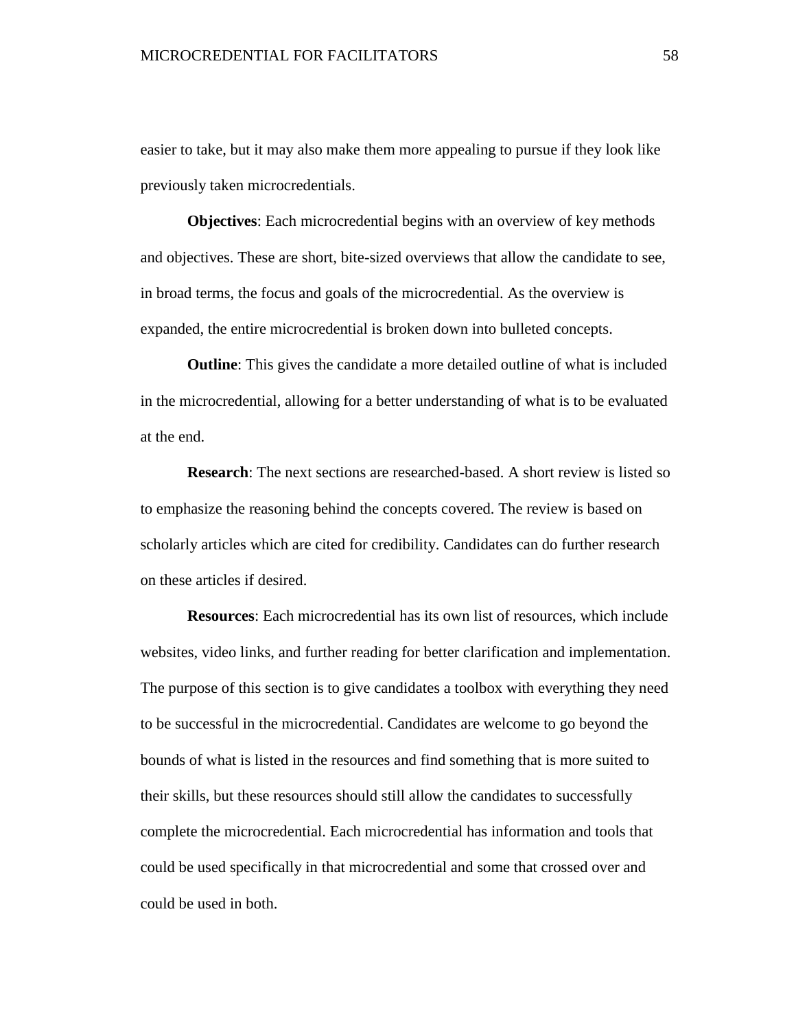easier to take, but it may also make them more appealing to pursue if they look like previously taken microcredentials.

**Objectives**: Each microcredential begins with an overview of key methods and objectives. These are short, bite-sized overviews that allow the candidate to see, in broad terms, the focus and goals of the microcredential. As the overview is expanded, the entire microcredential is broken down into bulleted concepts.

**Outline**: This gives the candidate a more detailed outline of what is included in the microcredential, allowing for a better understanding of what is to be evaluated at the end.

**Research**: The next sections are researched-based. A short review is listed so to emphasize the reasoning behind the concepts covered. The review is based on scholarly articles which are cited for credibility. Candidates can do further research on these articles if desired.

**Resources**: Each microcredential has its own list of resources, which include websites, video links, and further reading for better clarification and implementation. The purpose of this section is to give candidates a toolbox with everything they need to be successful in the microcredential. Candidates are welcome to go beyond the bounds of what is listed in the resources and find something that is more suited to their skills, but these resources should still allow the candidates to successfully complete the microcredential. Each microcredential has information and tools that could be used specifically in that microcredential and some that crossed over and could be used in both.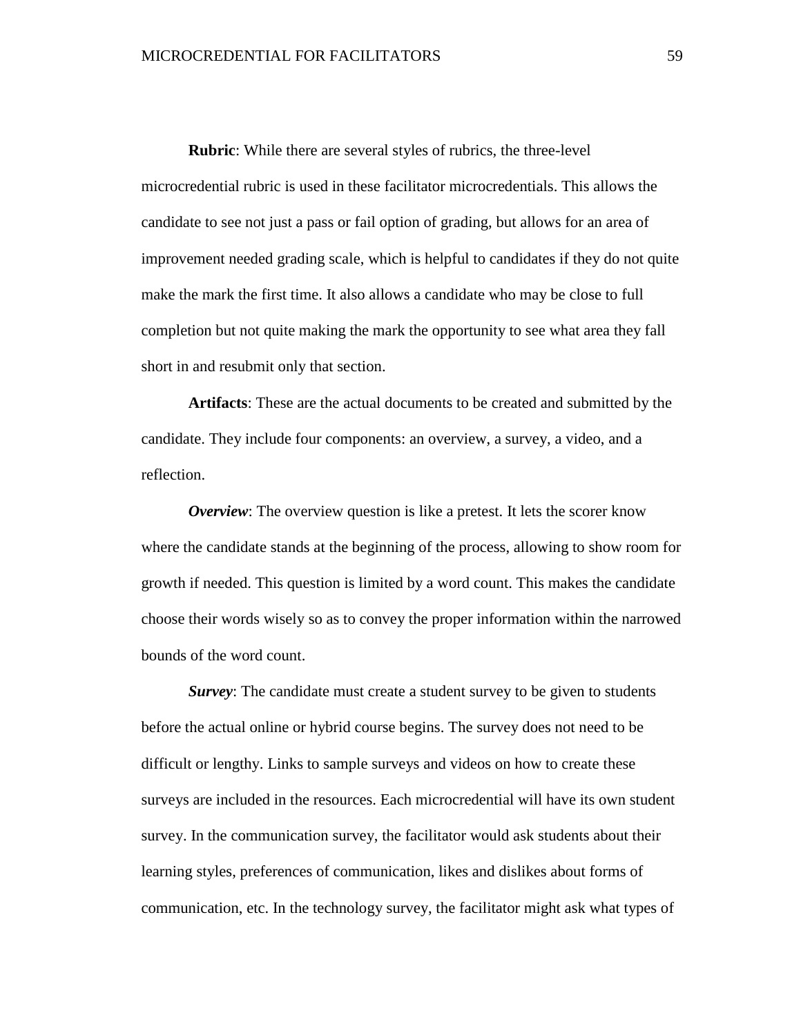**Rubric**: While there are several styles of rubrics, the three-level microcredential rubric is used in these facilitator microcredentials. This allows the candidate to see not just a pass or fail option of grading, but allows for an area of improvement needed grading scale, which is helpful to candidates if they do not quite make the mark the first time. It also allows a candidate who may be close to full completion but not quite making the mark the opportunity to see what area they fall short in and resubmit only that section.

**Artifacts**: These are the actual documents to be created and submitted by the candidate. They include four components: an overview, a survey, a video, and a reflection.

***Overview***: The overview question is like a pretest. It lets the scorer know where the candidate stands at the beginning of the process, allowing to show room for growth if needed. This question is limited by a word count. This makes the candidate choose their words wisely so as to convey the proper information within the narrowed bounds of the word count.

***Survey***: The candidate must create a student survey to be given to students before the actual online or hybrid course begins. The survey does not need to be difficult or lengthy. Links to sample surveys and videos on how to create these surveys are included in the resources. Each microcredential will have its own student survey. In the communication survey, the facilitator would ask students about their learning styles, preferences of communication, likes and dislikes about forms of communication, etc. In the technology survey, the facilitator might ask what types of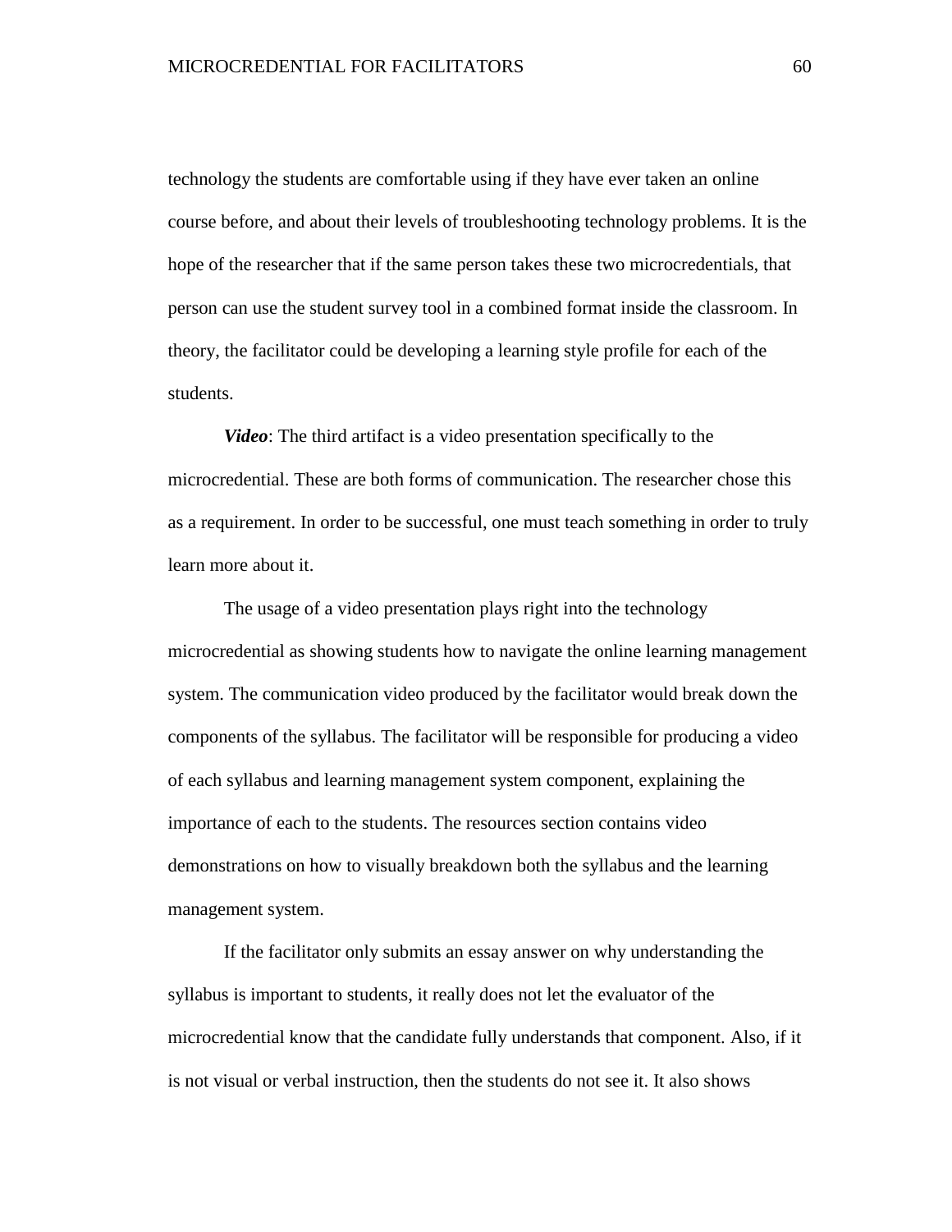technology the students are comfortable using if they have ever taken an online course before, and about their levels of troubleshooting technology problems. It is the hope of the researcher that if the same person takes these two microcredentials, that person can use the student survey tool in a combined format inside the classroom. In theory, the facilitator could be developing a learning style profile for each of the students.

***Video***: The third artifact is a video presentation specifically to the microcredential. These are both forms of communication. The researcher chose this as a requirement. In order to be successful, one must teach something in order to truly learn more about it.

The usage of a video presentation plays right into the technology microcredential as showing students how to navigate the online learning management system. The communication video produced by the facilitator would break down the components of the syllabus. The facilitator will be responsible for producing a video of each syllabus and learning management system component, explaining the importance of each to the students. The resources section contains video demonstrations on how to visually breakdown both the syllabus and the learning management system.

If the facilitator only submits an essay answer on why understanding the syllabus is important to students, it really does not let the evaluator of the microcredential know that the candidate fully understands that component. Also, if it is not visual or verbal instruction, then the students do not see it. It also shows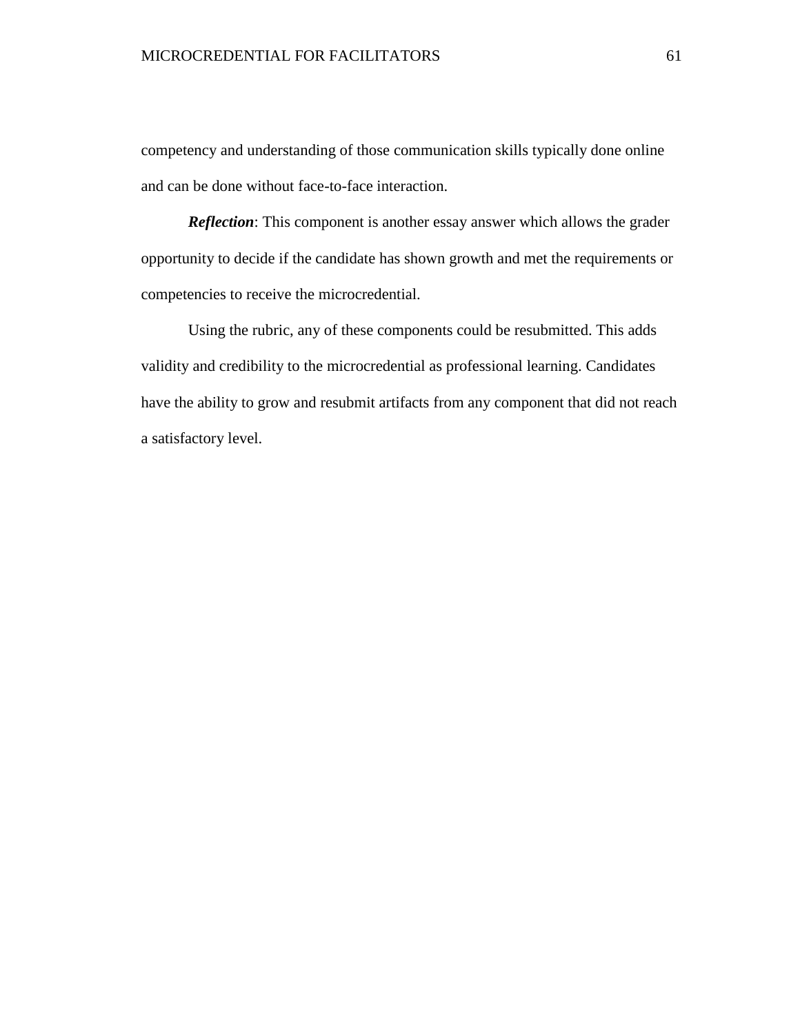competency and understanding of those communication skills typically done online and can be done without face-to-face interaction.

***Reflection***: This component is another essay answer which allows the grader opportunity to decide if the candidate has shown growth and met the requirements or competencies to receive the microcredential.

Using the rubric, any of these components could be resubmitted. This adds validity and credibility to the microcredential as professional learning. Candidates have the ability to grow and resubmit artifacts from any component that did not reach a satisfactory level.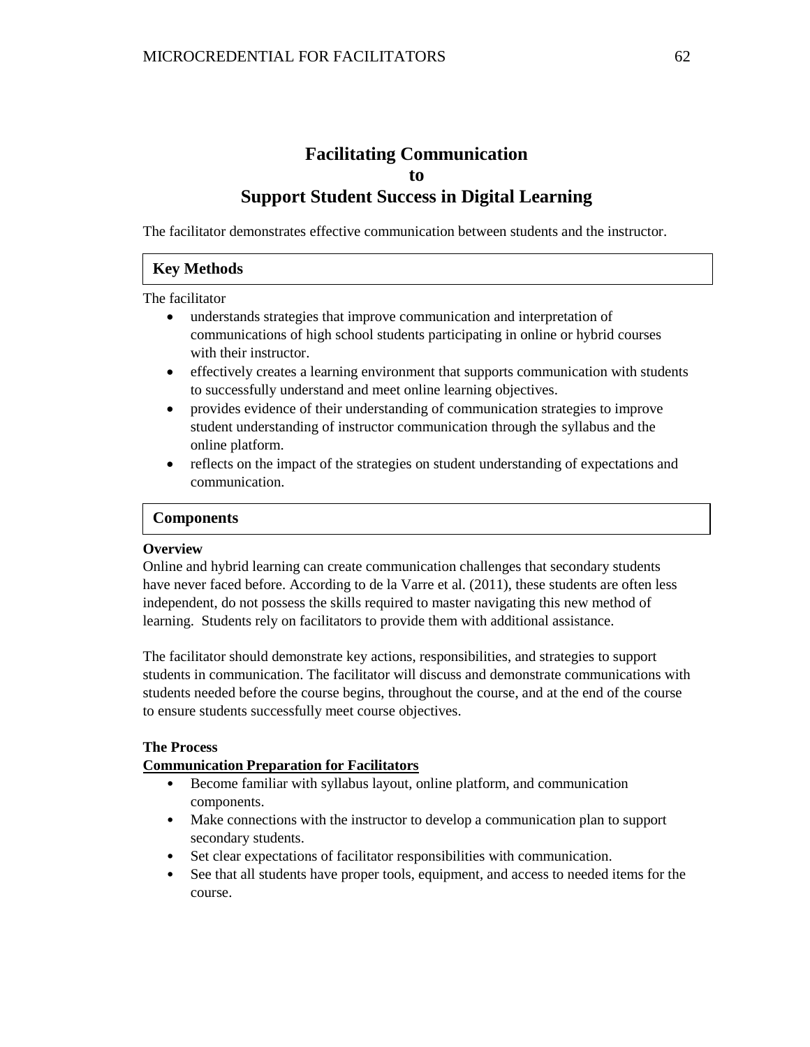# Facilitating Communication to Support Student Success in Digital Learning

The facilitator demonstrates effective communication between students and the instructor.

## Key Methods

The facilitator

- understands strategies that improve communication and interpretation of communications of high school students participating in online or hybrid courses with their instructor.
- effectively creates a learning environment that supports communication with students to successfully understand and meet online learning objectives.
- provides evidence of their understanding of communication strategies to improve student understanding of instructor communication through the syllabus and the online platform.
- reflects on the impact of the strategies on student understanding of expectations and communication.

## Components

### Overview

Online and hybrid learning can create communication challenges that secondary students have never faced before. According to de la Varre et al. (2011), these students are often less independent, do not possess the skills required to master navigating this new method of learning. Students rely on facilitators to provide them with additional assistance.

The facilitator should demonstrate key actions, responsibilities, and strategies to support students in communication. The facilitator will discuss and demonstrate communications with students needed before the course begins, throughout the course, and at the end of the course to ensure students successfully meet course objectives.

### The Process

**Communication Preparation for Facilitators**

- Become familiar with syllabus layout, online platform, and communication components.
- Make connections with the instructor to develop a communication plan to support secondary students.
- Set clear expectations of facilitator responsibilities with communication.
- See that all students have proper tools, equipment, and access to needed items for the course.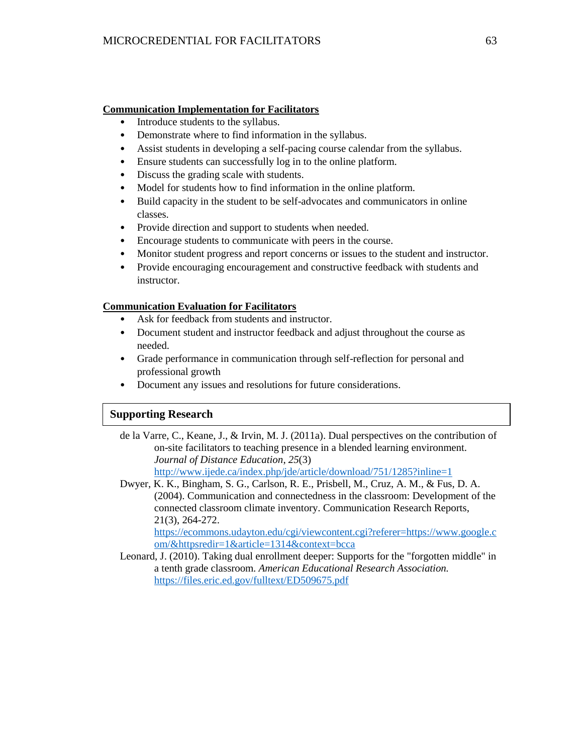**<u>Communication Implementation for Facilitators</u>**

- Introduce students to the syllabus.
- Demonstrate where to find information in the syllabus.
- Assist students in developing a self-pacing course calendar from the syllabus.
- Ensure students can successfully log in to the online platform.
- Discuss the grading scale with students.
- Model for students how to find information in the online platform.
- Build capacity in the student to be self-advocates and communicators in online classes.
- Provide direction and support to students when needed.
- Encourage students to communicate with peers in the course.
- Monitor student progress and report concerns or issues to the student and instructor.
- Provide encouraging encouragement and constructive feedback with students and instructor.

**<u>Communication Evaluation for Facilitators</u>**

- Ask for feedback from students and instructor.
- Document student and instructor feedback and adjust throughout the course as needed.
- Grade performance in communication through self-reflection for personal and professional growth
- Document any issues and resolutions for future considerations.

## Supporting Research

de la Varre, C., Keane, J., & Irvin, M. J. (2011a). Dual perspectives on the contribution of on-site facilitators to teaching presence in a blended learning environment. *Journal of Distance Education*, *25*(3) http://www.ijede.ca/index.php/jde/article/download/751/1285?inline=1

Dwyer, K. K., Bingham, S. G., Carlson, R. E., Prisbell, M., Cruz, A. M., & Fus, D. A. (2004). Communication and connectedness in the classroom: Development of the connected classroom climate inventory. Communication Research Reports, 21(3), 264-272. https://ecommons.udayton.edu/cgi/viewcontent.cgi?referer=https://www.google.com/&httpsredir=1&article=1314&context=bcca

Leonard, J. (2010). Taking dual enrollment deeper: Supports for the "forgotten middle" in a tenth grade classroom. *American Educational Research Association.* https://files.eric.ed.gov/fulltext/ED509675.pdf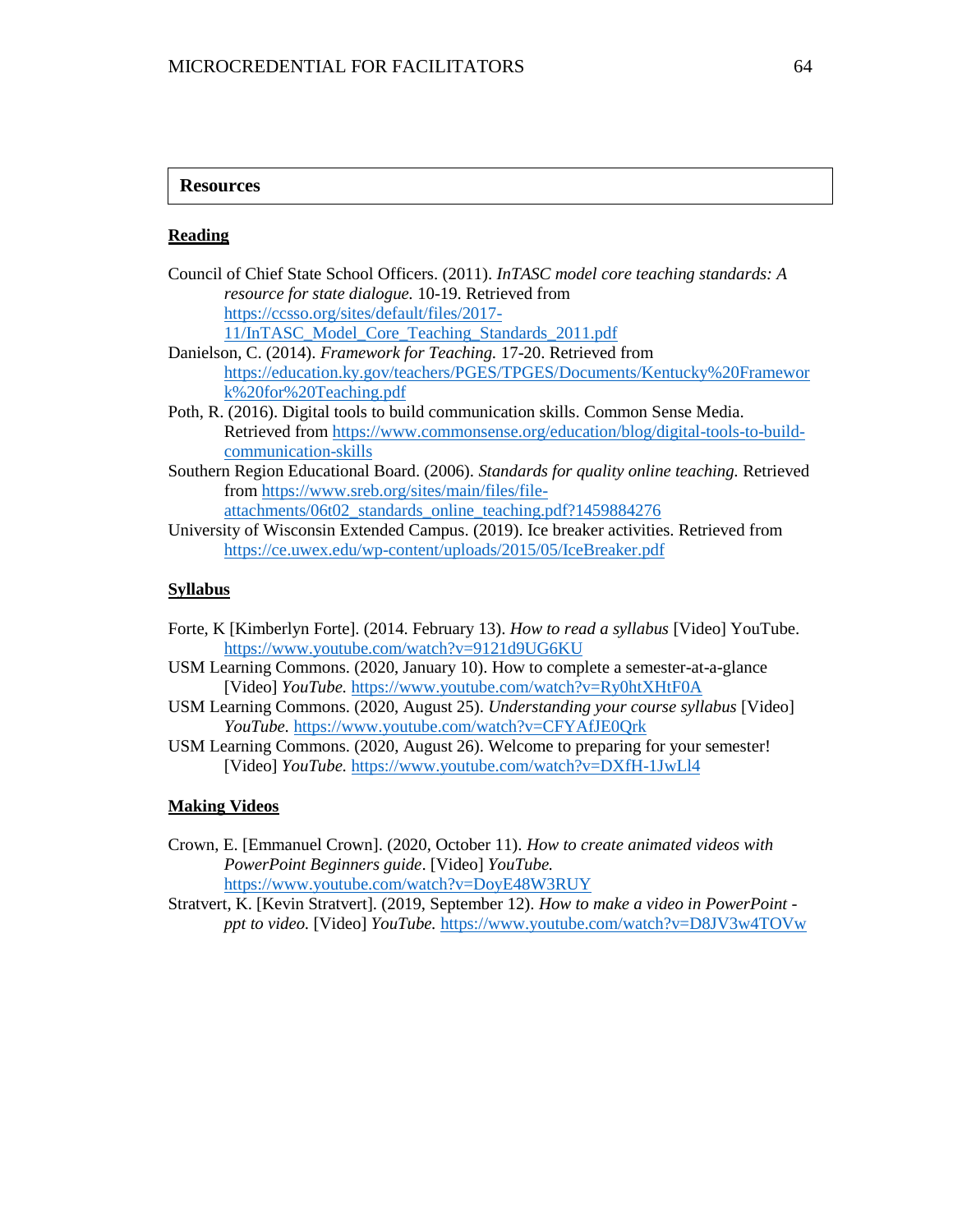## Resources

### **Reading**

Council of Chief State School Officers. (2011). *InTASC model core teaching standards: A resource for state dialogue.* 10-19. Retrieved from https://ccsso.org/sites/default/files/2017-11/InTASC_Model_Core_Teaching_Standards_2011.pdf

Danielson, C. (2014). *Framework for Teaching.* 17-20. Retrieved from https://education.ky.gov/teachers/PGES/TPGES/Documents/Kentucky%20Framework%20for%20Teaching.pdf

Poth, R. (2016). Digital tools to build communication skills. Common Sense Media. Retrieved from https://www.commonsense.org/education/blog/digital-tools-to-build-communication-skills

Southern Region Educational Board. (2006). *Standards for quality online teaching.* Retrieved from https://www.sreb.org/sites/main/files/file-attachments/06t02_standards_online_teaching.pdf?1459884276

University of Wisconsin Extended Campus. (2019). Ice breaker activities. Retrieved from https://ce.uwex.edu/wp-content/uploads/2015/05/IceBreaker.pdf

### **Syllabus**

Forte, K [Kimberlyn Forte]. (2014. February 13). *How to read a syllabus* [Video] YouTube. https://www.youtube.com/watch?v=9121d9UG6KU

USM Learning Commons. (2020, January 10). How to complete a semester-at-a-glance [Video] *YouTube.* https://www.youtube.com/watch?v=Ry0htXHtF0A

USM Learning Commons. (2020, August 25). *Understanding your course syllabus* [Video] *YouTube.* https://www.youtube.com/watch?v=CFYAfJE0Qrk

USM Learning Commons. (2020, August 26). Welcome to preparing for your semester! [Video] *YouTube.* https://www.youtube.com/watch?v=DXfH-1JwLl4

### **Making Videos**

Crown, E. [Emmanuel Crown]. (2020, October 11). *How to create animated videos with PowerPoint Beginners guide*. [Video] *YouTube.* https://www.youtube.com/watch?v=DoyE48W3RUY

Stratvert, K. [Kevin Stratvert]. (2019, September 12). *How to make a video in PowerPoint - ppt to video.* [Video] *YouTube.* https://www.youtube.com/watch?v=D8JV3w4TOVw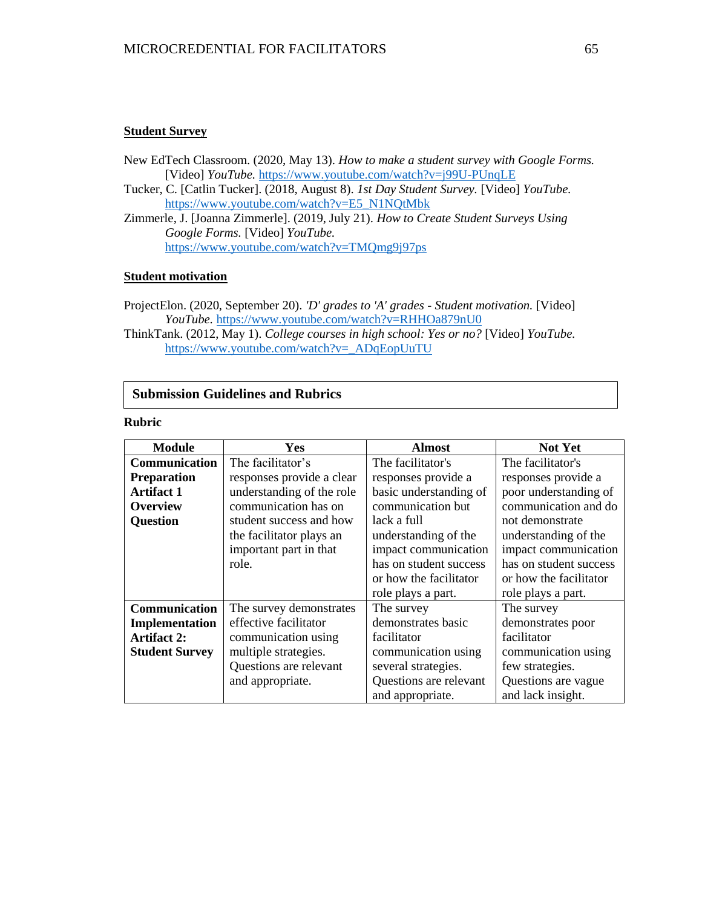**Student Survey**

New EdTech Classroom. (2020, May 13). *How to make a student survey with Google Forms.* [Video] *YouTube.* https://www.youtube.com/watch?v=j99U-PUnqLE

Tucker, C. [Catlin Tucker]. (2018, August 8). *1st Day Student Survey.* [Video] *YouTube.* https://www.youtube.com/watch?v=E5_N1NQtMbk

Zimmerle, J. [Joanna Zimmerle]. (2019, July 21). *How to Create Student Surveys Using Google Forms.* [Video] *YouTube.* https://www.youtube.com/watch?v=TMQmg9j97ps

**Student motivation**

ProjectElon. (2020, September 20). *'D' grades to 'A' grades - Student motivation.* [Video] *YouTube.* https://www.youtube.com/watch?v=RHHOa879nU0

ThinkTank. (2012, May 1). *College courses in high school: Yes or no?* [Video] *YouTube.* https://www.youtube.com/watch?v=_ADqEopUuTU

## Submission Guidelines and Rubrics

**Rubric**

| Module | Yes | Almost | Not Yet |
|---|---|---|---|
| **Communication Preparation Artifact 1 Overview Question** | The facilitator's responses provide a clear understanding of the role communication has on student success and how the facilitator plays an important part in that role. | The facilitator's responses provide a basic understanding of communication but lack a full understanding of the impact communication has on student success or how the facilitator role plays a part. | The facilitator's responses provide a poor understanding of communication and do not demonstrate understanding of the impact communication has on student success or how the facilitator role plays a part. |
| **Communication Implementation Artifact 2: Student Survey** | The survey demonstrates effective facilitator communication using multiple strategies. Questions are relevant and appropriate. | The survey demonstrates basic facilitator communication using several strategies. Questions are relevant and appropriate. | The survey demonstrates poor facilitator communication using few strategies. Questions are vague and lack insight. |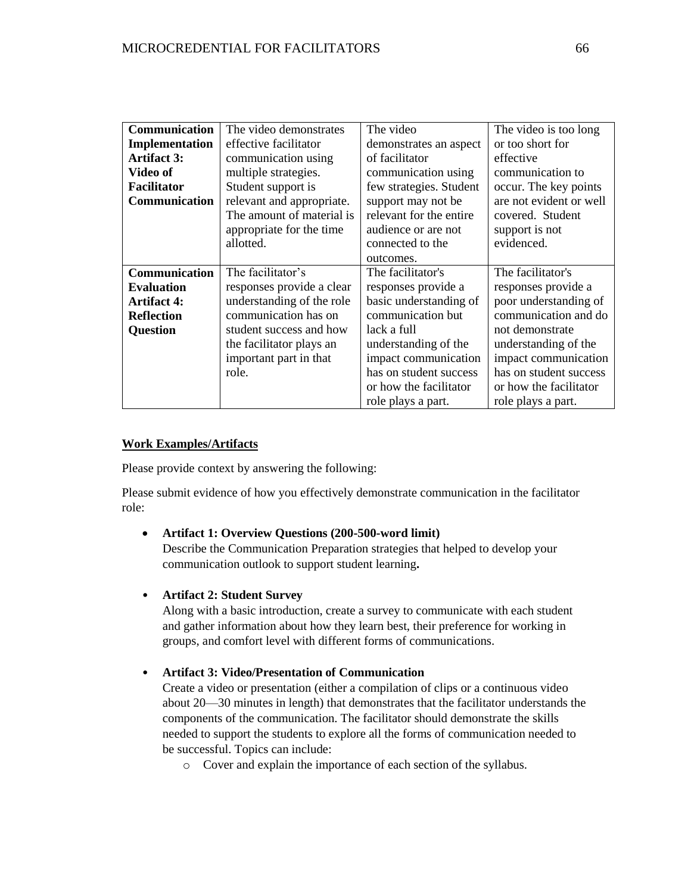| **Communication Implementation Artifact 3: Video of Facilitator Communication** | The video demonstrates effective facilitator communication using multiple strategies. Student support is relevant and appropriate. The amount of material is appropriate for the time allotted. | The video demonstrates an aspect of facilitator communication using few strategies. Student support may not be relevant for the entire audience or are not connected to the outcomes. | The video is too long or too short for effective communication to occur. The key points are not evident or well covered. Student support is not evidenced. |
|---|---|---|---|
| **Communication Evaluation Artifact 4: Reflection Question** | The facilitator's responses provide a clear understanding of the role communication has on student success and how the facilitator plays an important part in that role. | The facilitator's responses provide a basic understanding of communication but lack a full understanding of the impact communication has on student success or how the facilitator role plays a part. | The facilitator's responses provide a poor understanding of communication and do not demonstrate understanding of the impact communication has on student success or how the facilitator role plays a part. |

<u>**Work Examples/Artifacts**</u>

Please provide context by answering the following:

Please submit evidence of how you effectively demonstrate communication in the facilitator role:

- **Artifact 1: Overview Questions (200-500-word limit)**
  Describe the Communication Preparation strategies that helped to develop your communication outlook to support student learning**.**

- **Artifact 2: Student Survey**
  Along with a basic introduction, create a survey to communicate with each student and gather information about how they learn best, their preference for working in groups, and comfort level with different forms of communications.

- **Artifact 3: Video/Presentation of Communication**
  Create a video or presentation (either a compilation of clips or a continuous video about 20—30 minutes in length) that demonstrates that the facilitator understands the components of the communication. The facilitator should demonstrate the skills needed to support the students to explore all the forms of communication needed to be successful. Topics can include:
  - Cover and explain the importance of each section of the syllabus.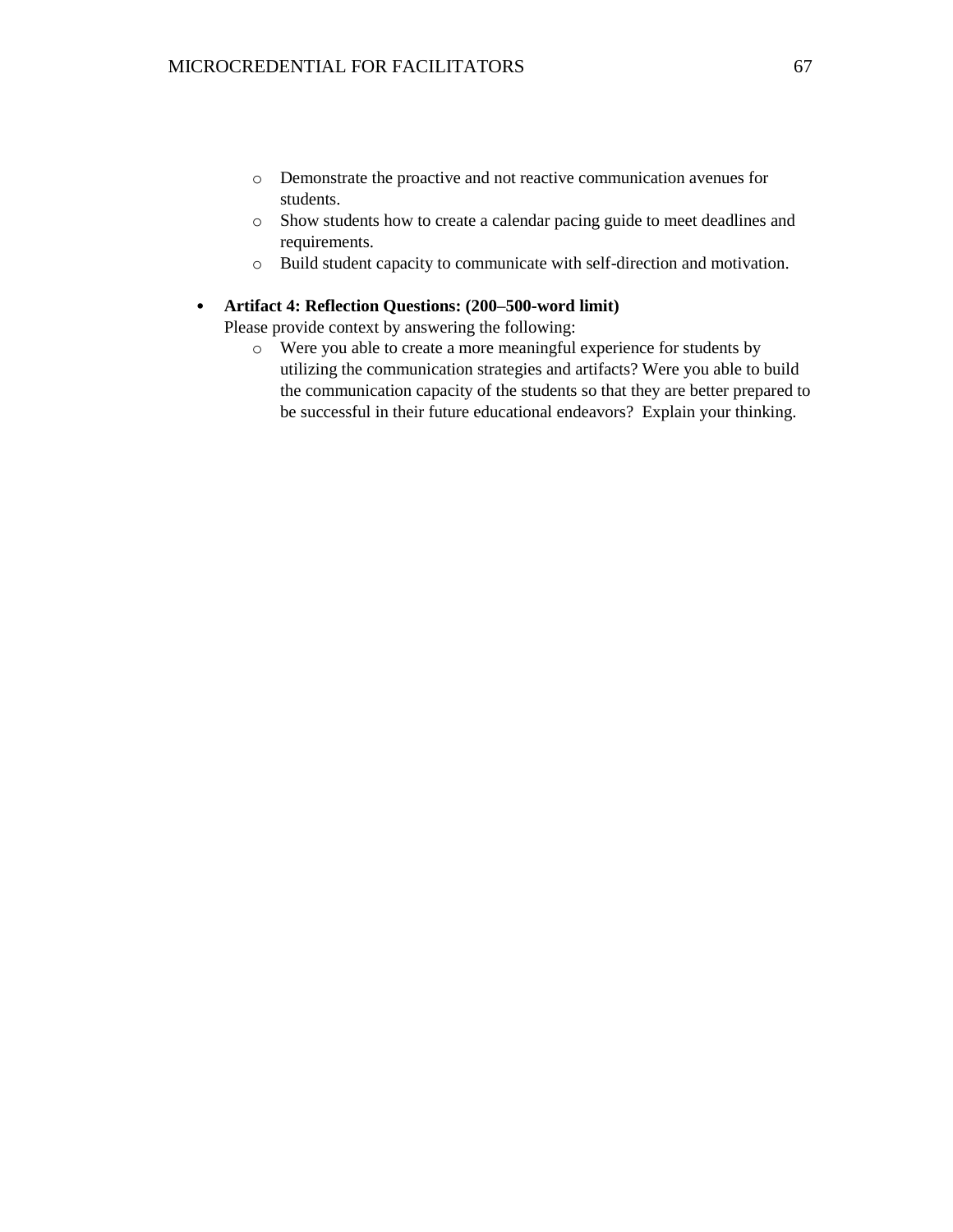- Demonstrate the proactive and not reactive communication avenues for students.
  - Show students how to create a calendar pacing guide to meet deadlines and requirements.
  - Build student capacity to communicate with self-direction and motivation.

- **Artifact 4: Reflection Questions: (200–500-word limit)**
  Please provide context by answering the following:
  - Were you able to create a more meaningful experience for students by utilizing the communication strategies and artifacts? Were you able to build the communication capacity of the students so that they are better prepared to be successful in their future educational endeavors? Explain your thinking.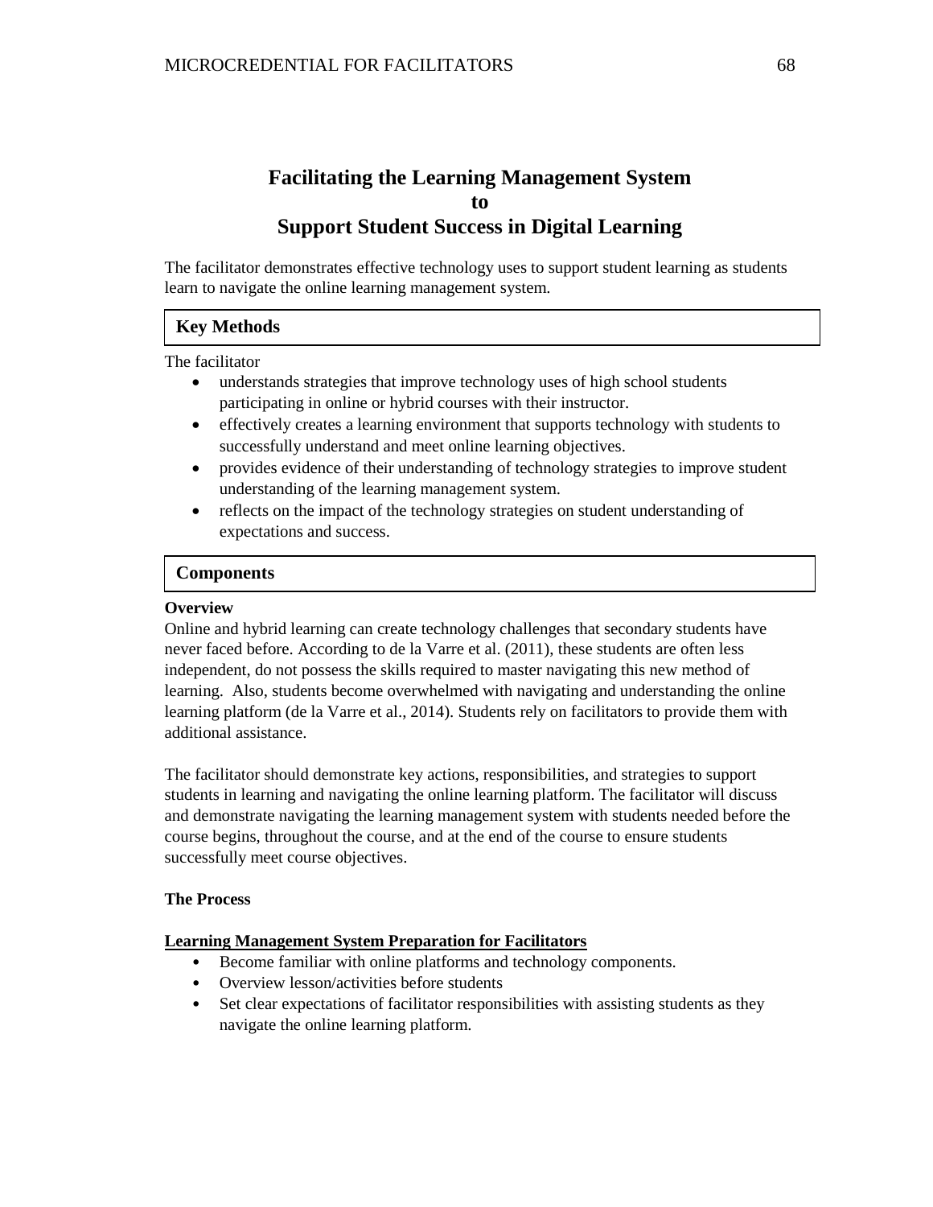# Facilitating the Learning Management System to Support Student Success in Digital Learning

The facilitator demonstrates effective technology uses to support student learning as students learn to navigate the online learning management system.

## Key Methods

The facilitator

- understands strategies that improve technology uses of high school students participating in online or hybrid courses with their instructor.
- effectively creates a learning environment that supports technology with students to successfully understand and meet online learning objectives.
- provides evidence of their understanding of technology strategies to improve student understanding of the learning management system.
- reflects on the impact of the technology strategies on student understanding of expectations and success.

## Components

**Overview**

Online and hybrid learning can create technology challenges that secondary students have never faced before. According to de la Varre et al. (2011), these students are often less independent, do not possess the skills required to master navigating this new method of learning. Also, students become overwhelmed with navigating and understanding the online learning platform (de la Varre et al., 2014). Students rely on facilitators to provide them with additional assistance.

The facilitator should demonstrate key actions, responsibilities, and strategies to support students in learning and navigating the online learning platform. The facilitator will discuss and demonstrate navigating the learning management system with students needed before the course begins, throughout the course, and at the end of the course to ensure students successfully meet course objectives.

**The Process**

**<u>Learning Management System Preparation for Facilitators</u>**

- Become familiar with online platforms and technology components.
- Overview lesson/activities before students
- Set clear expectations of facilitator responsibilities with assisting students as they navigate the online learning platform.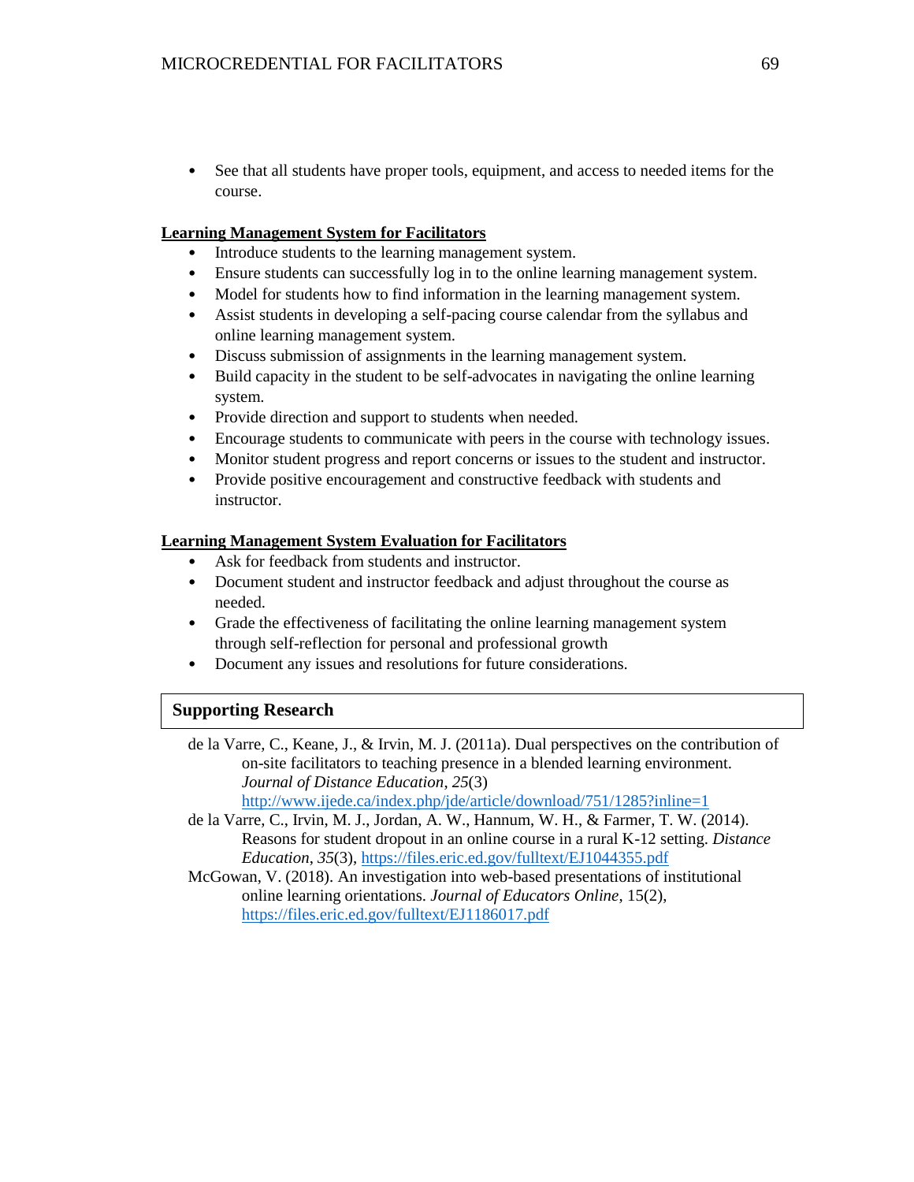- See that all students have proper tools, equipment, and access to needed items for the course.

**Learning Management System for Facilitators**

- Introduce students to the learning management system.
- Ensure students can successfully log in to the online learning management system.
- Model for students how to find information in the learning management system.
- Assist students in developing a self-pacing course calendar from the syllabus and online learning management system.
- Discuss submission of assignments in the learning management system.
- Build capacity in the student to be self-advocates in navigating the online learning system.
- Provide direction and support to students when needed.
- Encourage students to communicate with peers in the course with technology issues.
- Monitor student progress and report concerns or issues to the student and instructor.
- Provide positive encouragement and constructive feedback with students and instructor.

**Learning Management System Evaluation for Facilitators**

- Ask for feedback from students and instructor.
- Document student and instructor feedback and adjust throughout the course as needed.
- Grade the effectiveness of facilitating the online learning management system through self-reflection for personal and professional growth
- Document any issues and resolutions for future considerations.

## Supporting Research

de la Varre, C., Keane, J., & Irvin, M. J. (2011a). Dual perspectives on the contribution of on-site facilitators to teaching presence in a blended learning environment. *Journal of Distance Education*, *25*(3) http://www.ijede.ca/index.php/jde/article/download/751/1285?inline=1

de la Varre, C., Irvin, M. J., Jordan, A. W., Hannum, W. H., & Farmer, T. W. (2014). Reasons for student dropout in an online course in a rural K-12 setting. *Distance Education*, *35*(3), https://files.eric.ed.gov/fulltext/EJ1044355.pdf

McGowan, V. (2018). An investigation into web-based presentations of institutional online learning orientations. *Journal of Educators Online*, 15(2), https://files.eric.ed.gov/fulltext/EJ1186017.pdf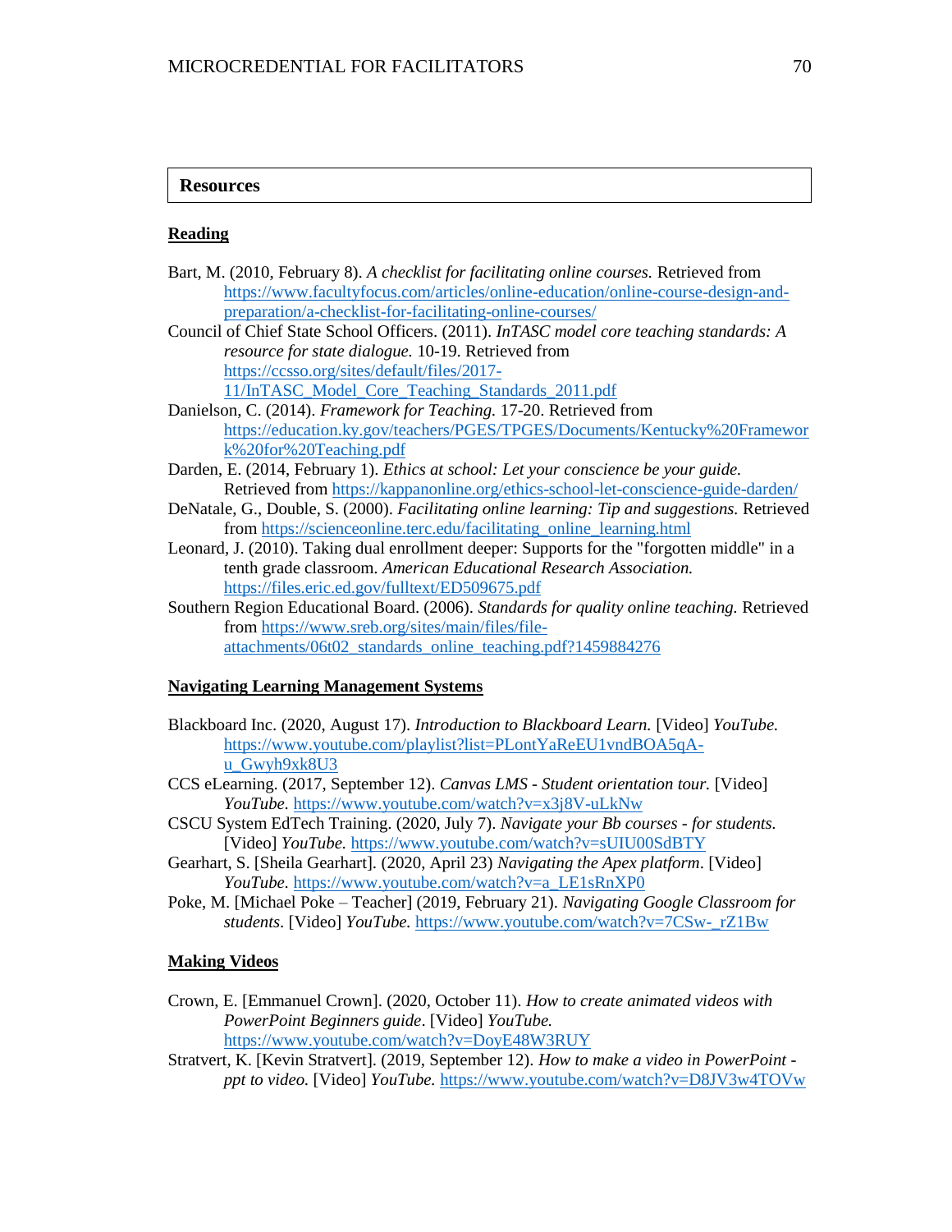## Resources

### Reading

Bart, M. (2010, February 8). *A checklist for facilitating online courses.* Retrieved from https://www.facultyfocus.com/articles/online-education/online-course-design-and-preparation/a-checklist-for-facilitating-online-courses/

Council of Chief State School Officers. (2011). *InTASC model core teaching standards: A resource for state dialogue.* 10-19. Retrieved from https://ccsso.org/sites/default/files/2017-11/InTASC_Model_Core_Teaching_Standards_2011.pdf

Danielson, C. (2014). *Framework for Teaching.* 17-20. Retrieved from https://education.ky.gov/teachers/PGES/TPGES/Documents/Kentucky%20Framework%20for%20Teaching.pdf

Darden, E. (2014, February 1). *Ethics at school: Let your conscience be your guide.* Retrieved from https://kappanonline.org/ethics-school-let-conscience-guide-darden/

DeNatale, G., Double, S. (2000). *Facilitating online learning: Tip and suggestions.* Retrieved from https://scienceonline.terc.edu/facilitating_online_learning.html

Leonard, J. (2010). Taking dual enrollment deeper: Supports for the "forgotten middle" in a tenth grade classroom. *American Educational Research Association.* https://files.eric.ed.gov/fulltext/ED509675.pdf

Southern Region Educational Board. (2006). *Standards for quality online teaching.* Retrieved from https://www.sreb.org/sites/main/files/file-attachments/06t02_standards_online_teaching.pdf?1459884276

### Navigating Learning Management Systems

Blackboard Inc. (2020, August 17). *Introduction to Blackboard Learn.* [Video] *YouTube.* https://www.youtube.com/playlist?list=PLontYaReEU1vndBOA5qA-u_Gwyh9xk8U3

CCS eLearning. (2017, September 12). *Canvas LMS - Student orientation tour.* [Video] *YouTube.* https://www.youtube.com/watch?v=x3j8V-uLkNw

CSCU System EdTech Training. (2020, July 7). *Navigate your Bb courses - for students.* [Video] *YouTube.* https://www.youtube.com/watch?v=sUIU00SdBTY

Gearhart, S. [Sheila Gearhart]. (2020, April 23) *Navigating the Apex platform*. [Video] *YouTube.* https://www.youtube.com/watch?v=a_LE1sRnXP0

Poke, M. [Michael Poke – Teacher] (2019, February 21). *Navigating Google Classroom for students*. [Video] *YouTube.* https://www.youtube.com/watch?v=7CSw-_rZ1Bw

### Making Videos

Crown, E. [Emmanuel Crown]. (2020, October 11). *How to create animated videos with PowerPoint Beginners guide*. [Video] *YouTube.* https://www.youtube.com/watch?v=DoyE48W3RUY

Stratvert, K. [Kevin Stratvert]. (2019, September 12). *How to make a video in PowerPoint - ppt to video.* [Video] *YouTube.* https://www.youtube.com/watch?v=D8JV3w4TOVw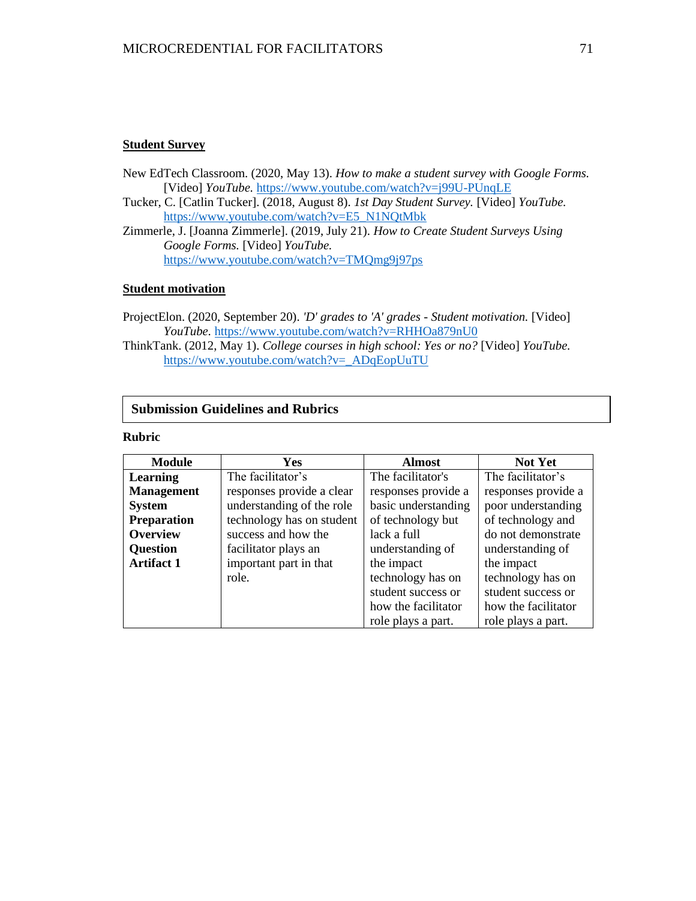**Student Survey**

New EdTech Classroom. (2020, May 13). *How to make a student survey with Google Forms.* [Video] *YouTube.* https://www.youtube.com/watch?v=j99U-PUnqLE

Tucker, C. [Catlin Tucker]. (2018, August 8). *1st Day Student Survey.* [Video] *YouTube.* https://www.youtube.com/watch?v=E5_N1NQtMbk

Zimmerle, J. [Joanna Zimmerle]. (2019, July 21). *How to Create Student Surveys Using Google Forms.* [Video] *YouTube.* https://www.youtube.com/watch?v=TMQmg9j97ps

**Student motivation**

ProjectElon. (2020, September 20). *'D' grades to 'A' grades - Student motivation.* [Video] *YouTube.* https://www.youtube.com/watch?v=RHHOa879nU0

ThinkTank. (2012, May 1). *College courses in high school: Yes or no?* [Video] *YouTube.* https://www.youtube.com/watch?v=_ADqEopUuTU

## Submission Guidelines and Rubrics

**Rubric**

| Module | Yes | Almost | Not Yet |
|---|---|---|---|
| **Learning Management System Preparation Overview Question Artifact 1** | The facilitator's responses provide a clear understanding of the role technology has on student success and how the facilitator plays an important part in that role. | The facilitator's responses provide a basic understanding of technology but lack a full understanding of the impact technology has on student success or how the facilitator role plays a part. | The facilitator's responses provide a poor understanding of technology and do not demonstrate understanding of the impact technology has on student success or how the facilitator role plays a part. |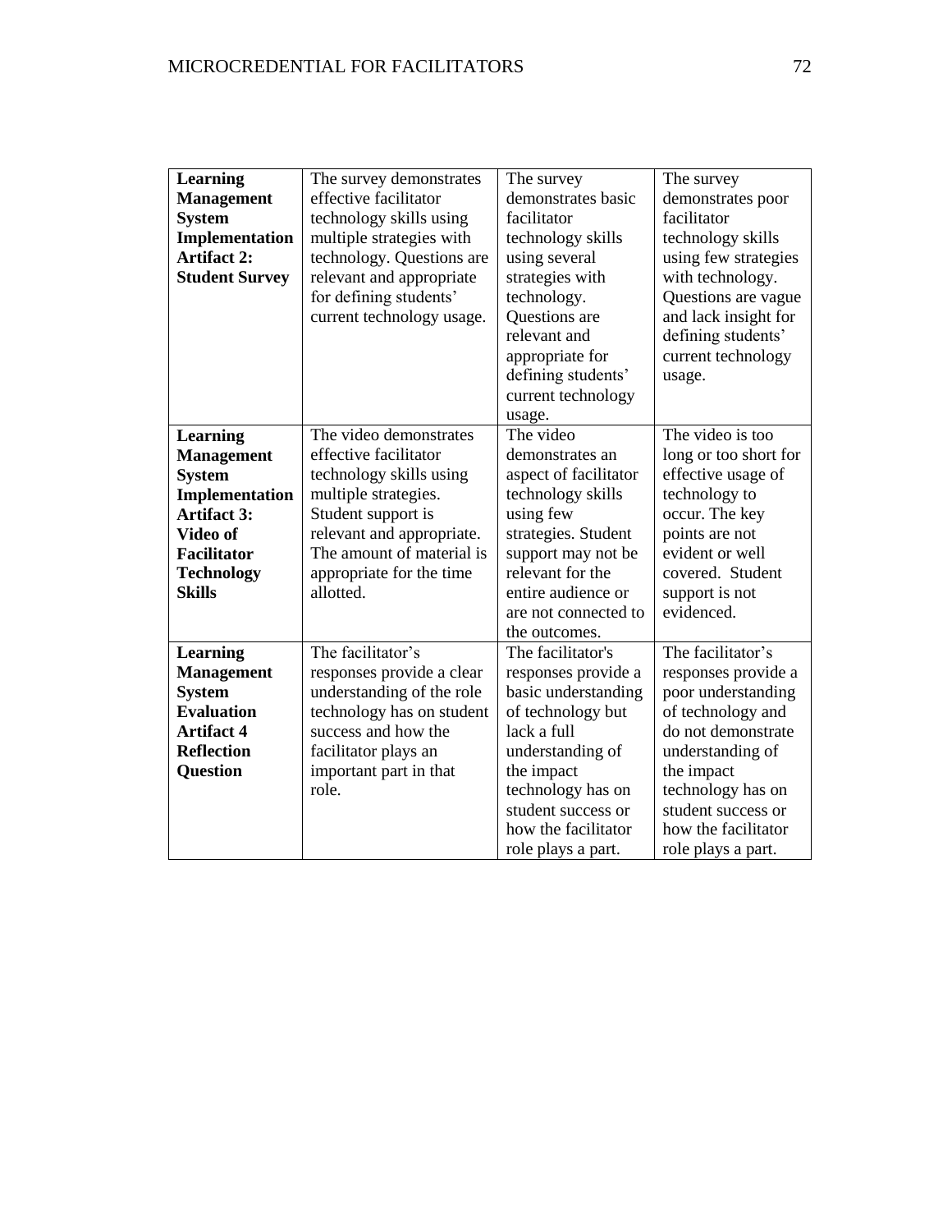| **Learning Management System Implementation Artifact 2: Student Survey** | The survey demonstrates effective facilitator technology skills using multiple strategies with technology. Questions are relevant and appropriate for defining students' current technology usage. | The survey demonstrates basic facilitator technology skills using several strategies with technology. Questions are relevant and appropriate for defining students' current technology usage. | The survey demonstrates poor facilitator technology skills using few strategies with technology. Questions are vague and lack insight for defining students' current technology usage. |
|---|---|---|---|
| **Learning Management System Implementation Artifact 3: Video of Facilitator Technology Skills** | The video demonstrates effective facilitator technology skills using multiple strategies. Student support is relevant and appropriate. The amount of material is appropriate for the time allotted. | The video demonstrates an aspect of facilitator technology skills using few strategies. Student support may not be relevant for the entire audience or are not connected to the outcomes. | The video is too long or too short for effective usage of technology to occur. The key points are not evident or well covered. Student support is not evidenced. |
| **Learning Management System Evaluation Artifact 4 Reflection Question** | The facilitator's responses provide a clear understanding of the role technology has on student success and how the facilitator plays an important part in that role. | The facilitator's responses provide a basic understanding of technology but lack a full understanding of the impact technology has on student success or how the facilitator role plays a part. | The facilitator's responses provide a poor understanding of technology and do not demonstrate understanding of the impact technology has on student success or how the facilitator role plays a part. |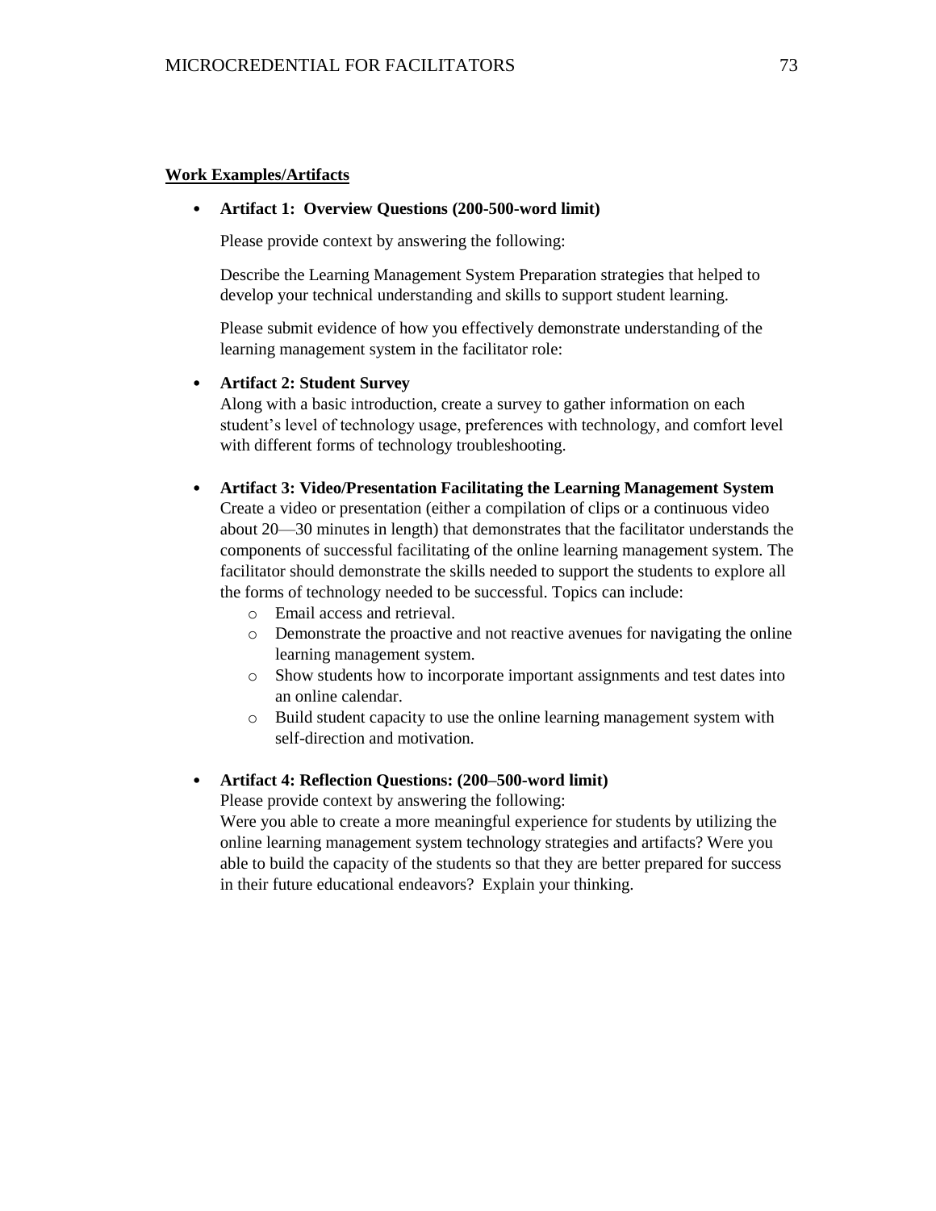**<u>Work Examples/Artifacts</u>**

- **Artifact 1: Overview Questions (200-500-word limit)**

  Please provide context by answering the following:

  Describe the Learning Management System Preparation strategies that helped to develop your technical understanding and skills to support student learning.

  Please submit evidence of how you effectively demonstrate understanding of the learning management system in the facilitator role:

- **Artifact 2: Student Survey**
  Along with a basic introduction, create a survey to gather information on each student's level of technology usage, preferences with technology, and comfort level with different forms of technology troubleshooting.

- **Artifact 3: Video/Presentation Facilitating the Learning Management System**
  Create a video or presentation (either a compilation of clips or a continuous video about 20—30 minutes in length) that demonstrates that the facilitator understands the components of successful facilitating of the online learning management system. The facilitator should demonstrate the skills needed to support the students to explore all the forms of technology needed to be successful. Topics can include:
  - Email access and retrieval.
  - Demonstrate the proactive and not reactive avenues for navigating the online learning management system.
  - Show students how to incorporate important assignments and test dates into an online calendar.
  - Build student capacity to use the online learning management system with self-direction and motivation.

- **Artifact 4: Reflection Questions: (200–500-word limit)**
  Please provide context by answering the following:
  Were you able to create a more meaningful experience for students by utilizing the online learning management system technology strategies and artifacts? Were you able to build the capacity of the students so that they are better prepared for success in their future educational endeavors? Explain your thinking.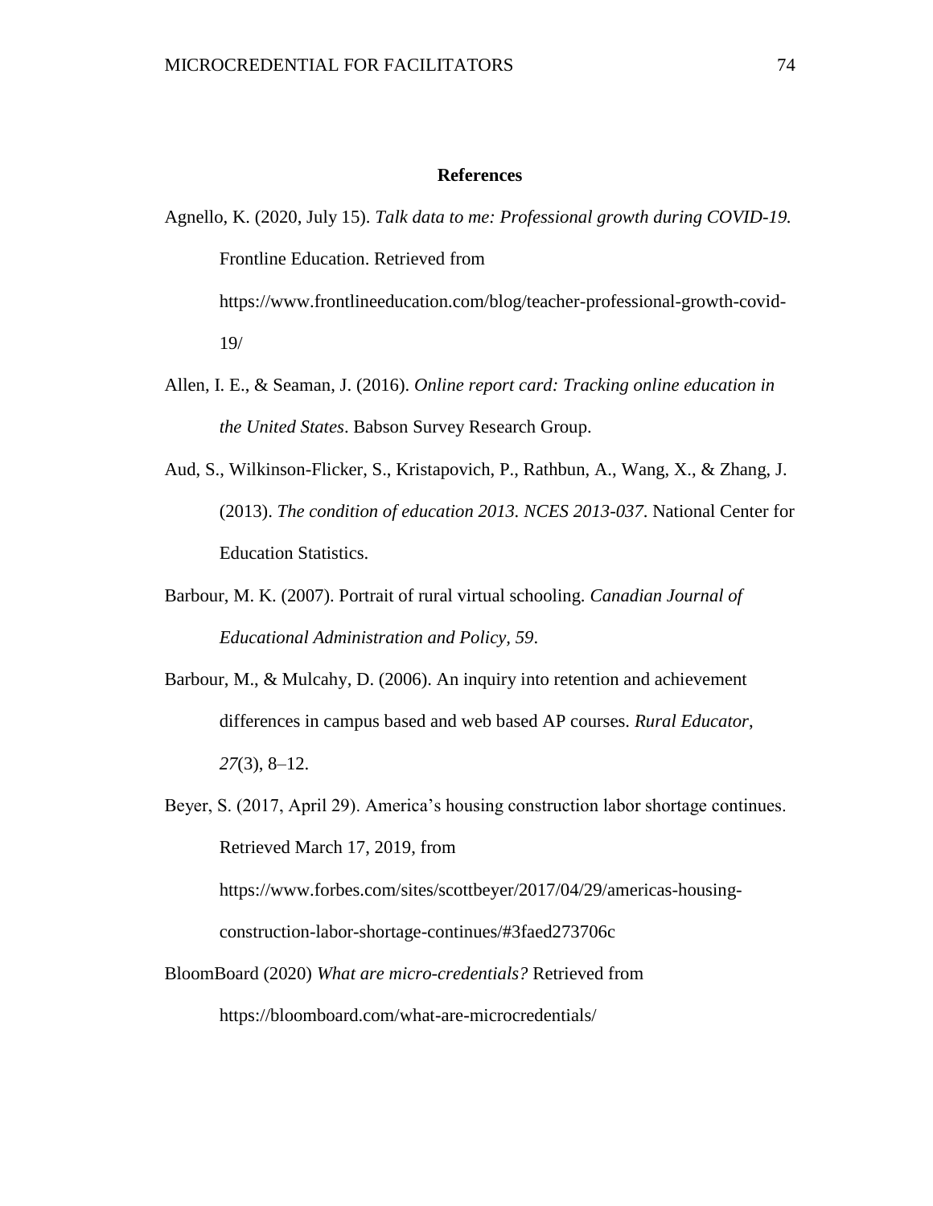# References

Agnello, K. (2020, July 15). *Talk data to me: Professional growth during COVID-19.* Frontline Education. Retrieved from https://www.frontlineeducation.com/blog/teacher-professional-growth-covid-19/

Allen, I. E., & Seaman, J. (2016). *Online report card: Tracking online education in the United States*. Babson Survey Research Group.

Aud, S., Wilkinson-Flicker, S., Kristapovich, P., Rathbun, A., Wang, X., & Zhang, J. (2013). *The condition of education 2013. NCES 2013-037*. National Center for Education Statistics.

Barbour, M. K. (2007). Portrait of rural virtual schooling. *Canadian Journal of Educational Administration and Policy, 59*.

Barbour, M., & Mulcahy, D. (2006). An inquiry into retention and achievement differences in campus based and web based AP courses. *Rural Educator*, *27*(3), 8–12.

Beyer, S. (2017, April 29). America's housing construction labor shortage continues. Retrieved March 17, 2019, from https://www.forbes.com/sites/scottbeyer/2017/04/29/americas-housing-construction-labor-shortage-continues/#3faed273706c

BloomBoard (2020) *What are micro-credentials?* Retrieved from https://bloomboard.com/what-are-microcredentials/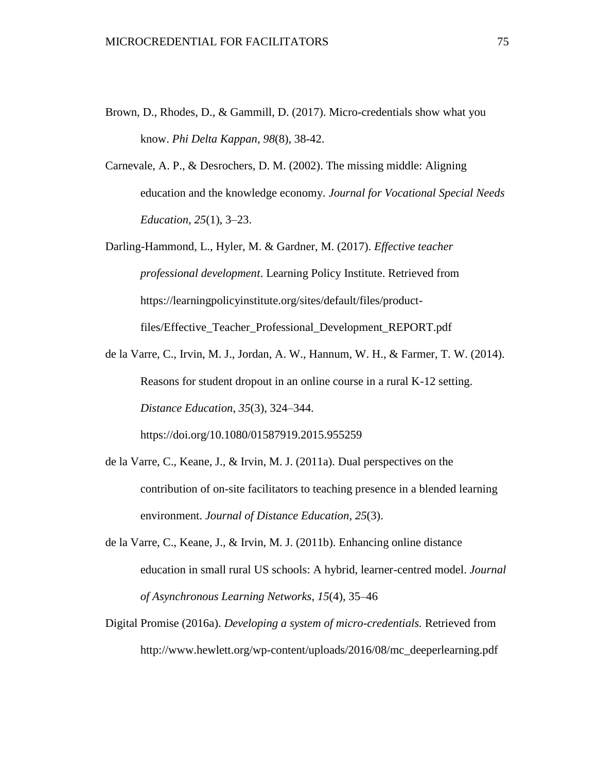Brown, D., Rhodes, D., & Gammill, D. (2017). Micro-credentials show what you know. *Phi Delta Kappan, 98*(8), 38-42.

Carnevale, A. P., & Desrochers, D. M. (2002). The missing middle: Aligning education and the knowledge economy. *Journal for Vocational Special Needs Education*, *25*(1), 3–23.

Darling-Hammond, L., Hyler, M. & Gardner, M. (2017). *Effective teacher professional development*. Learning Policy Institute. Retrieved from https://learningpolicyinstitute.org/sites/default/files/product-files/Effective_Teacher_Professional_Development_REPORT.pdf

de la Varre, C., Irvin, M. J., Jordan, A. W., Hannum, W. H., & Farmer, T. W. (2014). Reasons for student dropout in an online course in a rural K-12 setting. *Distance Education*, *35*(3), 324–344. https://doi.org/10.1080/01587919.2015.955259

de la Varre, C., Keane, J., & Irvin, M. J. (2011a). Dual perspectives on the contribution of on-site facilitators to teaching presence in a blended learning environment. *Journal of Distance Education*, *25*(3).

de la Varre, C., Keane, J., & Irvin, M. J. (2011b). Enhancing online distance education in small rural US schools: A hybrid, learner-centred model. *Journal of Asynchronous Learning Networks*, *15*(4), 35–46

Digital Promise (2016a). *Developing a system of micro-credentials.* Retrieved from http://www.hewlett.org/wp-content/uploads/2016/08/mc_deeperlearning.pdf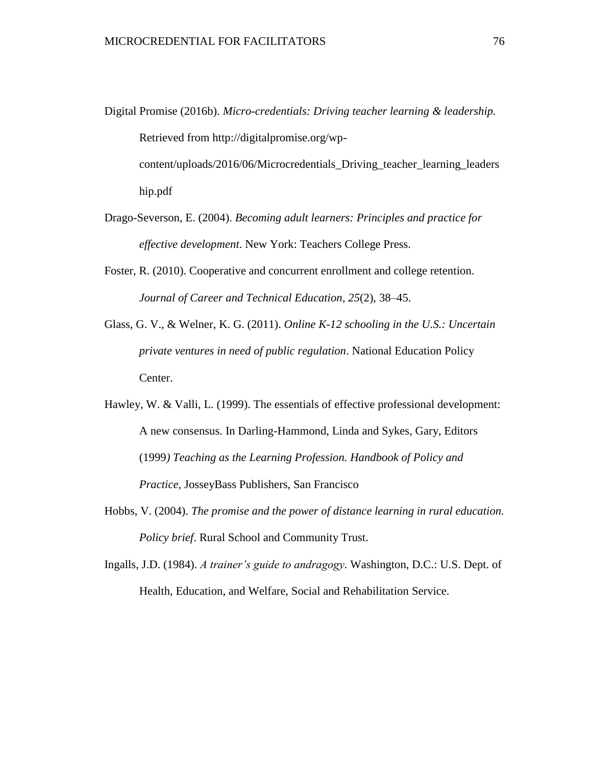Digital Promise (2016b). *Micro-credentials: Driving teacher learning & leadership.* Retrieved from http://digitalpromise.org/wp-content/uploads/2016/06/Microcredentials_Driving_teacher_learning_leadership.pdf

Drago-Severson, E. (2004). *Becoming adult learners: Principles and practice for effective development*. New York: Teachers College Press.

Foster, R. (2010). Cooperative and concurrent enrollment and college retention. *Journal of Career and Technical Education*, *25*(2), 38–45.

Glass, G. V., & Welner, K. G. (2011). *Online K-12 schooling in the U.S.: Uncertain private ventures in need of public regulation*. National Education Policy Center.

Hawley, W. & Valli, L. (1999). The essentials of effective professional development: A new consensus. In Darling-Hammond, Linda and Sykes, Gary, Editors (1999*) Teaching as the Learning Profession. Handbook of Policy and Practice*, JosseyBass Publishers, San Francisco

Hobbs, V. (2004). *The promise and the power of distance learning in rural education. Policy brief*. Rural School and Community Trust.

Ingalls, J.D. (1984). *A trainer's guide to andragogy*. Washington, D.C.: U.S. Dept. of Health, Education, and Welfare, Social and Rehabilitation Service.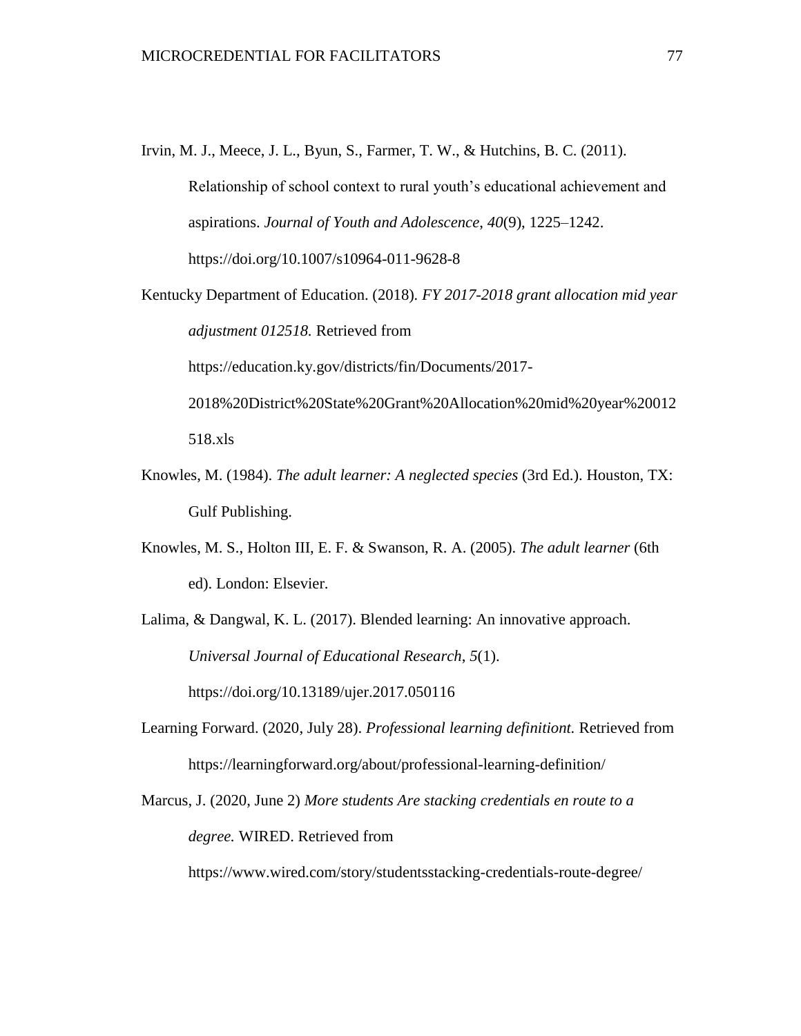Irvin, M. J., Meece, J. L., Byun, S., Farmer, T. W., & Hutchins, B. C. (2011). Relationship of school context to rural youth's educational achievement and aspirations. *Journal of Youth and Adolescence*, *40*(9), 1225–1242. https://doi.org/10.1007/s10964-011-9628-8

Kentucky Department of Education. (2018). *FY 2017-2018 grant allocation mid year adjustment 012518.* Retrieved from https://education.ky.gov/districts/fin/Documents/2017-2018%20District%20State%20Grant%20Allocation%20mid%20year%20012518.xls

Knowles, M. (1984). *The adult learner: A neglected species* (3rd Ed.). Houston, TX: Gulf Publishing.

Knowles, M. S., Holton III, E. F. & Swanson, R. A. (2005). *The adult learner* (6th ed). London: Elsevier.

Lalima, & Dangwal, K. L. (2017). Blended learning: An innovative approach. *Universal Journal of Educational Research*, *5*(1). https://doi.org/10.13189/ujer.2017.050116

Learning Forward. (2020, July 28). *Professional learning definitiont.* Retrieved from https://learningforward.org/about/professional-learning-definition/

Marcus, J. (2020, June 2) *More students Are stacking credentials en route to a degree.* WIRED. Retrieved from https://www.wired.com/story/studentsstacking-credentials-route-degree/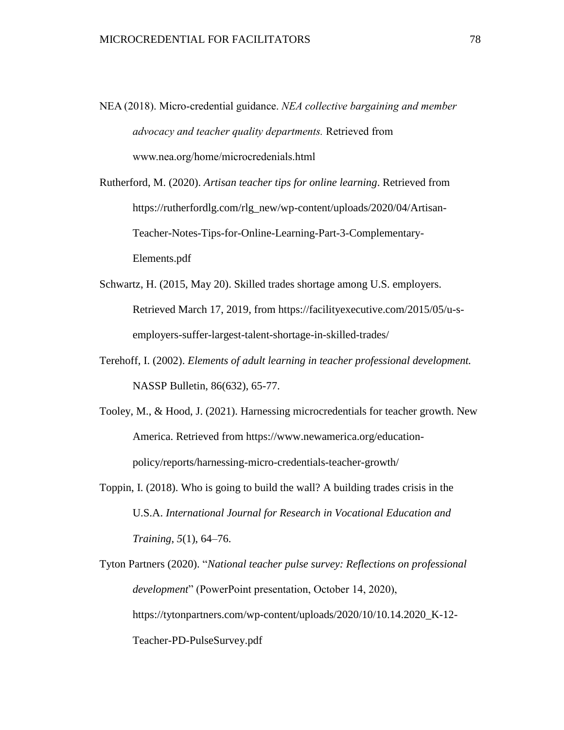NEA (2018). Micro-credential guidance. *NEA collective bargaining and member advocacy and teacher quality departments.* Retrieved from www.nea.org/home/microcredenials.html

Rutherford, M. (2020). *Artisan teacher tips for online learning*. Retrieved from https://rutherfordlg.com/rlg_new/wp-content/uploads/2020/04/Artisan-Teacher-Notes-Tips-for-Online-Learning-Part-3-Complementary-Elements.pdf

Schwartz, H. (2015, May 20). Skilled trades shortage among U.S. employers. Retrieved March 17, 2019, from https://facilityexecutive.com/2015/05/u-s-employers-suffer-largest-talent-shortage-in-skilled-trades/

Terehoff, I. (2002). *Elements of adult learning in teacher professional development.* NASSP Bulletin, 86(632), 65-77.

Tooley, M., & Hood, J. (2021). Harnessing microcredentials for teacher growth. New America. Retrieved from https://www.newamerica.org/education-policy/reports/harnessing-micro-credentials-teacher-growth/

Toppin, I. (2018). Who is going to build the wall? A building trades crisis in the U.S.A. *International Journal for Research in Vocational Education and Training*, *5*(1), 64–76.

Tyton Partners (2020). "*National teacher pulse survey: Reflections on professional development*" (PowerPoint presentation, October 14, 2020), https://tytonpartners.com/wp-content/uploads/2020/10/10.14.2020_K-12-Teacher-PD-PulseSurvey.pdf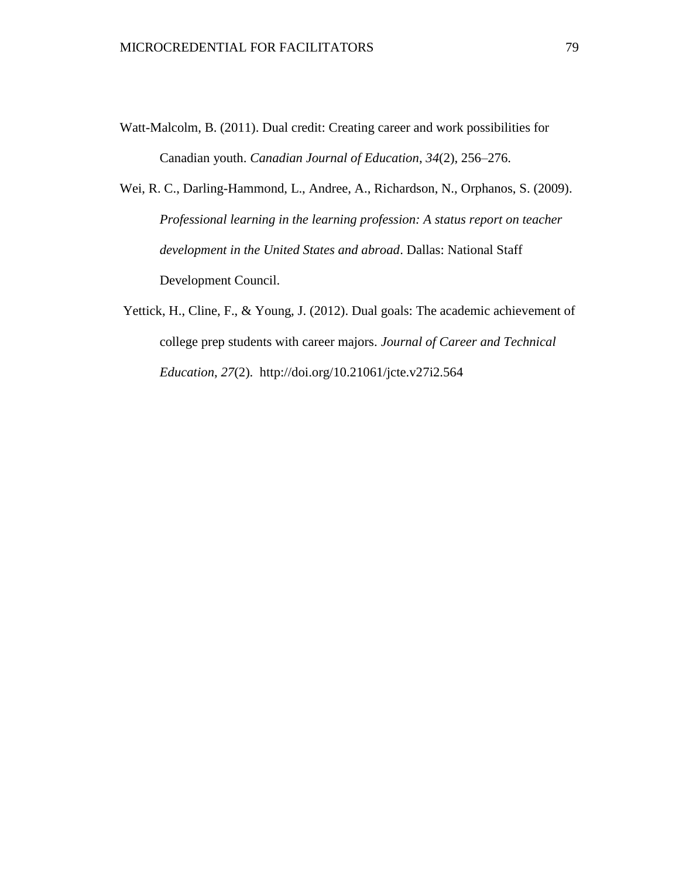Watt-Malcolm, B. (2011). Dual credit: Creating career and work possibilities for Canadian youth. *Canadian Journal of Education*, *34*(2), 256–276.

Wei, R. C., Darling-Hammond, L., Andree, A., Richardson, N., Orphanos, S. (2009). *Professional learning in the learning profession: A status report on teacher development in the United States and abroad*. Dallas: National Staff Development Council.

Yettick, H., Cline, F., & Young, J. (2012). Dual goals: The academic achievement of college prep students with career majors. *Journal of Career and Technical Education*, *27*(2). http://doi.org/10.21061/jcte.v27i2.564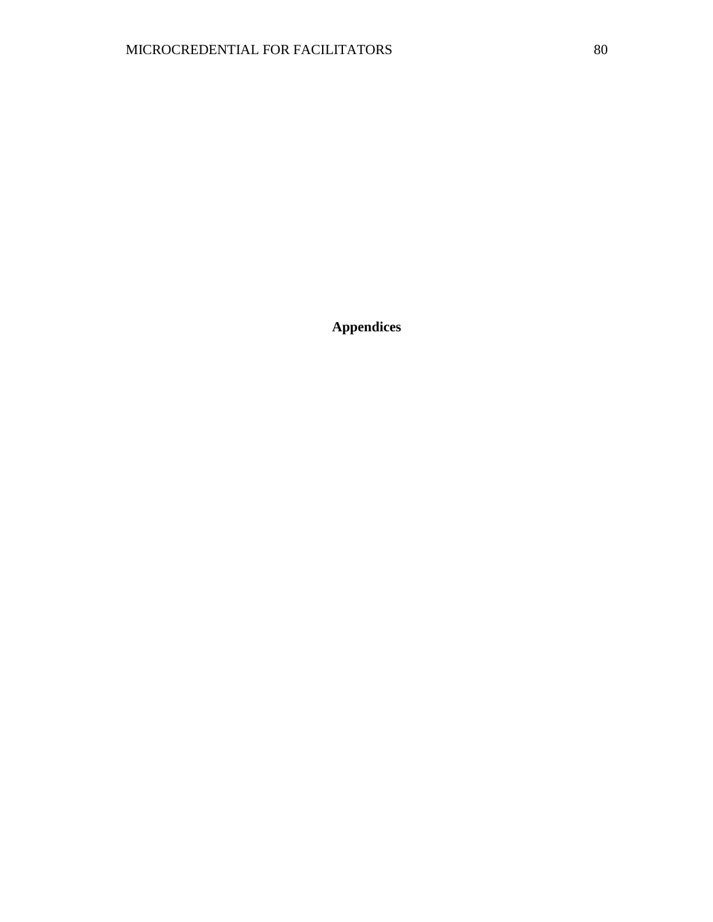# Appendices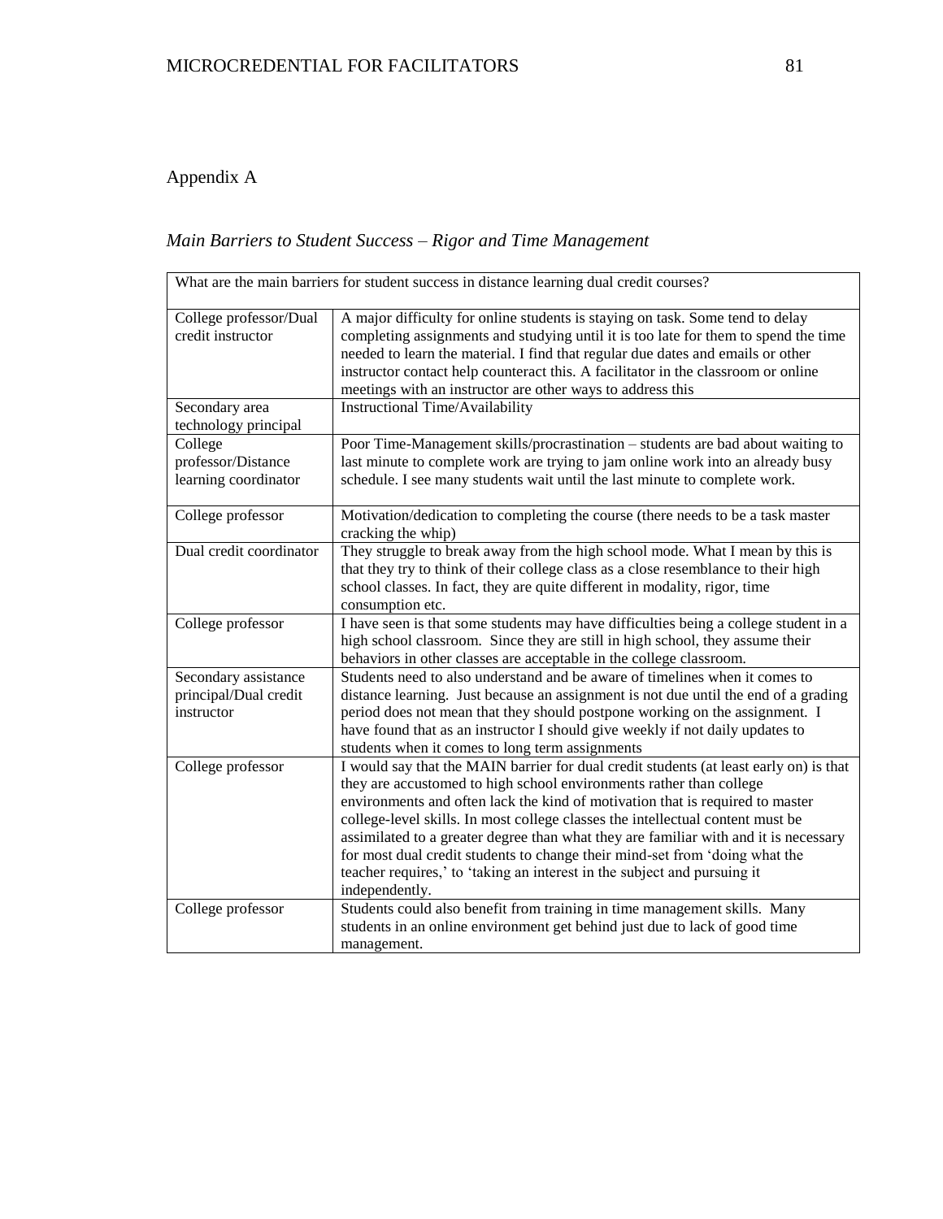# Appendix A

*Main Barriers to Student Success – Rigor and Time Management*

| What are the main barriers for student success in distance learning dual credit courses? | |
|---|---|
| College professor/Dual credit instructor | A major difficulty for online students is staying on task. Some tend to delay completing assignments and studying until it is too late for them to spend the time needed to learn the material. I find that regular due dates and emails or other instructor contact help counteract this. A facilitator in the classroom or online meetings with an instructor are other ways to address this |
| Secondary area technology principal | Instructional Time/Availability |
| College professor/Distance learning coordinator | Poor Time-Management skills/procrastination – students are bad about waiting to last minute to complete work are trying to jam online work into an already busy schedule. I see many students wait until the last minute to complete work. |
| College professor | Motivation/dedication to completing the course (there needs to be a task master cracking the whip) |
| Dual credit coordinator | They struggle to break away from the high school mode. What I mean by this is that they try to think of their college class as a close resemblance to their high school classes. In fact, they are quite different in modality, rigor, time consumption etc. |
| College professor | I have seen is that some students may have difficulties being a college student in a high school classroom. Since they are still in high school, they assume their behaviors in other classes are acceptable in the college classroom. |
| Secondary assistance principal/Dual credit instructor | Students need to also understand and be aware of timelines when it comes to distance learning. Just because an assignment is not due until the end of a grading period does not mean that they should postpone working on the assignment. I have found that as an instructor I should give weekly if not daily updates to students when it comes to long term assignments |
| College professor | I would say that the MAIN barrier for dual credit students (at least early on) is that they are accustomed to high school environments rather than college environments and often lack the kind of motivation that is required to master college-level skills. In most college classes the intellectual content must be assimilated to a greater degree than what they are familiar with and it is necessary for most dual credit students to change their mind-set from 'doing what the teacher requires,' to 'taking an interest in the subject and pursuing it independently. |
| College professor | Students could also benefit from training in time management skills. Many students in an online environment get behind just due to lack of good time management. |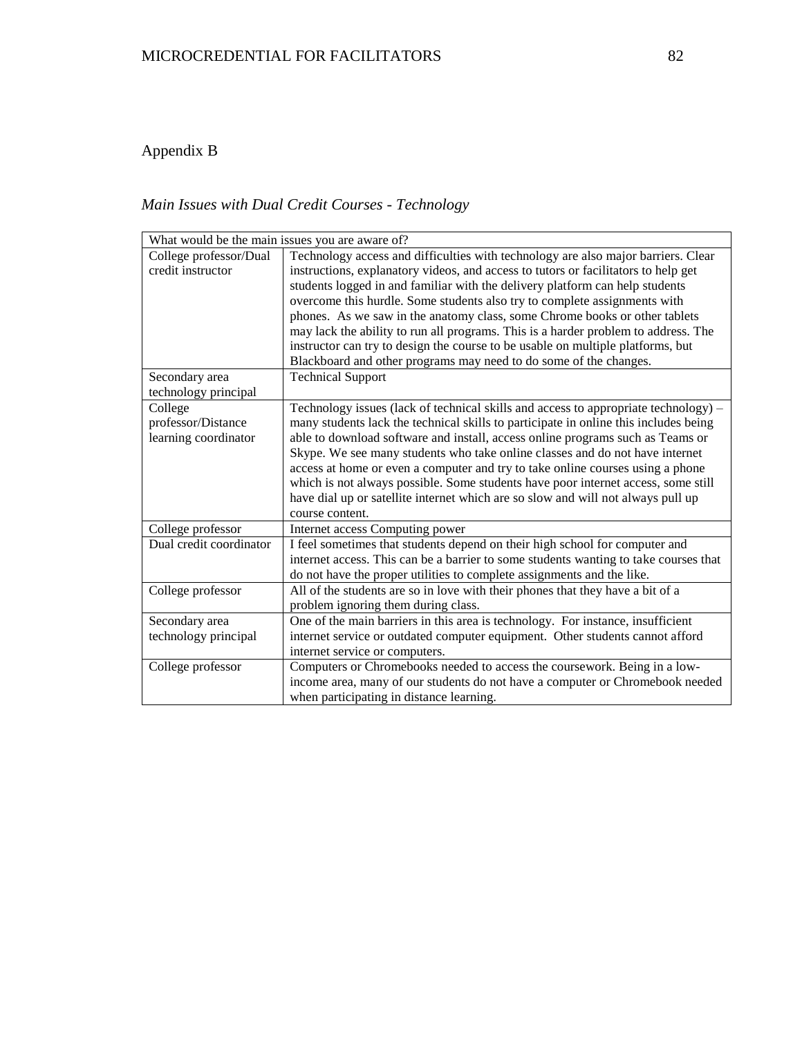Appendix B

*Main Issues with Dual Credit Courses - Technology*

| What would be the main issues you are aware of? | |
|---|---|
| College professor/Dual credit instructor | Technology access and difficulties with technology are also major barriers. Clear instructions, explanatory videos, and access to tutors or facilitators to help get students logged in and familiar with the delivery platform can help students overcome this hurdle. Some students also try to complete assignments with phones. As we saw in the anatomy class, some Chrome books or other tablets may lack the ability to run all programs. This is a harder problem to address. The instructor can try to design the course to be usable on multiple platforms, but Blackboard and other programs may need to do some of the changes. |
| Secondary area technology principal | Technical Support |
| College professor/Distance learning coordinator | Technology issues (lack of technical skills and access to appropriate technology) – many students lack the technical skills to participate in online this includes being able to download software and install, access online programs such as Teams or Skype. We see many students who take online classes and do not have internet access at home or even a computer and try to take online courses using a phone which is not always possible. Some students have poor internet access, some still have dial up or satellite internet which are so slow and will not always pull up course content. |
| College professor | Internet access Computing power |
| Dual credit coordinator | I feel sometimes that students depend on their high school for computer and internet access. This can be a barrier to some students wanting to take courses that do not have the proper utilities to complete assignments and the like. |
| College professor | All of the students are so in love with their phones that they have a bit of a problem ignoring them during class. |
| Secondary area technology principal | One of the main barriers in this area is technology. For instance, insufficient internet service or outdated computer equipment. Other students cannot afford internet service or computers. |
| College professor | Computers or Chromebooks needed to access the coursework. Being in a low-income area, many of our students do not have a computer or Chromebook needed when participating in distance learning. |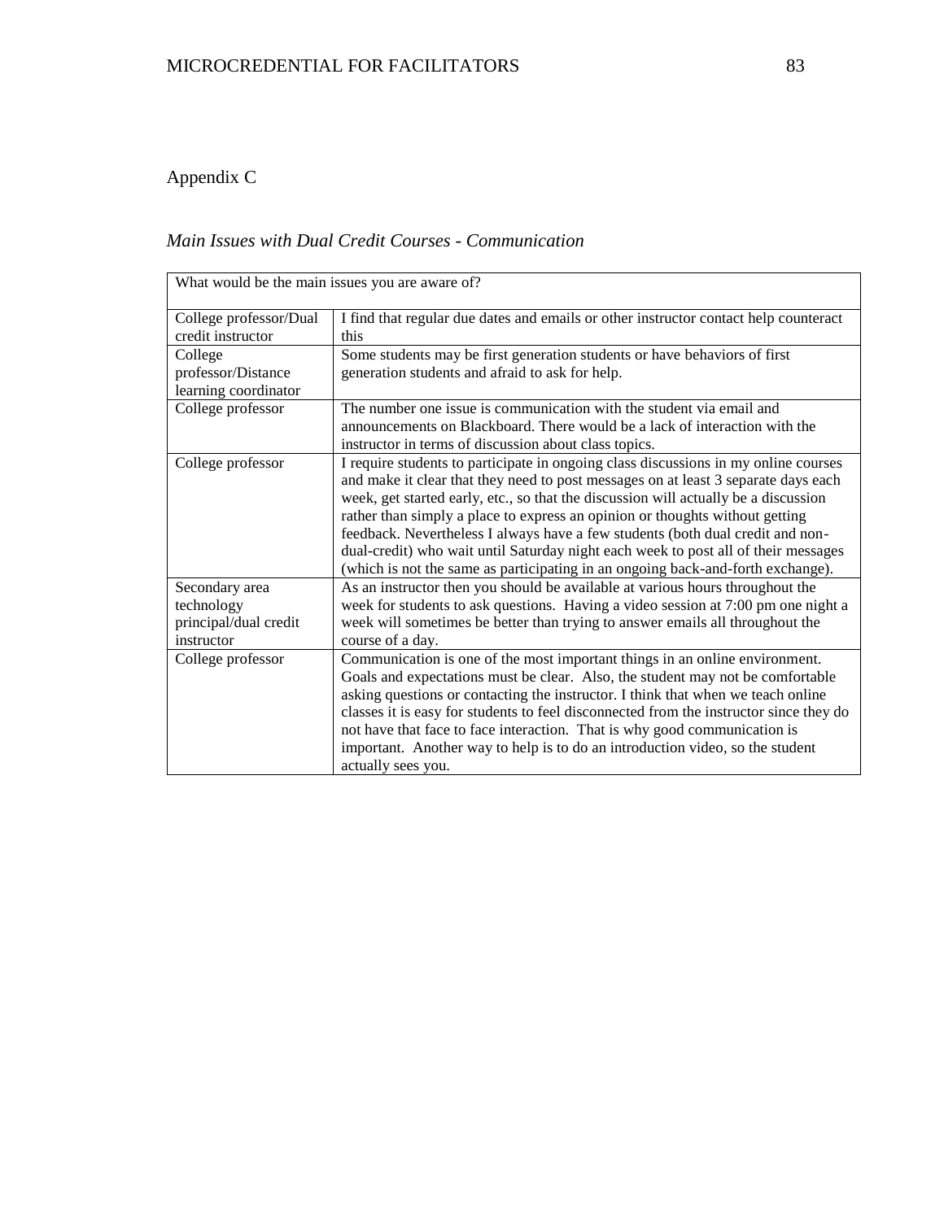Appendix C

*Main Issues with Dual Credit Courses - Communication*

| What would be the main issues you are aware of? | |
|---|---|
| College professor/Dual credit instructor | I find that regular due dates and emails or other instructor contact help counteract this |
| College professor/Distance learning coordinator | Some students may be first generation students or have behaviors of first generation students and afraid to ask for help. |
| College professor | The number one issue is communication with the student via email and announcements on Blackboard. There would be a lack of interaction with the instructor in terms of discussion about class topics. |
| College professor | I require students to participate in ongoing class discussions in my online courses and make it clear that they need to post messages on at least 3 separate days each week, get started early, etc., so that the discussion will actually be a discussion rather than simply a place to express an opinion or thoughts without getting feedback. Nevertheless I always have a few students (both dual credit and non-dual-credit) who wait until Saturday night each week to post all of their messages (which is not the same as participating in an ongoing back-and-forth exchange). |
| Secondary area technology principal/dual credit instructor | As an instructor then you should be available at various hours throughout the week for students to ask questions. Having a video session at 7:00 pm one night a week will sometimes be better than trying to answer emails all throughout the course of a day. |
| College professor | Communication is one of the most important things in an online environment. Goals and expectations must be clear. Also, the student may not be comfortable asking questions or contacting the instructor. I think that when we teach online classes it is easy for students to feel disconnected from the instructor since they do not have that face to face interaction. That is why good communication is important. Another way to help is to do an introduction video, so the student actually sees you. |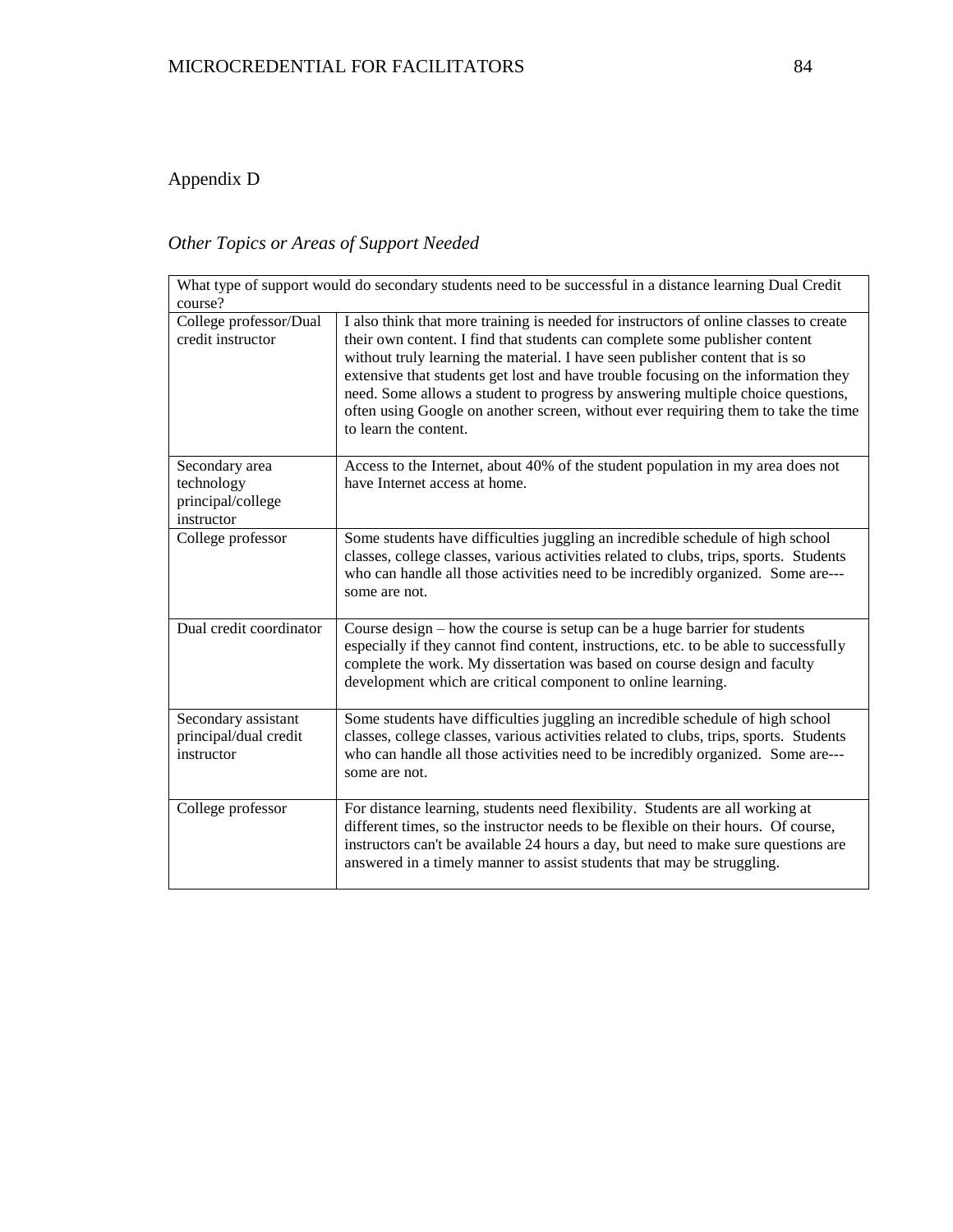## Appendix D

### *Other Topics or Areas of Support Needed*

| What type of support would do secondary students need to be successful in a distance learning Dual Credit course? | |
|---|---|
| College professor/Dual credit instructor | I also think that more training is needed for instructors of online classes to create their own content. I find that students can complete some publisher content without truly learning the material. I have seen publisher content that is so extensive that students get lost and have trouble focusing on the information they need. Some allows a student to progress by answering multiple choice questions, often using Google on another screen, without ever requiring them to take the time to learn the content. |
| Secondary area technology principal/college instructor | Access to the Internet, about 40% of the student population in my area does not have Internet access at home. |
| College professor | Some students have difficulties juggling an incredible schedule of high school classes, college classes, various activities related to clubs, trips, sports. Students who can handle all those activities need to be incredibly organized. Some are---some are not. |
| Dual credit coordinator | Course design – how the course is setup can be a huge barrier for students especially if they cannot find content, instructions, etc. to be able to successfully complete the work. My dissertation was based on course design and faculty development which are critical component to online learning. |
| Secondary assistant principal/dual credit instructor | Some students have difficulties juggling an incredible schedule of high school classes, college classes, various activities related to clubs, trips, sports. Students who can handle all those activities need to be incredibly organized. Some are---some are not. |
| College professor | For distance learning, students need flexibility. Students are all working at different times, so the instructor needs to be flexible on their hours. Of course, instructors can't be available 24 hours a day, but need to make sure questions are answered in a timely manner to assist students that may be struggling. |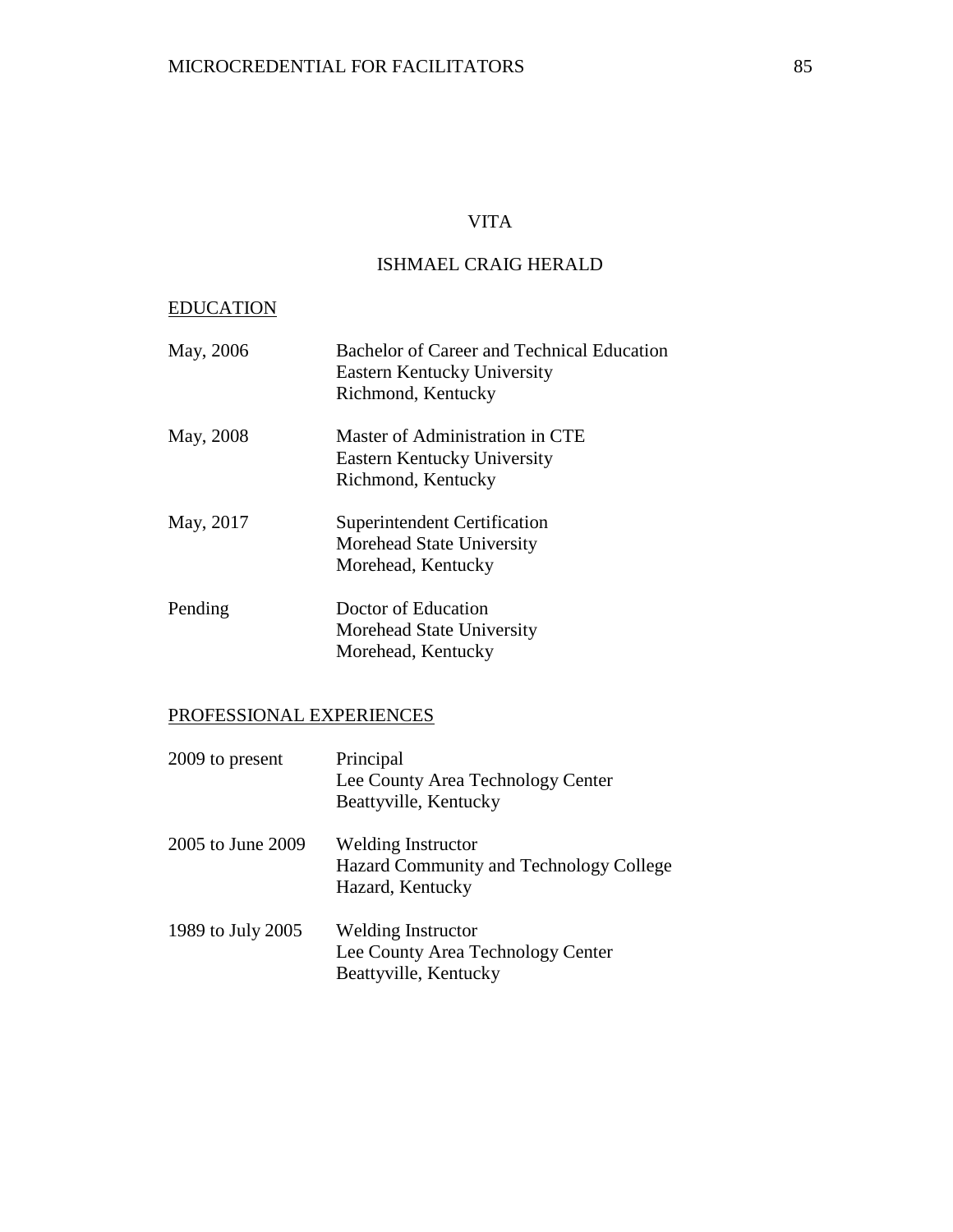# VITA

## ISHMAEL CRAIG HERALD

### EDUCATION

| | |
|---|---|
| May, 2006 | Bachelor of Career and Technical Education<br>Eastern Kentucky University<br>Richmond, Kentucky |
| May, 2008 | Master of Administration in CTE<br>Eastern Kentucky University<br>Richmond, Kentucky |
| May, 2017 | Superintendent Certification<br>Morehead State University<br>Morehead, Kentucky |
| Pending | Doctor of Education<br>Morehead State University<br>Morehead, Kentucky |

### PROFESSIONAL EXPERIENCES

| | |
|---|---|
| 2009 to present | Principal<br>Lee County Area Technology Center<br>Beattyville, Kentucky |
| 2005 to June 2009 | Welding Instructor<br>Hazard Community and Technology College<br>Hazard, Kentucky |
| 1989 to July 2005 | Welding Instructor<br>Lee County Area Technology Center<br>Beattyville, Kentucky |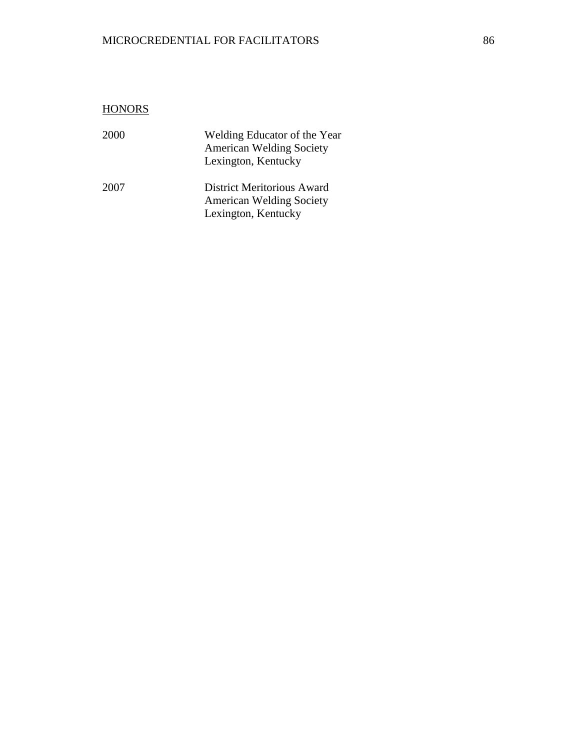<u>HONORS</u>

2000 Welding Educator of the Year
American Welding Society
Lexington, Kentucky

2007 District Meritorious Award
American Welding Society
Lexington, Kentucky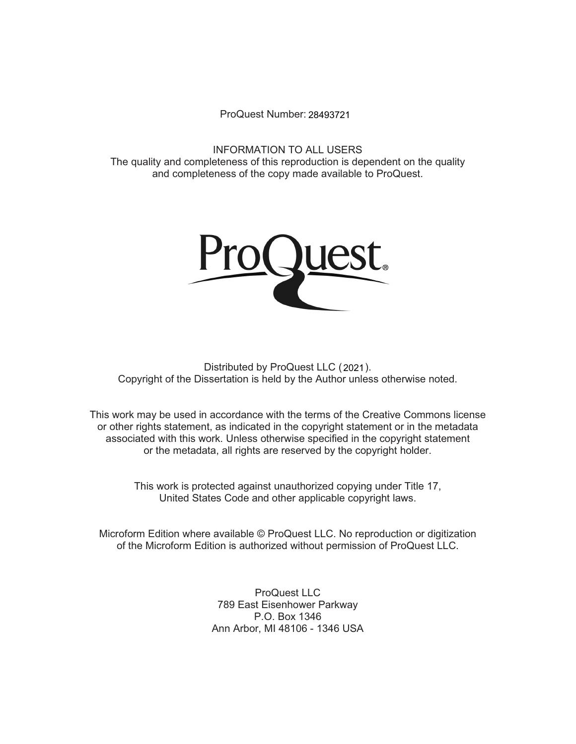ProQuest Number: 28493721

INFORMATION TO ALL USERS
The quality and completeness of this reproduction is dependent on the quality and completeness of the copy made available to ProQuest.

ProQuest®

Distributed by ProQuest LLC (2021).
Copyright of the Dissertation is held by the Author unless otherwise noted.

This work may be used in accordance with the terms of the Creative Commons license or other rights statement, as indicated in the copyright statement or in the metadata associated with this work. Unless otherwise specified in the copyright statement or the metadata, all rights are reserved by the copyright holder.

This work is protected against unauthorized copying under Title 17, United States Code and other applicable copyright laws.

Microform Edition where available © ProQuest LLC. No reproduction or digitization of the Microform Edition is authorized without permission of ProQuest LLC.

ProQuest LLC
789 East Eisenhower Parkway
P.O. Box 1346
Ann Arbor, MI 48106 - 1346 USA